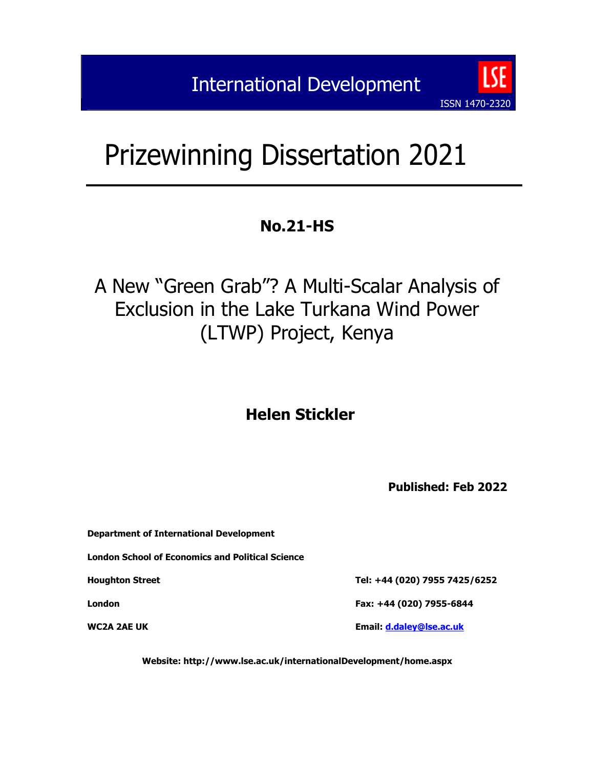International Development

ISSN 1470-2320

# Prizewinning Dissertation 2021

## No.21-HS

# A New "Green Grab"? A Multi-Scalar Analysis of Exclusion in the Lake Turkana Wind Power (LTWP) Project, Kenya

**Helen Stickler**

**Published: Feb 2022**

**Department of International Development**

**London School of Economics and Political Science**

**Houghton Street**

**London**

**WC2A 2AE UK**

**Tel: +44 (020) 7955 7425/6252**

**Fax: +44 (020) 7955-6844**

**Email: d.daley@lse.ac.uk**

**Website: http://www.lse.ac.uk/internationalDevelopment/home.aspx**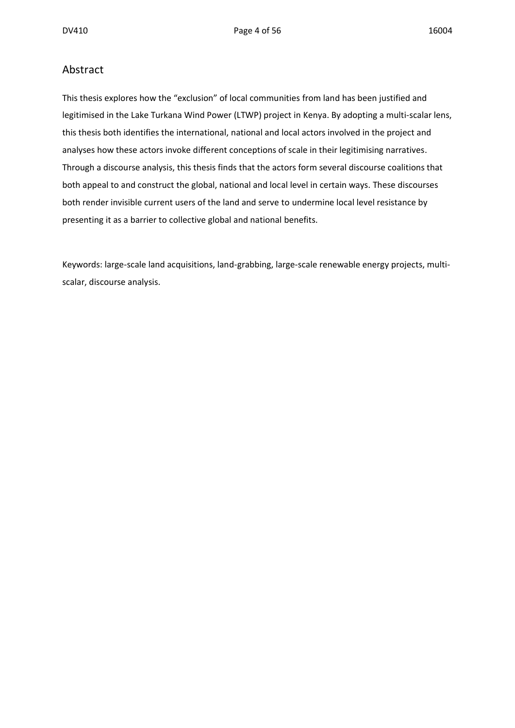## Abstract

This thesis explores how the "exclusion" of local communities from land has been justified and legitimised in the Lake Turkana Wind Power (LTWP) project in Kenya. By adopting a multi-scalar lens, this thesis both identifies the international, national and local actors involved in the project and analyses how these actors invoke different conceptions of scale in their legitimising narratives. Through a discourse analysis, this thesis finds that the actors form several discourse coalitions that both appeal to and construct the global, national and local level in certain ways. These discourses both render invisible current users of the land and serve to undermine local level resistance by presenting it as a barrier to collective global and national benefits.

Keywords: large-scale land acquisitions, land-grabbing, large-scale renewable energy projects, multi-scalar, discourse analysis.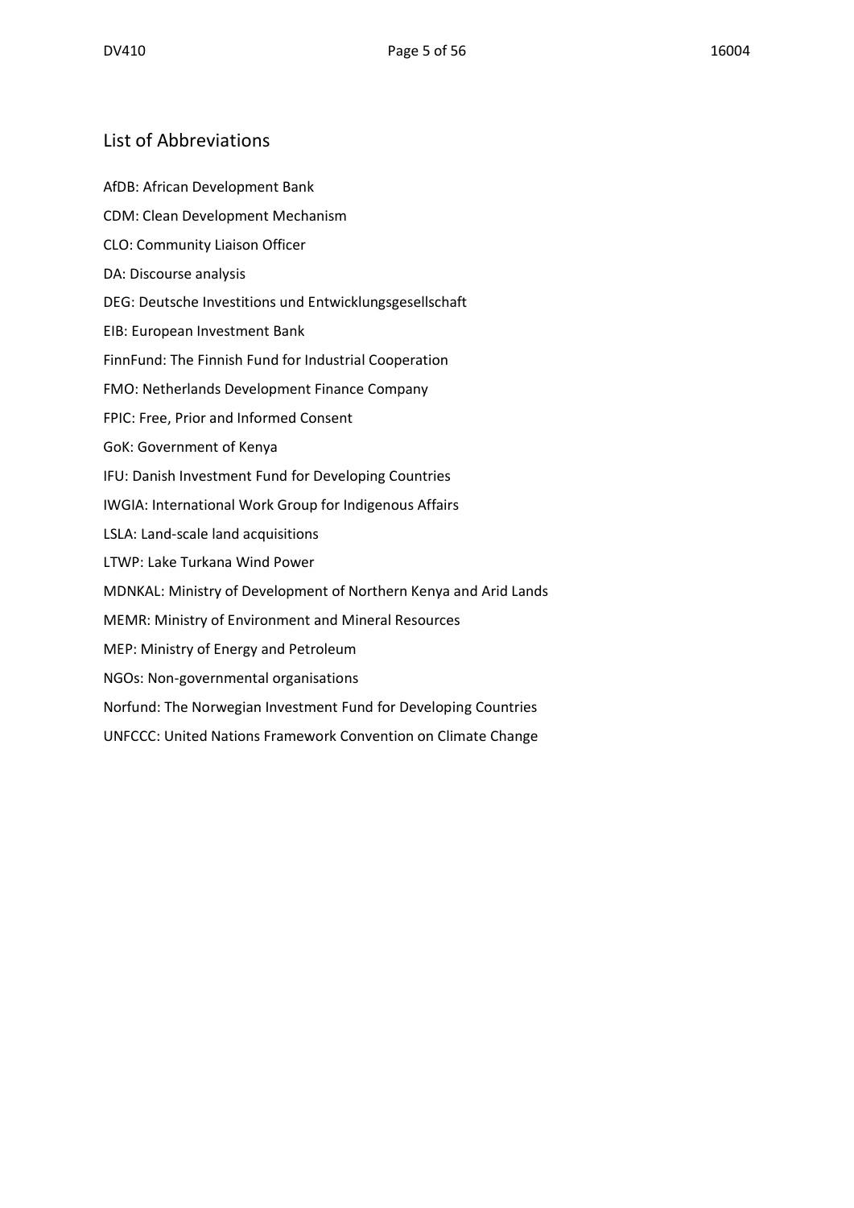## List of Abbreviations

AfDB: African Development Bank

CDM: Clean Development Mechanism

CLO: Community Liaison Officer

DA: Discourse analysis

DEG: Deutsche Investitions und Entwicklungsgesellschaft

EIB: European Investment Bank

FinnFund: The Finnish Fund for Industrial Cooperation

FMO: Netherlands Development Finance Company

FPIC: Free, Prior and Informed Consent

GoK: Government of Kenya

IFU: Danish Investment Fund for Developing Countries

IWGIA: International Work Group for Indigenous Affairs

LSLA: Land-scale land acquisitions

LTWP: Lake Turkana Wind Power

MDNKAL: Ministry of Development of Northern Kenya and Arid Lands

MEMR: Ministry of Environment and Mineral Resources

MEP: Ministry of Energy and Petroleum

NGOs: Non-governmental organisations

Norfund: The Norwegian Investment Fund for Developing Countries

UNFCCC: United Nations Framework Convention on Climate Change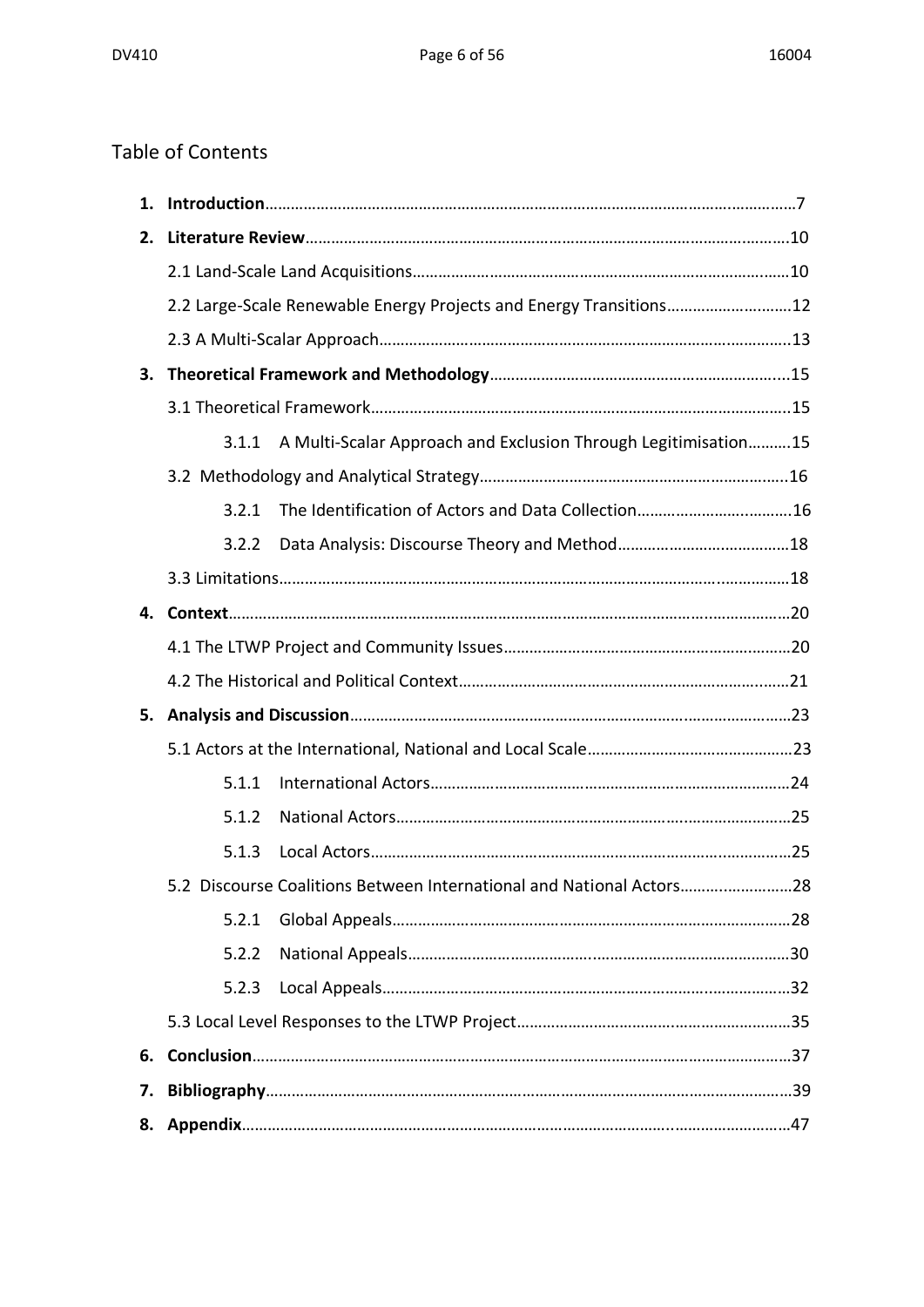## Table of Contents

1. **Introduction**……………………………………………………………………………………………………7
2. **Literature Review**…………………………………………………………………………………………10
   - 2.1 Land-Scale Land Acquisitions……………………………………………………………………10
   - 2.2 Large-Scale Renewable Energy Projects and Energy Transitions……………………12
   - 2.3 A Multi-Scalar Approach……………………………………………………………………………13
3. **Theoretical Framework and Methodology**…………………………………………………15
   - 3.1 Theoretical Framework……………………………………………………………………………15
     - 3.1.1 A Multi-Scalar Approach and Exclusion Through Legitimisation……….15
   - 3.2 Methodology and Analytical Strategy………………………………………………………16
     - 3.2.1 The Identification of Actors and Data Collection………………………………16
     - 3.2.2 Data Analysis: Discourse Theory and Method…………………………………18
   - 3.3 Limitations………………………………………………………………………………………………18
4. **Context**…………………………………………………………………………………………………………20
   - 4.1 The LTWP Project and Community Issues…………………………………………………20
   - 4.2 The Historical and Political Context……………………………………………………………21
5. **Analysis and Discussion**…………………………………………………………………………………23
   - 5.1 Actors at the International, National and Local Scale…………………………………23
     - 5.1.1 International Actors…………………………………………………………………………24
     - 5.1.2 National Actors………………………………………………………………………………25
     - 5.1.3 Local Actors……………………………………………………………………………………25
   - 5.2 Discourse Coalitions Between International and National Actors……………………28
     - 5.2.1 Global Appeals…………………………………………………………………………………28
     - 5.2.2 National Appeals……………………………………………………………………………30
     - 5.2.3 Local Appeals…………………………………………………………………………………32
   - 5.3 Local Level Responses to the LTWP Project…………………………………………………35
6. **Conclusion**……………………………………………………………………………………………………37
7. **Bibliography**…………………………………………………………………………………………………39
8. **Appendix**………………………………………………………………………………………………………47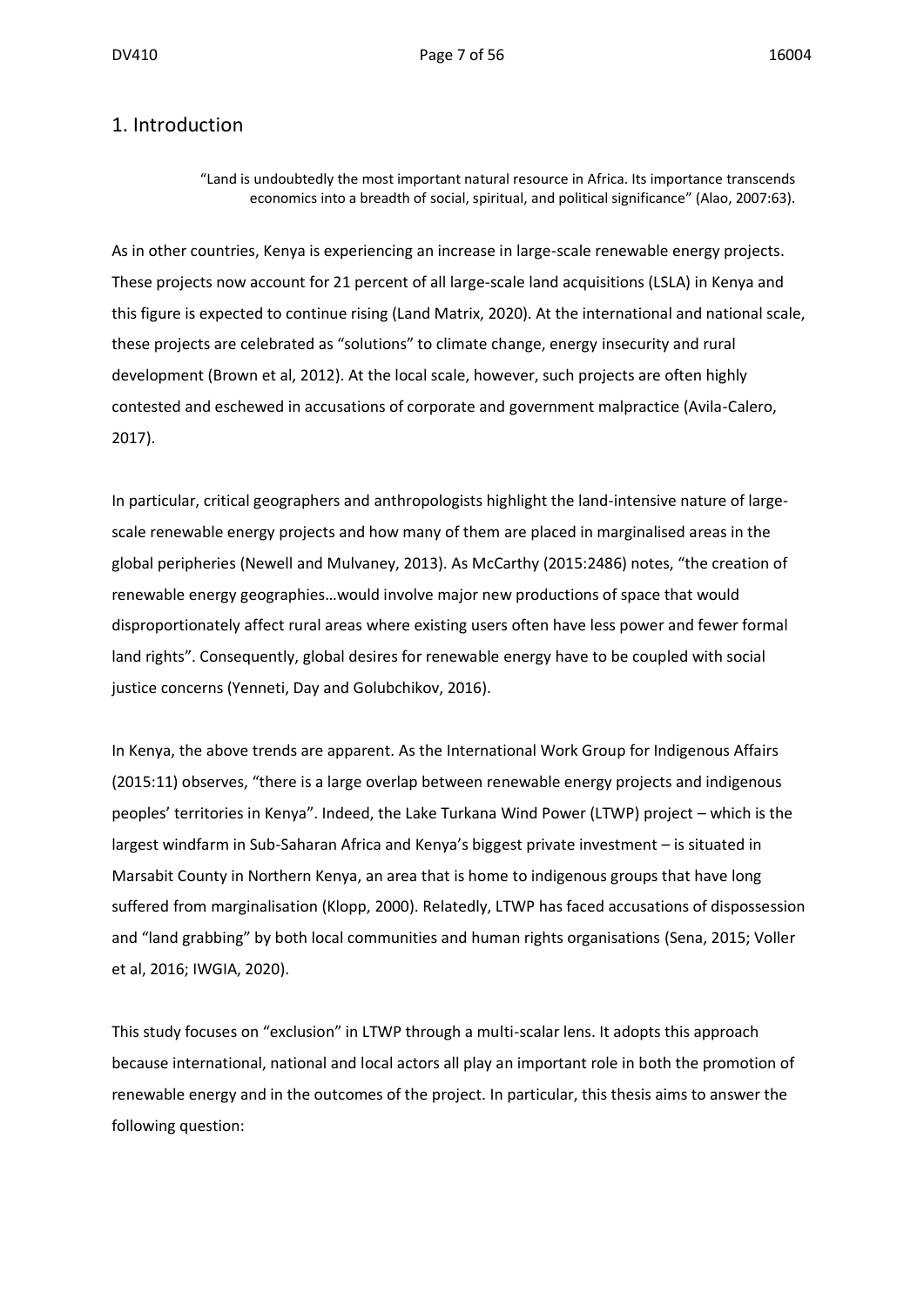## 1. Introduction

> "Land is undoubtedly the most important natural resource in Africa. Its importance transcends economics into a breadth of social, spiritual, and political significance" (Alao, 2007:63).

As in other countries, Kenya is experiencing an increase in large-scale renewable energy projects. These projects now account for 21 percent of all large-scale land acquisitions (LSLA) in Kenya and this figure is expected to continue rising (Land Matrix, 2020). At the international and national scale, these projects are celebrated as "solutions" to climate change, energy insecurity and rural development (Brown et al, 2012). At the local scale, however, such projects are often highly contested and eschewed in accusations of corporate and government malpractice (Avila-Calero, 2017).

In particular, critical geographers and anthropologists highlight the land-intensive nature of large-scale renewable energy projects and how many of them are placed in marginalised areas in the global peripheries (Newell and Mulvaney, 2013). As McCarthy (2015:2486) notes, "the creation of renewable energy geographies…would involve major new productions of space that would disproportionately affect rural areas where existing users often have less power and fewer formal land rights". Consequently, global desires for renewable energy have to be coupled with social justice concerns (Yenneti, Day and Golubchikov, 2016).

In Kenya, the above trends are apparent. As the International Work Group for Indigenous Affairs (2015:11) observes, "there is a large overlap between renewable energy projects and indigenous peoples' territories in Kenya". Indeed, the Lake Turkana Wind Power (LTWP) project – which is the largest windfarm in Sub-Saharan Africa and Kenya's biggest private investment – is situated in Marsabit County in Northern Kenya, an area that is home to indigenous groups that have long suffered from marginalisation (Klopp, 2000). Relatedly, LTWP has faced accusations of dispossession and "land grabbing" by both local communities and human rights organisations (Sena, 2015; Voller et al, 2016; IWGIA, 2020).

This study focuses on "exclusion" in LTWP through a multi-scalar lens. It adopts this approach because international, national and local actors all play an important role in both the promotion of renewable energy and in the outcomes of the project. In particular, this thesis aims to answer the following question: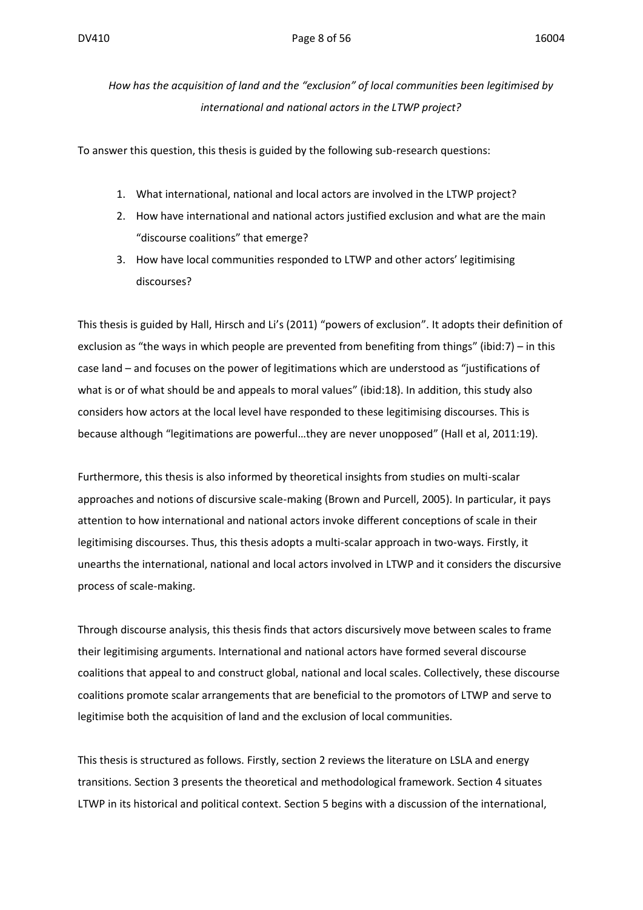*How has the acquisition of land and the "exclusion" of local communities been legitimised by international and national actors in the LTWP project?*

To answer this question, this thesis is guided by the following sub-research questions:

1. What international, national and local actors are involved in the LTWP project?
2. How have international and national actors justified exclusion and what are the main "discourse coalitions" that emerge?
3. How have local communities responded to LTWP and other actors' legitimising discourses?

This thesis is guided by Hall, Hirsch and Li's (2011) "powers of exclusion". It adopts their definition of exclusion as "the ways in which people are prevented from benefiting from things" (ibid:7) – in this case land – and focuses on the power of legitimations which are understood as "justifications of what is or of what should be and appeals to moral values" (ibid:18). In addition, this study also considers how actors at the local level have responded to these legitimising discourses. This is because although "legitimations are powerful…they are never unopposed" (Hall et al, 2011:19).

Furthermore, this thesis is also informed by theoretical insights from studies on multi-scalar approaches and notions of discursive scale-making (Brown and Purcell, 2005). In particular, it pays attention to how international and national actors invoke different conceptions of scale in their legitimising discourses. Thus, this thesis adopts a multi-scalar approach in two-ways. Firstly, it unearths the international, national and local actors involved in LTWP and it considers the discursive process of scale-making.

Through discourse analysis, this thesis finds that actors discursively move between scales to frame their legitimising arguments. International and national actors have formed several discourse coalitions that appeal to and construct global, national and local scales. Collectively, these discourse coalitions promote scalar arrangements that are beneficial to the promotors of LTWP and serve to legitimise both the acquisition of land and the exclusion of local communities.

This thesis is structured as follows. Firstly, section 2 reviews the literature on LSLA and energy transitions. Section 3 presents the theoretical and methodological framework. Section 4 situates LTWP in its historical and political context. Section 5 begins with a discussion of the international,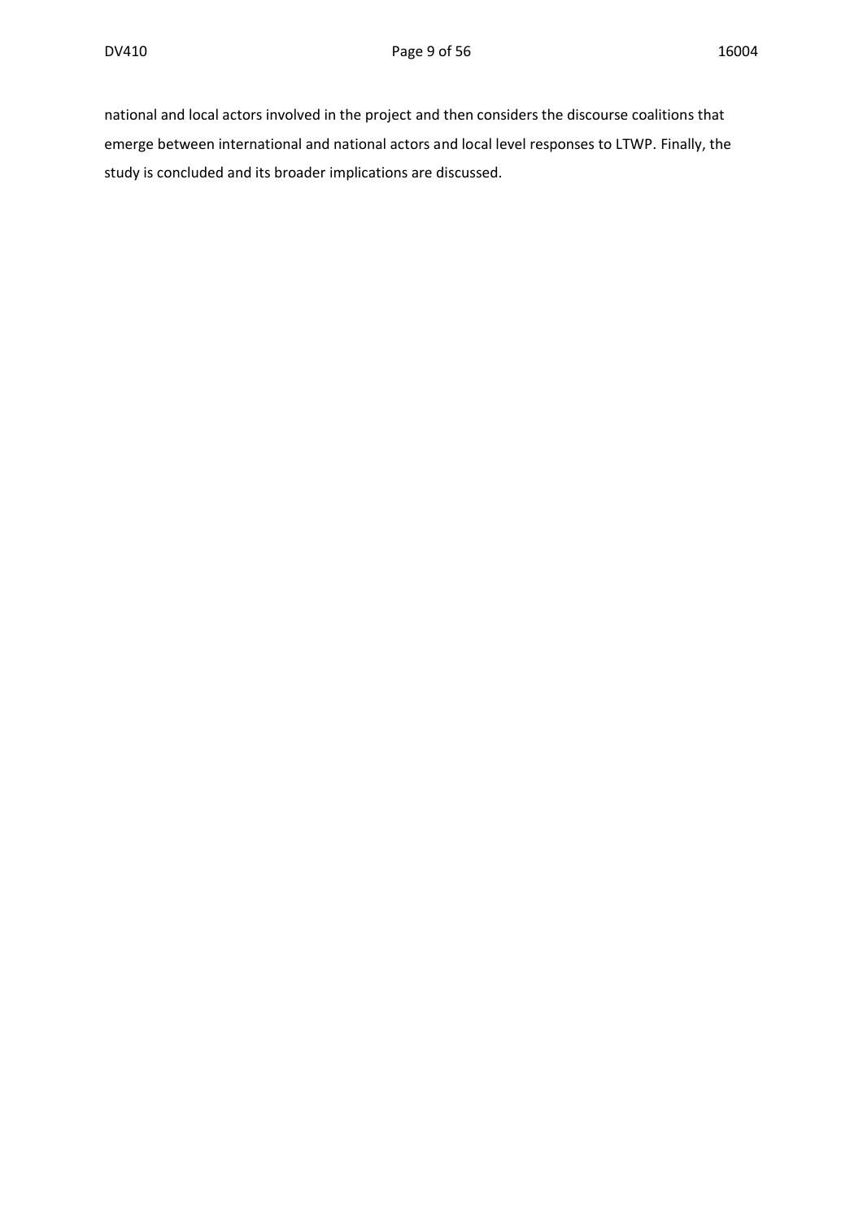national and local actors involved in the project and then considers the discourse coalitions that emerge between international and national actors and local level responses to LTWP. Finally, the study is concluded and its broader implications are discussed.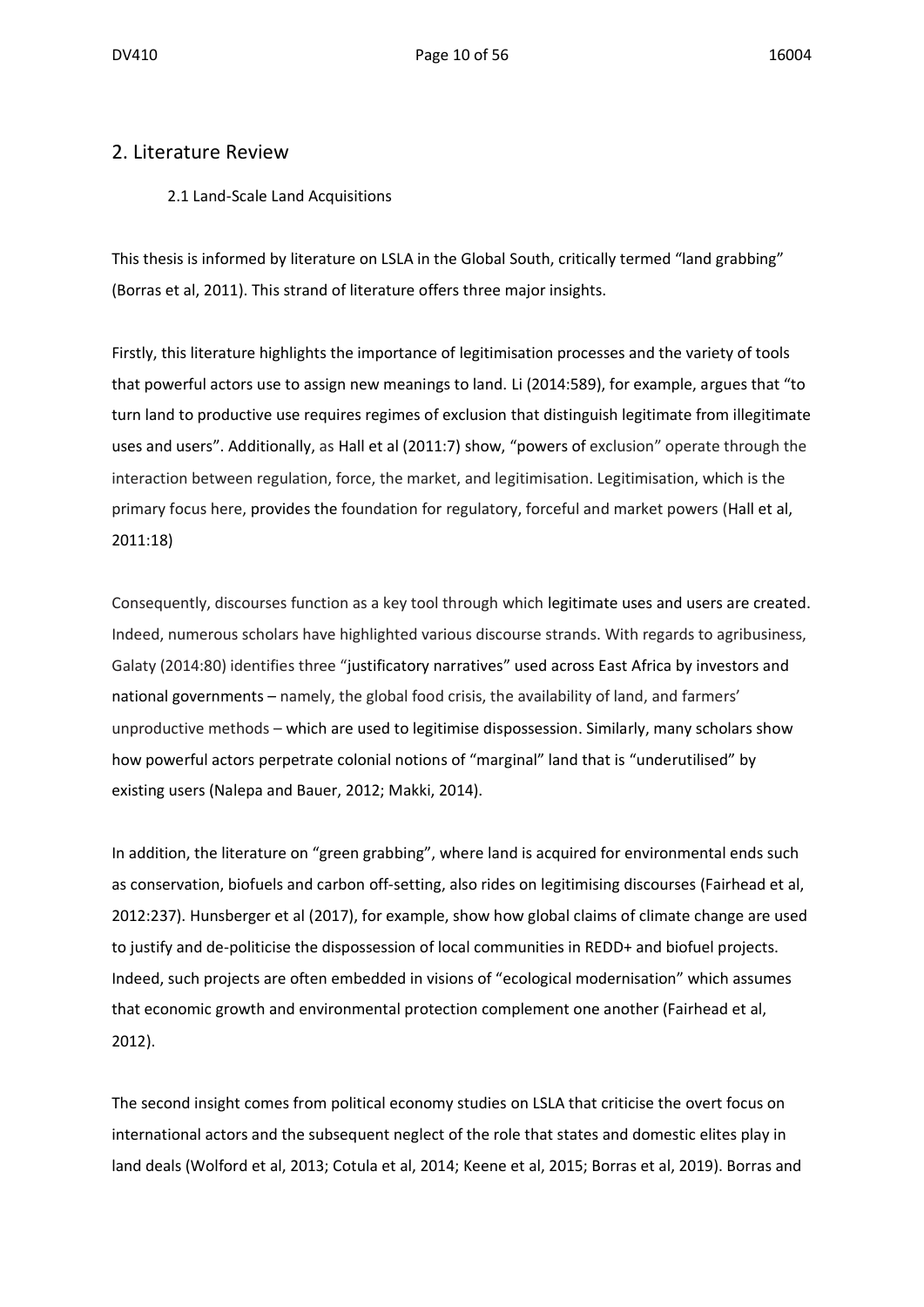## 2. Literature Review

### 2.1 Land-Scale Land Acquisitions

This thesis is informed by literature on LSLA in the Global South, critically termed "land grabbing" (Borras et al, 2011). This strand of literature offers three major insights.

Firstly, this literature highlights the importance of legitimisation processes and the variety of tools that powerful actors use to assign new meanings to land. Li (2014:589), for example, argues that "to turn land to productive use requires regimes of exclusion that distinguish legitimate from illegitimate uses and users". Additionally, as Hall et al (2011:7) show, "powers of exclusion" operate through the interaction between regulation, force, the market, and legitimisation. Legitimisation, which is the primary focus here, provides the foundation for regulatory, forceful and market powers (Hall et al, 2011:18)

Consequently, discourses function as a key tool through which legitimate uses and users are created. Indeed, numerous scholars have highlighted various discourse strands. With regards to agribusiness, Galaty (2014:80) identifies three "justificatory narratives" used across East Africa by investors and national governments – namely, the global food crisis, the availability of land, and farmers' unproductive methods – which are used to legitimise dispossession. Similarly, many scholars show how powerful actors perpetrate colonial notions of "marginal" land that is "underutilised" by existing users (Nalepa and Bauer, 2012; Makki, 2014).

In addition, the literature on "green grabbing", where land is acquired for environmental ends such as conservation, biofuels and carbon off-setting, also rides on legitimising discourses (Fairhead et al, 2012:237). Hunsberger et al (2017), for example, show how global claims of climate change are used to justify and de-politicise the dispossession of local communities in REDD+ and biofuel projects. Indeed, such projects are often embedded in visions of "ecological modernisation" which assumes that economic growth and environmental protection complement one another (Fairhead et al, 2012).

The second insight comes from political economy studies on LSLA that criticise the overt focus on international actors and the subsequent neglect of the role that states and domestic elites play in land deals (Wolford et al, 2013; Cotula et al, 2014; Keene et al, 2015; Borras et al, 2019). Borras and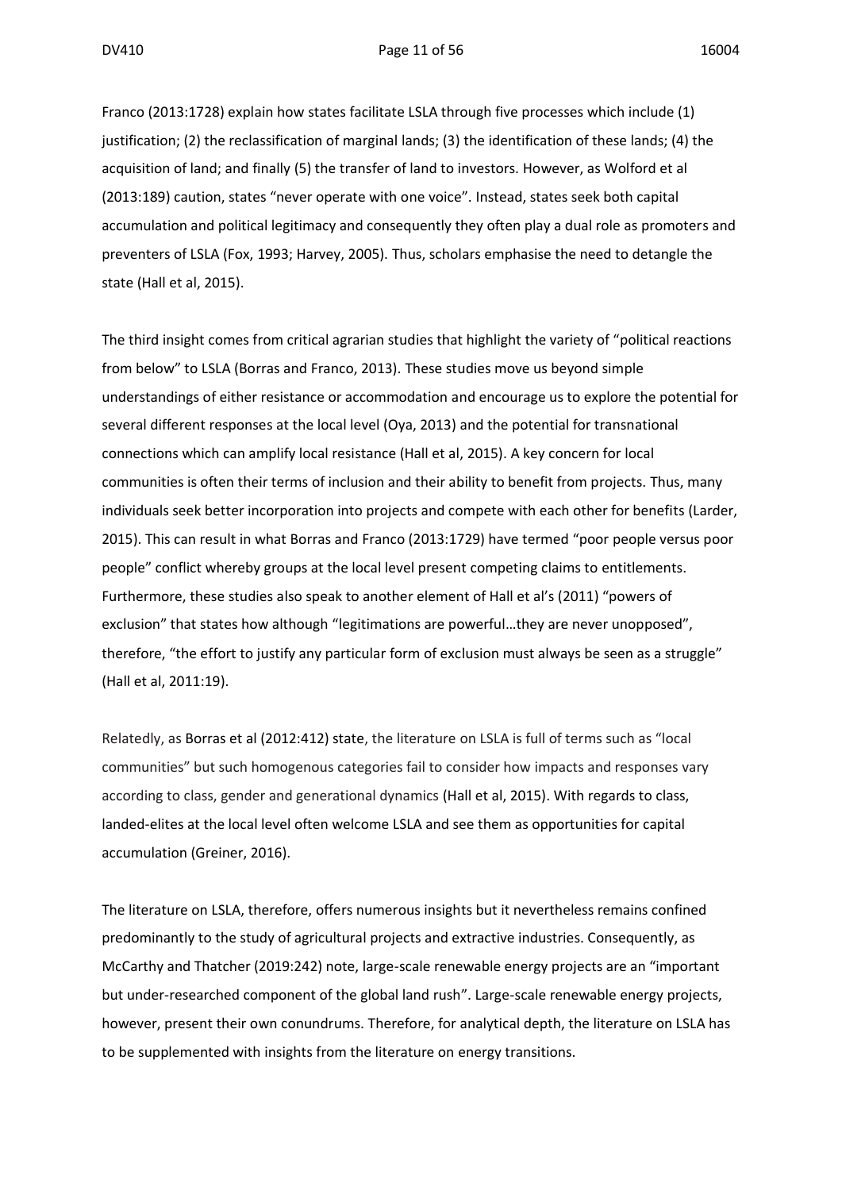Franco (2013:1728) explain how states facilitate LSLA through five processes which include (1) justification; (2) the reclassification of marginal lands; (3) the identification of these lands; (4) the acquisition of land; and finally (5) the transfer of land to investors. However, as Wolford et al (2013:189) caution, states "never operate with one voice". Instead, states seek both capital accumulation and political legitimacy and consequently they often play a dual role as promoters and preventers of LSLA (Fox, 1993; Harvey, 2005). Thus, scholars emphasise the need to detangle the state (Hall et al, 2015).

The third insight comes from critical agrarian studies that highlight the variety of "political reactions from below" to LSLA (Borras and Franco, 2013). These studies move us beyond simple understandings of either resistance or accommodation and encourage us to explore the potential for several different responses at the local level (Oya, 2013) and the potential for transnational connections which can amplify local resistance (Hall et al, 2015). A key concern for local communities is often their terms of inclusion and their ability to benefit from projects. Thus, many individuals seek better incorporation into projects and compete with each other for benefits (Larder, 2015). This can result in what Borras and Franco (2013:1729) have termed "poor people versus poor people" conflict whereby groups at the local level present competing claims to entitlements. Furthermore, these studies also speak to another element of Hall et al's (2011) "powers of exclusion" that states how although "legitimations are powerful…they are never unopposed", therefore, "the effort to justify any particular form of exclusion must always be seen as a struggle" (Hall et al, 2011:19).

Relatedly, as Borras et al (2012:412) state, the literature on LSLA is full of terms such as "local communities" but such homogenous categories fail to consider how impacts and responses vary according to class, gender and generational dynamics (Hall et al, 2015). With regards to class, landed-elites at the local level often welcome LSLA and see them as opportunities for capital accumulation (Greiner, 2016).

The literature on LSLA, therefore, offers numerous insights but it nevertheless remains confined predominantly to the study of agricultural projects and extractive industries. Consequently, as McCarthy and Thatcher (2019:242) note, large-scale renewable energy projects are an "important but under-researched component of the global land rush". Large-scale renewable energy projects, however, present their own conundrums. Therefore, for analytical depth, the literature on LSLA has to be supplemented with insights from the literature on energy transitions.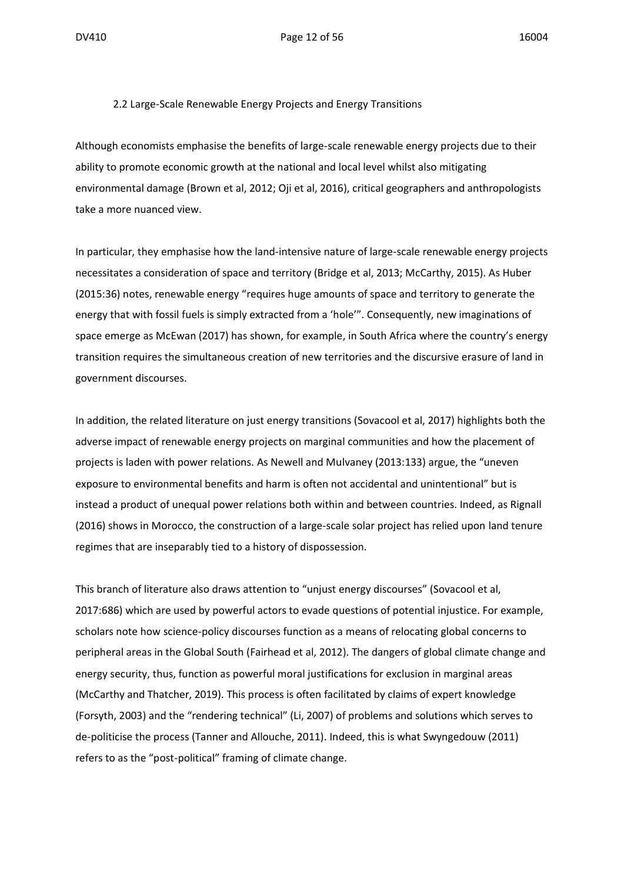## 2.2 Large-Scale Renewable Energy Projects and Energy Transitions

Although economists emphasise the benefits of large-scale renewable energy projects due to their ability to promote economic growth at the national and local level whilst also mitigating environmental damage (Brown et al, 2012; Oji et al, 2016), critical geographers and anthropologists take a more nuanced view.

In particular, they emphasise how the land-intensive nature of large-scale renewable energy projects necessitates a consideration of space and territory (Bridge et al, 2013; McCarthy, 2015). As Huber (2015:36) notes, renewable energy "requires huge amounts of space and territory to generate the energy that with fossil fuels is simply extracted from a 'hole'". Consequently, new imaginations of space emerge as McEwan (2017) has shown, for example, in South Africa where the country's energy transition requires the simultaneous creation of new territories and the discursive erasure of land in government discourses.

In addition, the related literature on just energy transitions (Sovacool et al, 2017) highlights both the adverse impact of renewable energy projects on marginal communities and how the placement of projects is laden with power relations. As Newell and Mulvaney (2013:133) argue, the "uneven exposure to environmental benefits and harm is often not accidental and unintentional" but is instead a product of unequal power relations both within and between countries. Indeed, as Rignall (2016) shows in Morocco, the construction of a large-scale solar project has relied upon land tenure regimes that are inseparably tied to a history of dispossession.

This branch of literature also draws attention to "unjust energy discourses" (Sovacool et al, 2017:686) which are used by powerful actors to evade questions of potential injustice. For example, scholars note how science-policy discourses function as a means of relocating global concerns to peripheral areas in the Global South (Fairhead et al, 2012). The dangers of global climate change and energy security, thus, function as powerful moral justifications for exclusion in marginal areas (McCarthy and Thatcher, 2019). This process is often facilitated by claims of expert knowledge (Forsyth, 2003) and the "rendering technical" (Li, 2007) of problems and solutions which serves to de-politicise the process (Tanner and Allouche, 2011). Indeed, this is what Swyngedouw (2011) refers to as the "post-political" framing of climate change.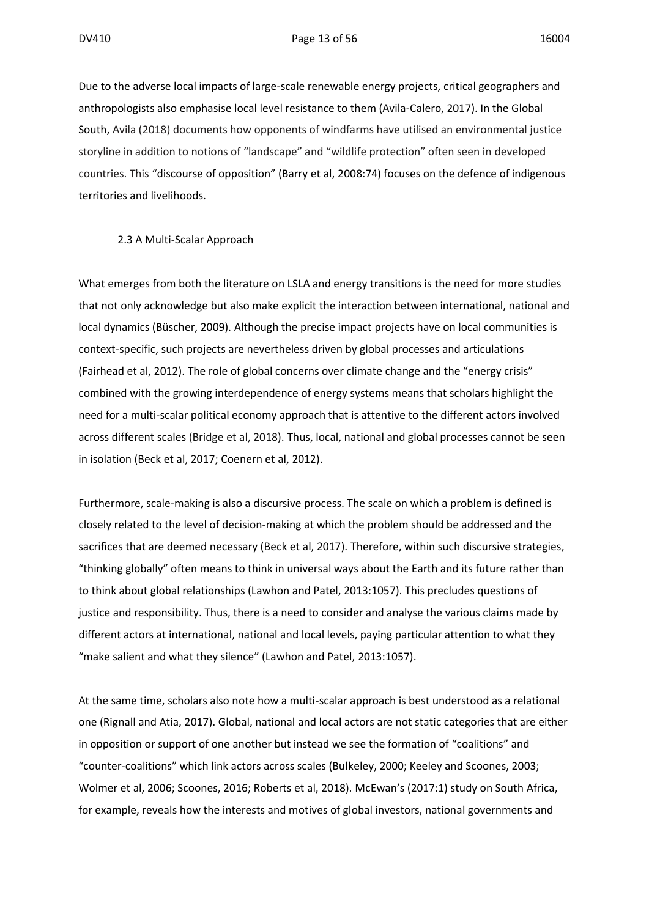Due to the adverse local impacts of large-scale renewable energy projects, critical geographers and anthropologists also emphasise local level resistance to them (Avila-Calero, 2017). In the Global South, Avila (2018) documents how opponents of windfarms have utilised an environmental justice storyline in addition to notions of "landscape" and "wildlife protection" often seen in developed countries. This "discourse of opposition" (Barry et al, 2008:74) focuses on the defence of indigenous territories and livelihoods.

### 2.3 A Multi-Scalar Approach

What emerges from both the literature on LSLA and energy transitions is the need for more studies that not only acknowledge but also make explicit the interaction between international, national and local dynamics (Büscher, 2009). Although the precise impact projects have on local communities is context-specific, such projects are nevertheless driven by global processes and articulations (Fairhead et al, 2012). The role of global concerns over climate change and the "energy crisis" combined with the growing interdependence of energy systems means that scholars highlight the need for a multi-scalar political economy approach that is attentive to the different actors involved across different scales (Bridge et al, 2018). Thus, local, national and global processes cannot be seen in isolation (Beck et al, 2017; Coenern et al, 2012).

Furthermore, scale-making is also a discursive process. The scale on which a problem is defined is closely related to the level of decision-making at which the problem should be addressed and the sacrifices that are deemed necessary (Beck et al, 2017). Therefore, within such discursive strategies, "thinking globally" often means to think in universal ways about the Earth and its future rather than to think about global relationships (Lawhon and Patel, 2013:1057). This precludes questions of justice and responsibility. Thus, there is a need to consider and analyse the various claims made by different actors at international, national and local levels, paying particular attention to what they "make salient and what they silence" (Lawhon and Patel, 2013:1057).

At the same time, scholars also note how a multi-scalar approach is best understood as a relational one (Rignall and Atia, 2017). Global, national and local actors are not static categories that are either in opposition or support of one another but instead we see the formation of "coalitions" and "counter-coalitions" which link actors across scales (Bulkeley, 2000; Keeley and Scoones, 2003; Wolmer et al, 2006; Scoones, 2016; Roberts et al, 2018). McEwan's (2017:1) study on South Africa, for example, reveals how the interests and motives of global investors, national governments and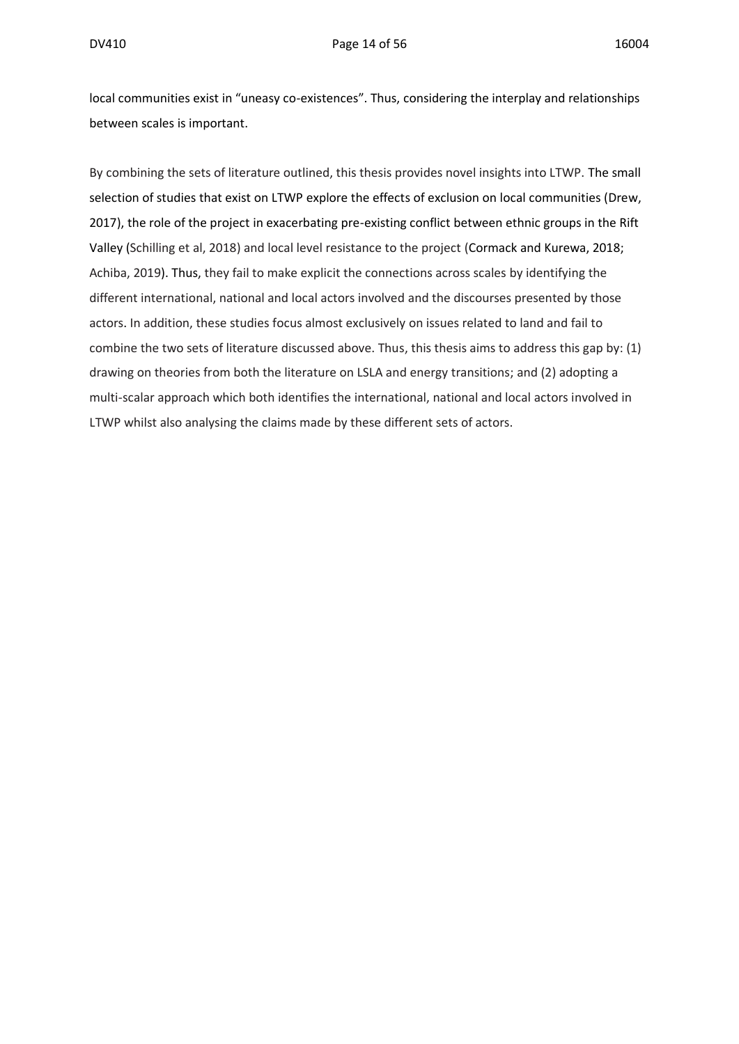local communities exist in "uneasy co-existences". Thus, considering the interplay and relationships between scales is important.

By combining the sets of literature outlined, this thesis provides novel insights into LTWP. The small selection of studies that exist on LTWP explore the effects of exclusion on local communities (Drew, 2017), the role of the project in exacerbating pre-existing conflict between ethnic groups in the Rift Valley (Schilling et al, 2018) and local level resistance to the project (Cormack and Kurewa, 2018; Achiba, 2019). Thus, they fail to make explicit the connections across scales by identifying the different international, national and local actors involved and the discourses presented by those actors. In addition, these studies focus almost exclusively on issues related to land and fail to combine the two sets of literature discussed above. Thus, this thesis aims to address this gap by: (1) drawing on theories from both the literature on LSLA and energy transitions; and (2) adopting a multi-scalar approach which both identifies the international, national and local actors involved in LTWP whilst also analysing the claims made by these different sets of actors.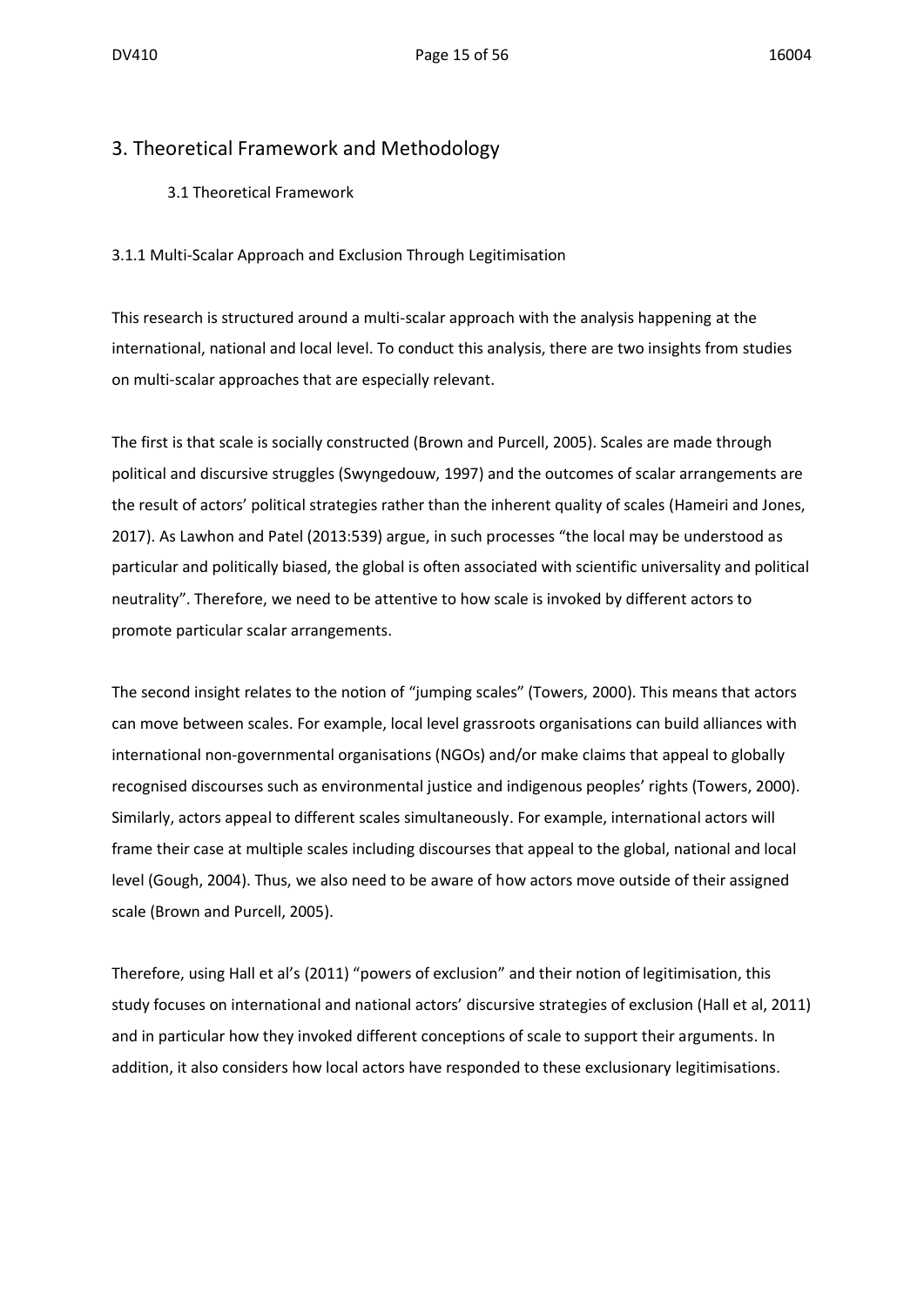# 3. Theoretical Framework and Methodology

## 3.1 Theoretical Framework

### 3.1.1 Multi-Scalar Approach and Exclusion Through Legitimisation

This research is structured around a multi-scalar approach with the analysis happening at the international, national and local level. To conduct this analysis, there are two insights from studies on multi-scalar approaches that are especially relevant.

The first is that scale is socially constructed (Brown and Purcell, 2005). Scales are made through political and discursive struggles (Swyngedouw, 1997) and the outcomes of scalar arrangements are the result of actors' political strategies rather than the inherent quality of scales (Hameiri and Jones, 2017). As Lawhon and Patel (2013:539) argue, in such processes "the local may be understood as particular and politically biased, the global is often associated with scientific universality and political neutrality". Therefore, we need to be attentive to how scale is invoked by different actors to promote particular scalar arrangements.

The second insight relates to the notion of "jumping scales" (Towers, 2000). This means that actors can move between scales. For example, local level grassroots organisations can build alliances with international non-governmental organisations (NGOs) and/or make claims that appeal to globally recognised discourses such as environmental justice and indigenous peoples' rights (Towers, 2000). Similarly, actors appeal to different scales simultaneously. For example, international actors will frame their case at multiple scales including discourses that appeal to the global, national and local level (Gough, 2004). Thus, we also need to be aware of how actors move outside of their assigned scale (Brown and Purcell, 2005).

Therefore, using Hall et al's (2011) "powers of exclusion" and their notion of legitimisation, this study focuses on international and national actors' discursive strategies of exclusion (Hall et al, 2011) and in particular how they invoked different conceptions of scale to support their arguments. In addition, it also considers how local actors have responded to these exclusionary legitimisations.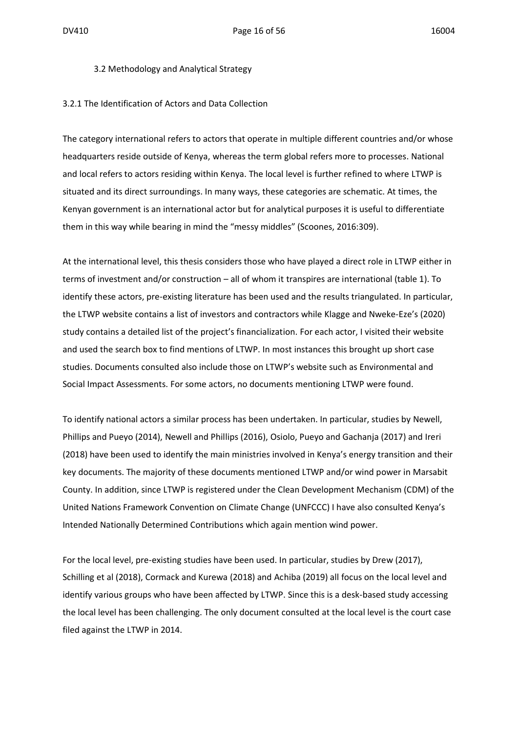## 3.2 Methodology and Analytical Strategy

### 3.2.1 The Identification of Actors and Data Collection

The category international refers to actors that operate in multiple different countries and/or whose headquarters reside outside of Kenya, whereas the term global refers more to processes. National and local refers to actors residing within Kenya. The local level is further refined to where LTWP is situated and its direct surroundings. In many ways, these categories are schematic. At times, the Kenyan government is an international actor but for analytical purposes it is useful to differentiate them in this way while bearing in mind the "messy middles" (Scoones, 2016:309).

At the international level, this thesis considers those who have played a direct role in LTWP either in terms of investment and/or construction – all of whom it transpires are international (table 1). To identify these actors, pre-existing literature has been used and the results triangulated. In particular, the LTWP website contains a list of investors and contractors while Klagge and Nweke-Eze's (2020) study contains a detailed list of the project's financialization. For each actor, I visited their website and used the search box to find mentions of LTWP. In most instances this brought up short case studies. Documents consulted also include those on LTWP's website such as Environmental and Social Impact Assessments. For some actors, no documents mentioning LTWP were found.

To identify national actors a similar process has been undertaken. In particular, studies by Newell, Phillips and Pueyo (2014), Newell and Phillips (2016), Osiolo, Pueyo and Gachanja (2017) and Ireri (2018) have been used to identify the main ministries involved in Kenya's energy transition and their key documents. The majority of these documents mentioned LTWP and/or wind power in Marsabit County. In addition, since LTWP is registered under the Clean Development Mechanism (CDM) of the United Nations Framework Convention on Climate Change (UNFCCC) I have also consulted Kenya's Intended Nationally Determined Contributions which again mention wind power.

For the local level, pre-existing studies have been used. In particular, studies by Drew (2017), Schilling et al (2018), Cormack and Kurewa (2018) and Achiba (2019) all focus on the local level and identify various groups who have been affected by LTWP. Since this is a desk-based study accessing the local level has been challenging. The only document consulted at the local level is the court case filed against the LTWP in 2014.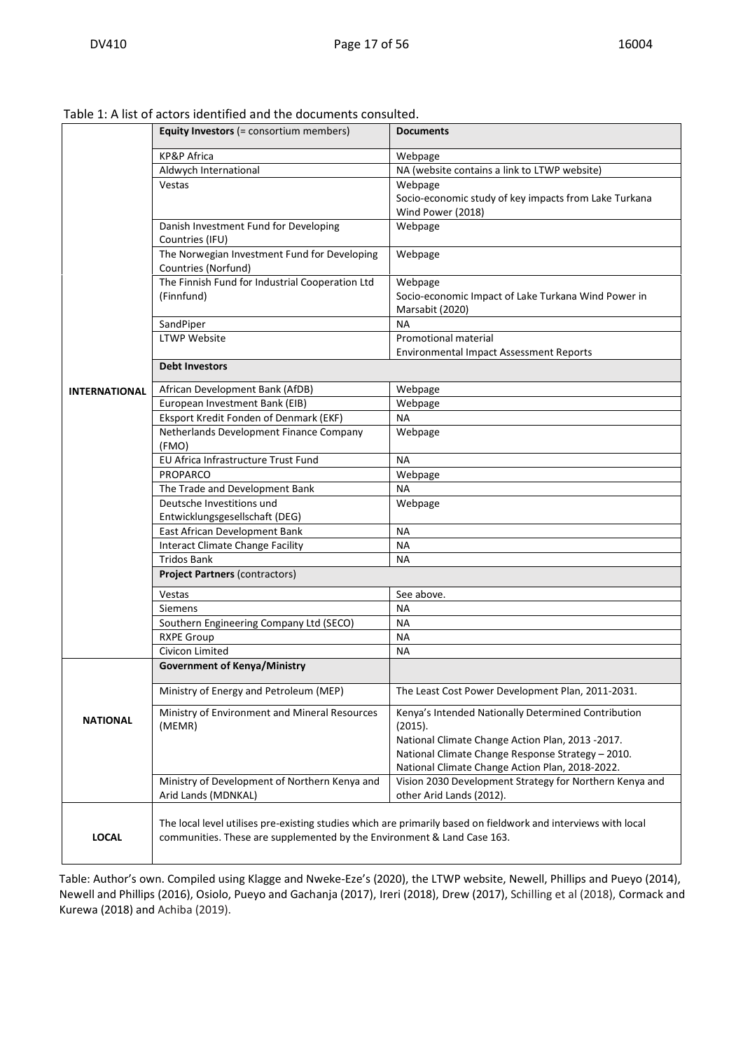Table 1: A list of actors identified and the documents consulted.

| | Equity Investors (= consortium members) | Documents |
|---|---|---|
| INTERNATIONAL | KP&P Africa | Webpage |
| | Aldwych International | NA (website contains a link to LTWP website) |
| | Vestas | Webpage<br>Socio-economic study of key impacts from Lake Turkana Wind Power (2018) |
| | Danish Investment Fund for Developing Countries (IFU) | Webpage |
| | The Norwegian Investment Fund for Developing Countries (Norfund) | Webpage |
| | The Finnish Fund for Industrial Cooperation Ltd (Finnfund) | Webpage<br>Socio-economic Impact of Lake Turkana Wind Power in Marsabit (2020) |
| | SandPiper | NA |
| | LTWP Website | Promotional material<br>Environmental Impact Assessment Reports |
| | **Debt Investors** | |
| | African Development Bank (AfDB) | Webpage |
| | European Investment Bank (EIB) | Webpage |
| | Eksport Kredit Fonden of Denmark (EKF) | NA |
| | Netherlands Development Finance Company (FMO) | Webpage |
| | EU Africa Infrastructure Trust Fund | NA |
| | PROPARCO | Webpage |
| | The Trade and Development Bank | NA |
| | Deutsche Investitions und Entwicklungsgesellschaft (DEG) | Webpage |
| | East African Development Bank | NA |
| | Interact Climate Change Facility | NA |
| | Tridos Bank | NA |
| | **Project Partners** (contractors) | |
| | Vestas | See above. |
| | Siemens | NA |
| | Southern Engineering Company Ltd (SECO) | NA |
| | RXPE Group | NA |
| | Civicon Limited | NA |
| NATIONAL | **Government of Kenya/Ministry** | |
| | Ministry of Energy and Petroleum (MEP) | The Least Cost Power Development Plan, 2011-2031. |
| | Ministry of Environment and Mineral Resources (MEMR) | Kenya's Intended Nationally Determined Contribution (2015).<br>National Climate Change Action Plan, 2013 -2017.<br>National Climate Change Response Strategy – 2010.<br>National Climate Change Action Plan, 2018-2022. |
| | Ministry of Development of Northern Kenya and Arid Lands (MDNKAL) | Vision 2030 Development Strategy for Northern Kenya and other Arid Lands (2012). |
| LOCAL | The local level utilises pre-existing studies which are primarily based on fieldwork and interviews with local communities. These are supplemented by the Environment & Land Case 163. | |

Table: Author's own. Compiled using Klagge and Nweke-Eze's (2020), the LTWP website, Newell, Phillips and Pueyo (2014), Newell and Phillips (2016), Osiolo, Pueyo and Gachanja (2017), Ireri (2018), Drew (2017), Schilling et al (2018), Cormack and Kurewa (2018) and Achiba (2019).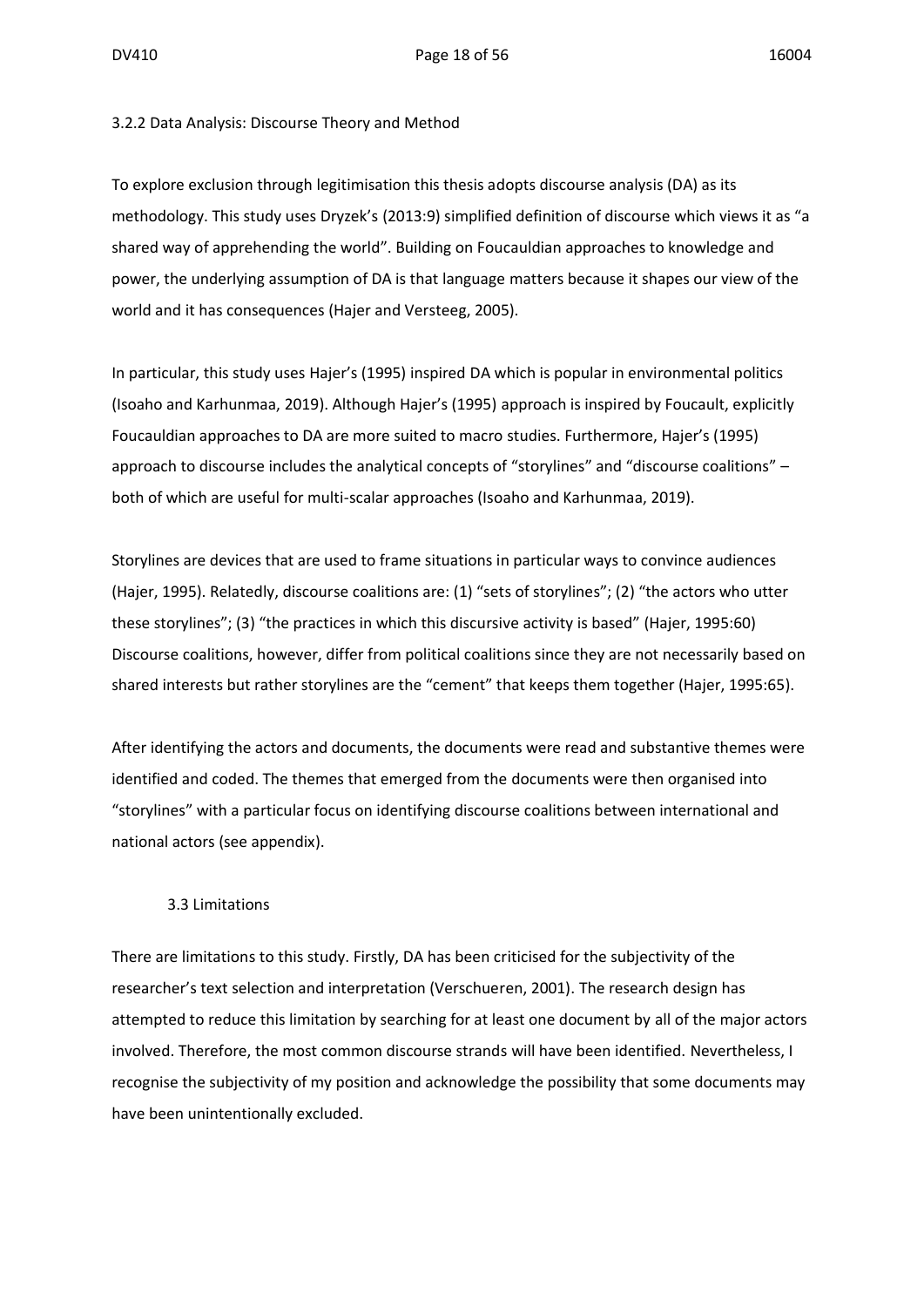### 3.2.2 Data Analysis: Discourse Theory and Method

To explore exclusion through legitimisation this thesis adopts discourse analysis (DA) as its methodology. This study uses Dryzek's (2013:9) simplified definition of discourse which views it as "a shared way of apprehending the world". Building on Foucauldian approaches to knowledge and power, the underlying assumption of DA is that language matters because it shapes our view of the world and it has consequences (Hajer and Versteeg, 2005).

In particular, this study uses Hajer's (1995) inspired DA which is popular in environmental politics (Isoaho and Karhunmaa, 2019). Although Hajer's (1995) approach is inspired by Foucault, explicitly Foucauldian approaches to DA are more suited to macro studies. Furthermore, Hajer's (1995) approach to discourse includes the analytical concepts of "storylines" and "discourse coalitions" – both of which are useful for multi-scalar approaches (Isoaho and Karhunmaa, 2019).

Storylines are devices that are used to frame situations in particular ways to convince audiences (Hajer, 1995). Relatedly, discourse coalitions are: (1) "sets of storylines"; (2) "the actors who utter these storylines"; (3) "the practices in which this discursive activity is based" (Hajer, 1995:60) Discourse coalitions, however, differ from political coalitions since they are not necessarily based on shared interests but rather storylines are the "cement" that keeps them together (Hajer, 1995:65).

After identifying the actors and documents, the documents were read and substantive themes were identified and coded. The themes that emerged from the documents were then organised into "storylines" with a particular focus on identifying discourse coalitions between international and national actors (see appendix).

### 3.3 Limitations

There are limitations to this study. Firstly, DA has been criticised for the subjectivity of the researcher's text selection and interpretation (Verschueren, 2001). The research design has attempted to reduce this limitation by searching for at least one document by all of the major actors involved. Therefore, the most common discourse strands will have been identified. Nevertheless, I recognise the subjectivity of my position and acknowledge the possibility that some documents may have been unintentionally excluded.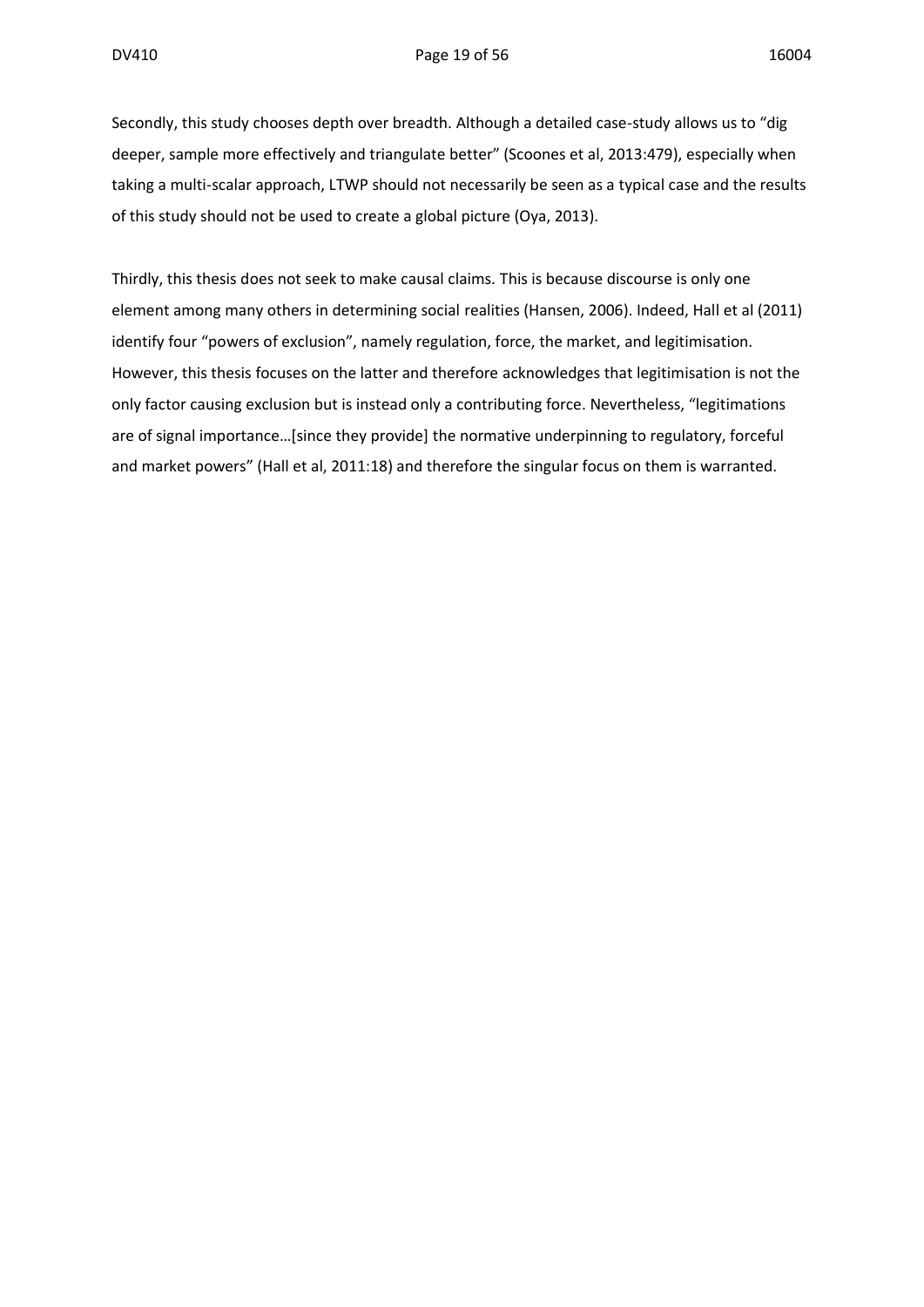Secondly, this study chooses depth over breadth. Although a detailed case-study allows us to "dig deeper, sample more effectively and triangulate better" (Scoones et al, 2013:479), especially when taking a multi-scalar approach, LTWP should not necessarily be seen as a typical case and the results of this study should not be used to create a global picture (Oya, 2013).

Thirdly, this thesis does not seek to make causal claims. This is because discourse is only one element among many others in determining social realities (Hansen, 2006). Indeed, Hall et al (2011) identify four "powers of exclusion", namely regulation, force, the market, and legitimisation. However, this thesis focuses on the latter and therefore acknowledges that legitimisation is not the only factor causing exclusion but is instead only a contributing force. Nevertheless, "legitimations are of signal importance…[since they provide] the normative underpinning to regulatory, forceful and market powers" (Hall et al, 2011:18) and therefore the singular focus on them is warranted.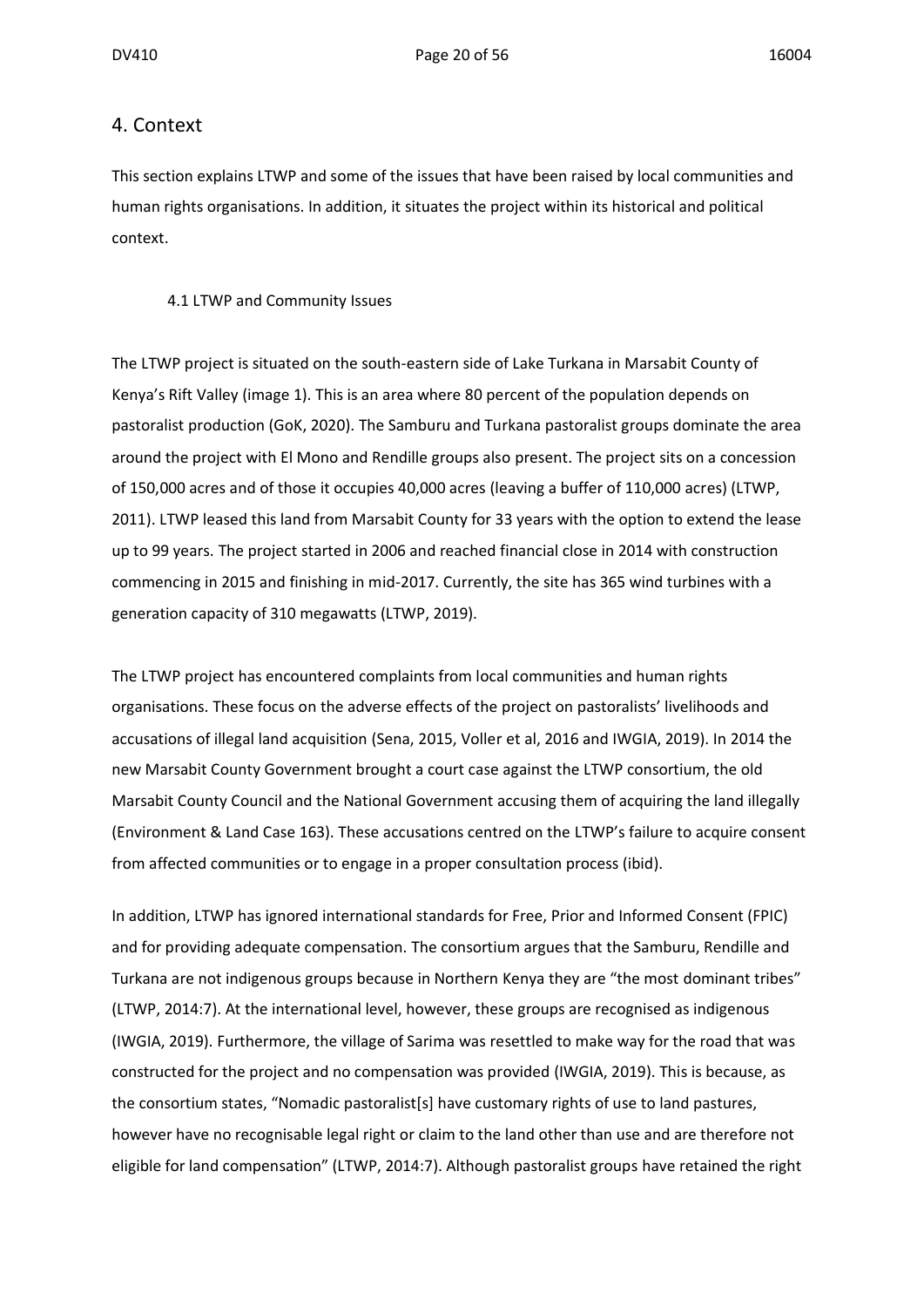# 4. Context

This section explains LTWP and some of the issues that have been raised by local communities and human rights organisations. In addition, it situates the project within its historical and political context.

## 4.1 LTWP and Community Issues

The LTWP project is situated on the south-eastern side of Lake Turkana in Marsabit County of Kenya's Rift Valley (image 1). This is an area where 80 percent of the population depends on pastoralist production (GoK, 2020). The Samburu and Turkana pastoralist groups dominate the area around the project with El Mono and Rendille groups also present. The project sits on a concession of 150,000 acres and of those it occupies 40,000 acres (leaving a buffer of 110,000 acres) (LTWP, 2011). LTWP leased this land from Marsabit County for 33 years with the option to extend the lease up to 99 years. The project started in 2006 and reached financial close in 2014 with construction commencing in 2015 and finishing in mid-2017. Currently, the site has 365 wind turbines with a generation capacity of 310 megawatts (LTWP, 2019).

The LTWP project has encountered complaints from local communities and human rights organisations. These focus on the adverse effects of the project on pastoralists' livelihoods and accusations of illegal land acquisition (Sena, 2015, Voller et al, 2016 and IWGIA, 2019). In 2014 the new Marsabit County Government brought a court case against the LTWP consortium, the old Marsabit County Council and the National Government accusing them of acquiring the land illegally (Environment & Land Case 163). These accusations centred on the LTWP's failure to acquire consent from affected communities or to engage in a proper consultation process (ibid).

In addition, LTWP has ignored international standards for Free, Prior and Informed Consent (FPIC) and for providing adequate compensation. The consortium argues that the Samburu, Rendille and Turkana are not indigenous groups because in Northern Kenya they are "the most dominant tribes" (LTWP, 2014:7). At the international level, however, these groups are recognised as indigenous (IWGIA, 2019). Furthermore, the village of Sarima was resettled to make way for the road that was constructed for the project and no compensation was provided (IWGIA, 2019). This is because, as the consortium states, "Nomadic pastoralist[s] have customary rights of use to land pastures, however have no recognisable legal right or claim to the land other than use and are therefore not eligible for land compensation" (LTWP, 2014:7). Although pastoralist groups have retained the right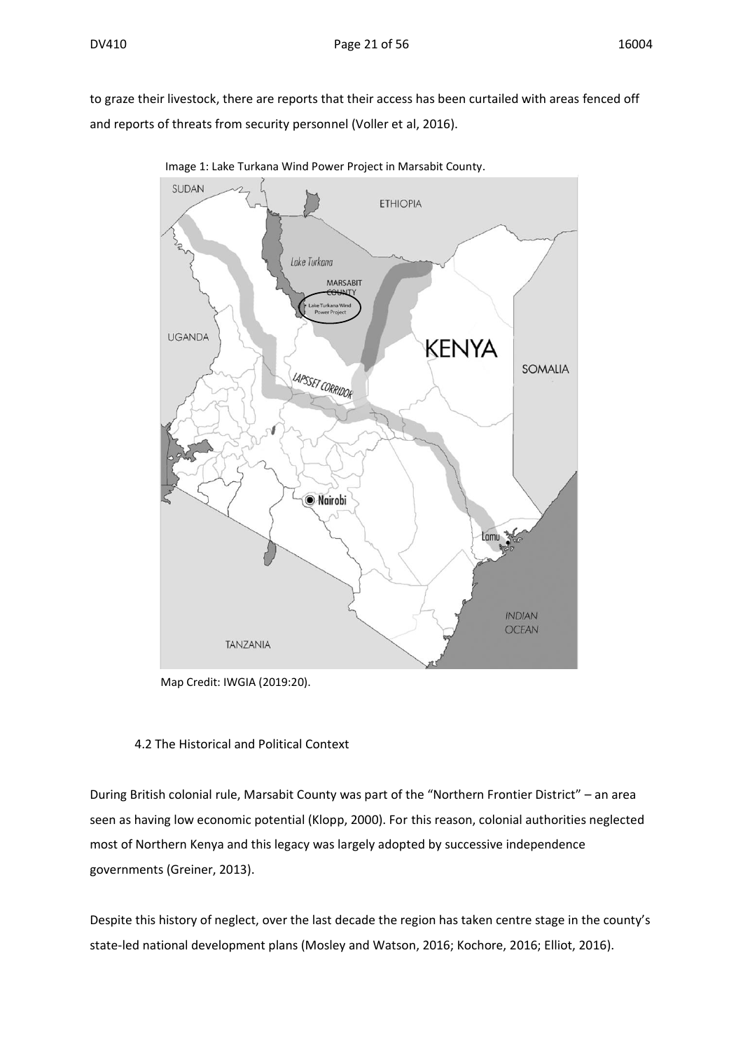to graze their livestock, there are reports that their access has been curtailed with areas fenced off and reports of threats from security personnel (Voller et al, 2016).

Image 1: Lake Turkana Wind Power Project in Marsabit County.

Map Credit: IWGIA (2019:20).

### 4.2 The Historical and Political Context

During British colonial rule, Marsabit County was part of the "Northern Frontier District" – an area seen as having low economic potential (Klopp, 2000). For this reason, colonial authorities neglected most of Northern Kenya and this legacy was largely adopted by successive independence governments (Greiner, 2013).

Despite this history of neglect, over the last decade the region has taken centre stage in the county's state-led national development plans (Mosley and Watson, 2016; Kochore, 2016; Elliot, 2016).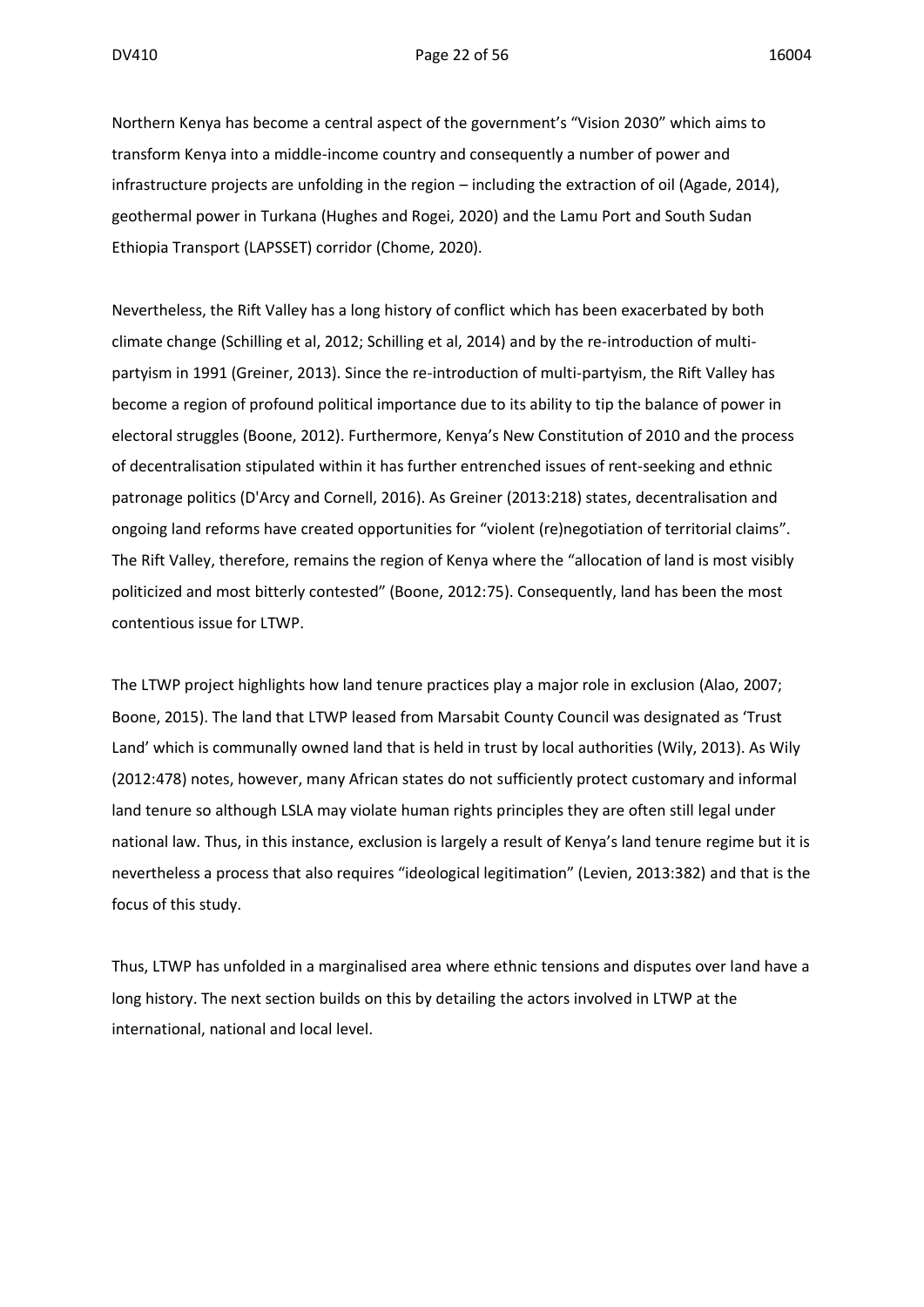Northern Kenya has become a central aspect of the government's "Vision 2030" which aims to transform Kenya into a middle-income country and consequently a number of power and infrastructure projects are unfolding in the region – including the extraction of oil (Agade, 2014), geothermal power in Turkana (Hughes and Rogei, 2020) and the Lamu Port and South Sudan Ethiopia Transport (LAPSSET) corridor (Chome, 2020).

Nevertheless, the Rift Valley has a long history of conflict which has been exacerbated by both climate change (Schilling et al, 2012; Schilling et al, 2014) and by the re-introduction of multi-partyism in 1991 (Greiner, 2013). Since the re-introduction of multi-partyism, the Rift Valley has become a region of profound political importance due to its ability to tip the balance of power in electoral struggles (Boone, 2012). Furthermore, Kenya's New Constitution of 2010 and the process of decentralisation stipulated within it has further entrenched issues of rent-seeking and ethnic patronage politics (D'Arcy and Cornell, 2016). As Greiner (2013:218) states, decentralisation and ongoing land reforms have created opportunities for "violent (re)negotiation of territorial claims". The Rift Valley, therefore, remains the region of Kenya where the "allocation of land is most visibly politicized and most bitterly contested" (Boone, 2012:75). Consequently, land has been the most contentious issue for LTWP.

The LTWP project highlights how land tenure practices play a major role in exclusion (Alao, 2007; Boone, 2015). The land that LTWP leased from Marsabit County Council was designated as 'Trust Land' which is communally owned land that is held in trust by local authorities (Wily, 2013). As Wily (2012:478) notes, however, many African states do not sufficiently protect customary and informal land tenure so although LSLA may violate human rights principles they are often still legal under national law. Thus, in this instance, exclusion is largely a result of Kenya's land tenure regime but it is nevertheless a process that also requires "ideological legitimation" (Levien, 2013:382) and that is the focus of this study.

Thus, LTWP has unfolded in a marginalised area where ethnic tensions and disputes over land have a long history. The next section builds on this by detailing the actors involved in LTWP at the international, national and local level.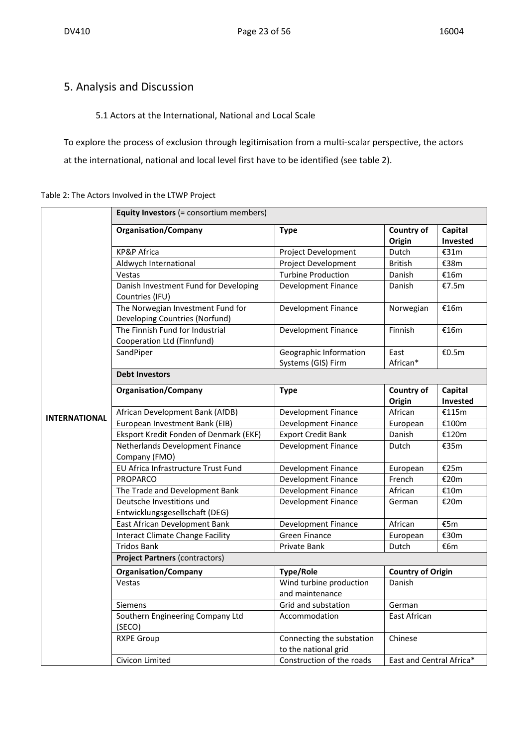# 5. Analysis and Discussion

## 5.1 Actors at the International, National and Local Scale

To explore the process of exclusion through legitimisation from a multi-scalar perspective, the actors at the international, national and local level first have to be identified (see table 2).

Table 2: The Actors Involved in the LTWP Project

| | **Equity Investors** (= consortium members) | | | |
|---|---|---|---|---|
| | **Organisation/Company** | **Type** | **Country of Origin** | **Capital Invested** |
| | KP&P Africa | Project Development | Dutch | €31m |
| | Aldwych International | Project Development | British | €38m |
| | Vestas | Turbine Production | Danish | €16m |
| | Danish Investment Fund for Developing Countries (IFU) | Development Finance | Danish | €7.5m |
| | The Norwegian Investment Fund for Developing Countries (Norfund) | Development Finance | Norwegian | €16m |
| | The Finnish Fund for Industrial Cooperation Ltd (Finnfund) | Development Finance | Finnish | €16m |
| | SandPiper | Geographic Information Systems (GIS) Firm | East African* | €0.5m |
| | **Debt Investors** | | | |
| | **Organisation/Company** | **Type** | **Country of Origin** | **Capital Invested** |
| | African Development Bank (AfDB) | Development Finance | African | €115m |
| **INTERNATIONAL** | European Investment Bank (EIB) | Development Finance | European | €100m |
| | Eksport Kredit Fonden of Denmark (EKF) | Export Credit Bank | Danish | €120m |
| | Netherlands Development Finance Company (FMO) | Development Finance | Dutch | €35m |
| | EU Africa Infrastructure Trust Fund | Development Finance | European | €25m |
| | PROPARCO | Development Finance | French | €20m |
| | The Trade and Development Bank | Development Finance | African | €10m |
| | Deutsche Investitions und Entwicklungsgesellschaft (DEG) | Development Finance | German | €20m |
| | East African Development Bank | Development Finance | African | €5m |
| | Interact Climate Change Facility | Green Finance | European | €30m |
| | Tridos Bank | Private Bank | Dutch | €6m |
| | **Project Partners** (contractors) | | | |
| | **Organisation/Company** | **Type/Role** | **Country of Origin** | |
| | Vestas | Wind turbine production and maintenance | Danish | |
| | Siemens | Grid and substation | German | |
| | Southern Engineering Company Ltd (SECO) | Accommodation | East African | |
| | RXPE Group | Connecting the substation to the national grid | Chinese | |
| | Civicon Limited | Construction of the roads | East and Central Africa* | |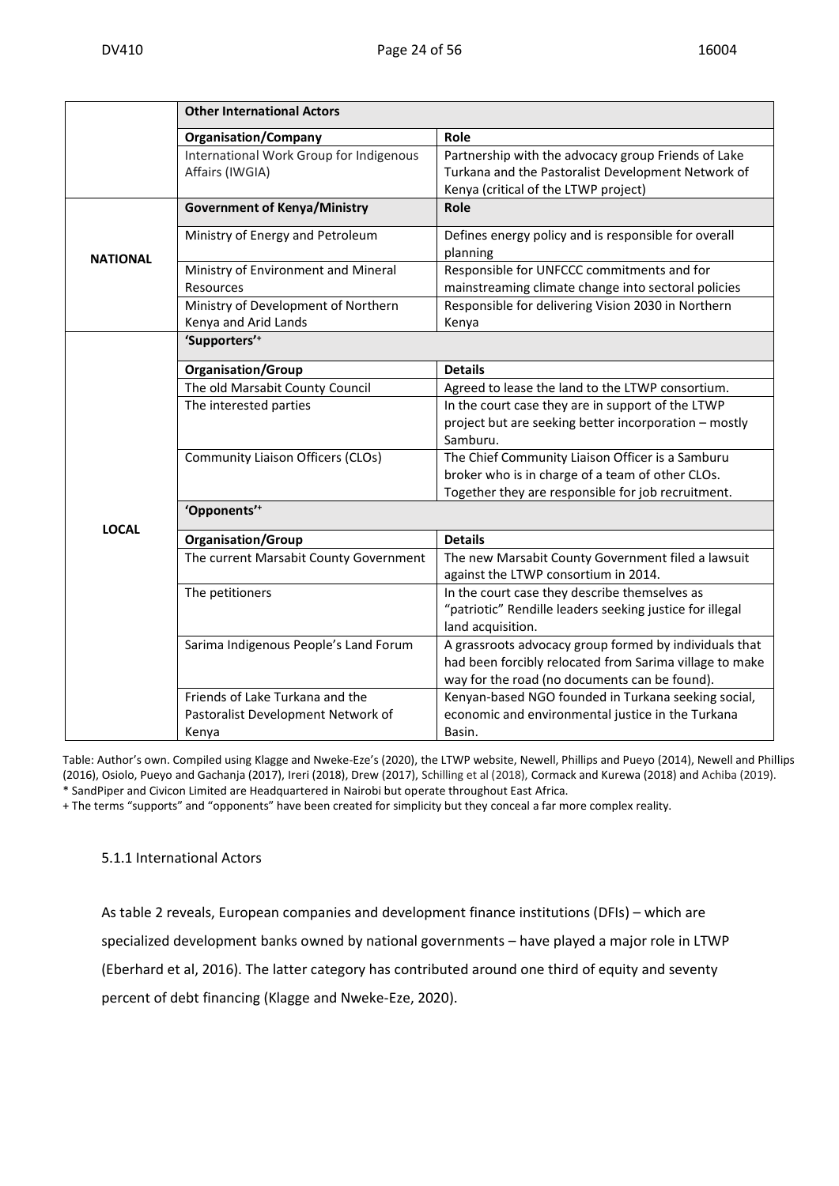| | **Other International Actors** | |
|---|---|---|
| | **Organisation/Company** | **Role** |
| | International Work Group for Indigenous Affairs (IWGIA) | Partnership with the advocacy group Friends of Lake Turkana and the Pastoralist Development Network of Kenya (critical of the LTWP project) |
| **NATIONAL** | **Government of Kenya/Ministry** | **Role** |
| | Ministry of Energy and Petroleum | Defines energy policy and is responsible for overall planning |
| | Ministry of Environment and Mineral Resources | Responsible for UNFCCC commitments and for mainstreaming climate change into sectoral policies |
| | Ministry of Development of Northern Kenya and Arid Lands | Responsible for delivering Vision 2030 in Northern Kenya |
| **LOCAL** | **'Supporters'+** | |
| | **Organisation/Group** | **Details** |
| | The old Marsabit County Council | Agreed to lease the land to the LTWP consortium. |
| | The interested parties | In the court case they are in support of the LTWP project but are seeking better incorporation – mostly Samburu. |
| | Community Liaison Officers (CLOs) | The Chief Community Liaison Officer is a Samburu broker who is in charge of a team of other CLOs. Together they are responsible for job recruitment. |
| | **'Opponents'+** | |
| | **Organisation/Group** | **Details** |
| | The current Marsabit County Government | The new Marsabit County Government filed a lawsuit against the LTWP consortium in 2014. |
| | The petitioners | In the court case they describe themselves as "patriotic" Rendille leaders seeking justice for illegal land acquisition. |
| | Sarima Indigenous People's Land Forum | A grassroots advocacy group formed by individuals that had been forcibly relocated from Sarima village to make way for the road (no documents can be found). |
| | Friends of Lake Turkana and the Pastoralist Development Network of Kenya | Kenyan-based NGO founded in Turkana seeking social, economic and environmental justice in the Turkana Basin. |

Table: Author's own. Compiled using Klagge and Nweke-Eze's (2020), the LTWP website, Newell, Phillips and Pueyo (2014), Newell and Phillips (2016), Osiolo, Pueyo and Gachanja (2017), Ireri (2018), Drew (2017), Schilling et al (2018), Cormack and Kurewa (2018) and Achiba (2019).
* SandPiper and Civicon Limited are Headquartered in Nairobi but operate throughout East Africa.
+ The terms "supports" and "opponents" have been created for simplicity but they conceal a far more complex reality.

### 5.1.1 International Actors

As table 2 reveals, European companies and development finance institutions (DFIs) – which are specialized development banks owned by national governments – have played a major role in LTWP (Eberhard et al, 2016). The latter category has contributed around one third of equity and seventy percent of debt financing (Klagge and Nweke-Eze, 2020).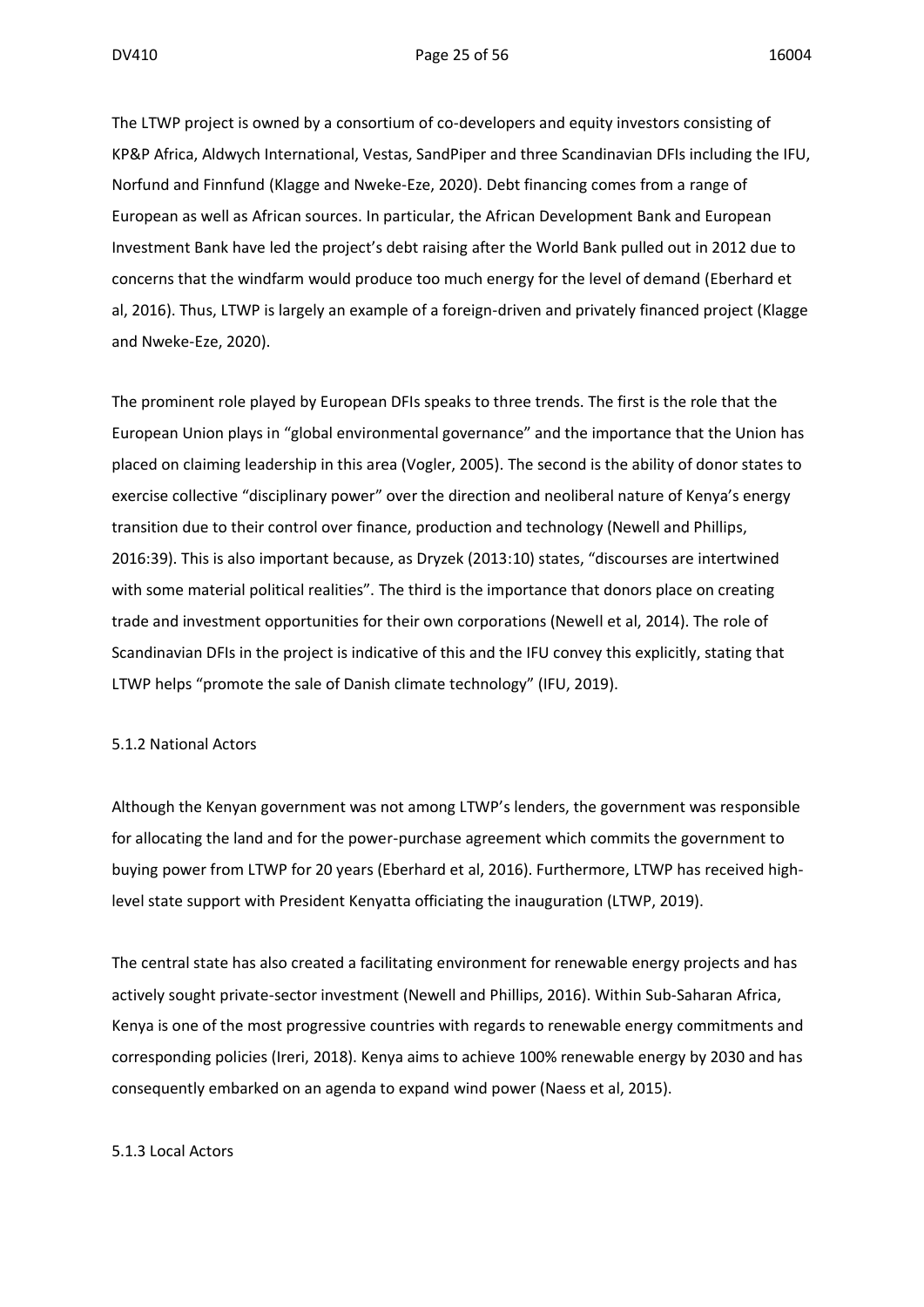The LTWP project is owned by a consortium of co-developers and equity investors consisting of KP&P Africa, Aldwych International, Vestas, SandPiper and three Scandinavian DFIs including the IFU, Norfund and Finnfund (Klagge and Nweke-Eze, 2020). Debt financing comes from a range of European as well as African sources. In particular, the African Development Bank and European Investment Bank have led the project's debt raising after the World Bank pulled out in 2012 due to concerns that the windfarm would produce too much energy for the level of demand (Eberhard et al, 2016). Thus, LTWP is largely an example of a foreign-driven and privately financed project (Klagge and Nweke-Eze, 2020).

The prominent role played by European DFIs speaks to three trends. The first is the role that the European Union plays in "global environmental governance" and the importance that the Union has placed on claiming leadership in this area (Vogler, 2005). The second is the ability of donor states to exercise collective "disciplinary power" over the direction and neoliberal nature of Kenya's energy transition due to their control over finance, production and technology (Newell and Phillips, 2016:39). This is also important because, as Dryzek (2013:10) states, "discourses are intertwined with some material political realities". The third is the importance that donors place on creating trade and investment opportunities for their own corporations (Newell et al, 2014). The role of Scandinavian DFIs in the project is indicative of this and the IFU convey this explicitly, stating that LTWP helps "promote the sale of Danish climate technology" (IFU, 2019).

### 5.1.2 National Actors

Although the Kenyan government was not among LTWP's lenders, the government was responsible for allocating the land and for the power-purchase agreement which commits the government to buying power from LTWP for 20 years (Eberhard et al, 2016). Furthermore, LTWP has received high-level state support with President Kenyatta officiating the inauguration (LTWP, 2019).

The central state has also created a facilitating environment for renewable energy projects and has actively sought private-sector investment (Newell and Phillips, 2016). Within Sub-Saharan Africa, Kenya is one of the most progressive countries with regards to renewable energy commitments and corresponding policies (Ireri, 2018). Kenya aims to achieve 100% renewable energy by 2030 and has consequently embarked on an agenda to expand wind power (Naess et al, 2015).

### 5.1.3 Local Actors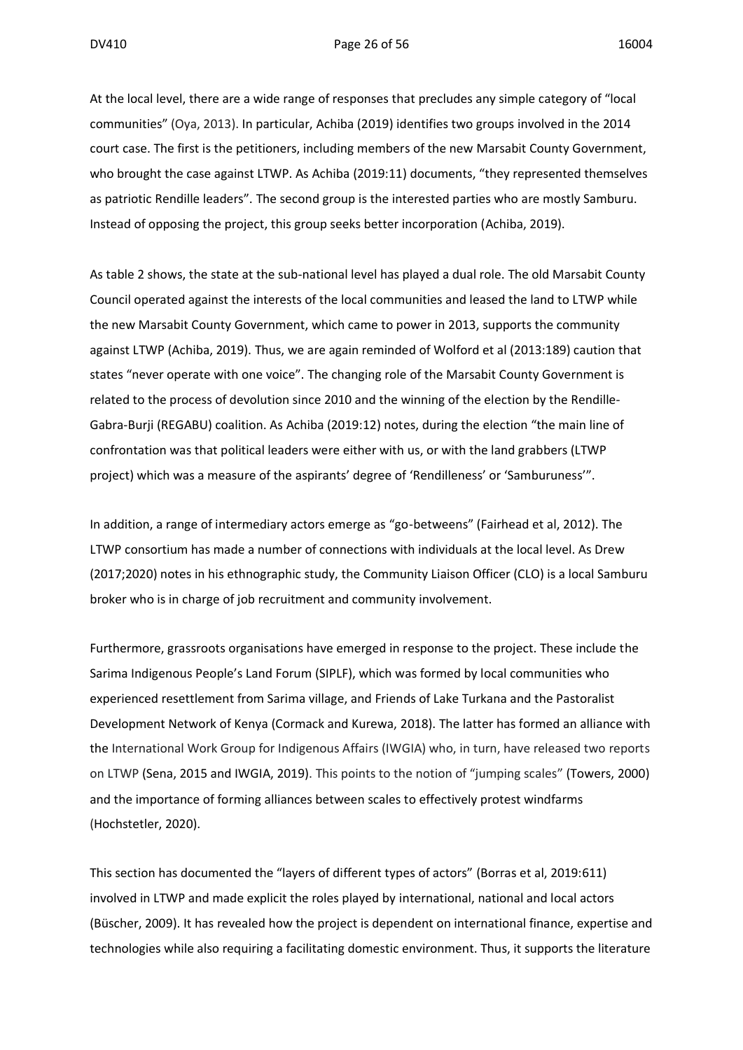At the local level, there are a wide range of responses that precludes any simple category of "local communities" (Oya, 2013). In particular, Achiba (2019) identifies two groups involved in the 2014 court case. The first is the petitioners, including members of the new Marsabit County Government, who brought the case against LTWP. As Achiba (2019:11) documents, "they represented themselves as patriotic Rendille leaders". The second group is the interested parties who are mostly Samburu. Instead of opposing the project, this group seeks better incorporation (Achiba, 2019).

As table 2 shows, the state at the sub-national level has played a dual role. The old Marsabit County Council operated against the interests of the local communities and leased the land to LTWP while the new Marsabit County Government, which came to power in 2013, supports the community against LTWP (Achiba, 2019). Thus, we are again reminded of Wolford et al (2013:189) caution that states "never operate with one voice". The changing role of the Marsabit County Government is related to the process of devolution since 2010 and the winning of the election by the Rendille-Gabra-Burji (REGABU) coalition. As Achiba (2019:12) notes, during the election "the main line of confrontation was that political leaders were either with us, or with the land grabbers (LTWP project) which was a measure of the aspirants' degree of 'Rendilleness' or 'Samburuness'".

In addition, a range of intermediary actors emerge as "go-betweens" (Fairhead et al, 2012). The LTWP consortium has made a number of connections with individuals at the local level. As Drew (2017;2020) notes in his ethnographic study, the Community Liaison Officer (CLO) is a local Samburu broker who is in charge of job recruitment and community involvement.

Furthermore, grassroots organisations have emerged in response to the project. These include the Sarima Indigenous People's Land Forum (SIPLF), which was formed by local communities who experienced resettlement from Sarima village, and Friends of Lake Turkana and the Pastoralist Development Network of Kenya (Cormack and Kurewa, 2018). The latter has formed an alliance with the International Work Group for Indigenous Affairs (IWGIA) who, in turn, have released two reports on LTWP (Sena, 2015 and IWGIA, 2019). This points to the notion of "jumping scales" (Towers, 2000) and the importance of forming alliances between scales to effectively protest windfarms (Hochstetler, 2020).

This section has documented the "layers of different types of actors" (Borras et al, 2019:611) involved in LTWP and made explicit the roles played by international, national and local actors (Büscher, 2009). It has revealed how the project is dependent on international finance, expertise and technologies while also requiring a facilitating domestic environment. Thus, it supports the literature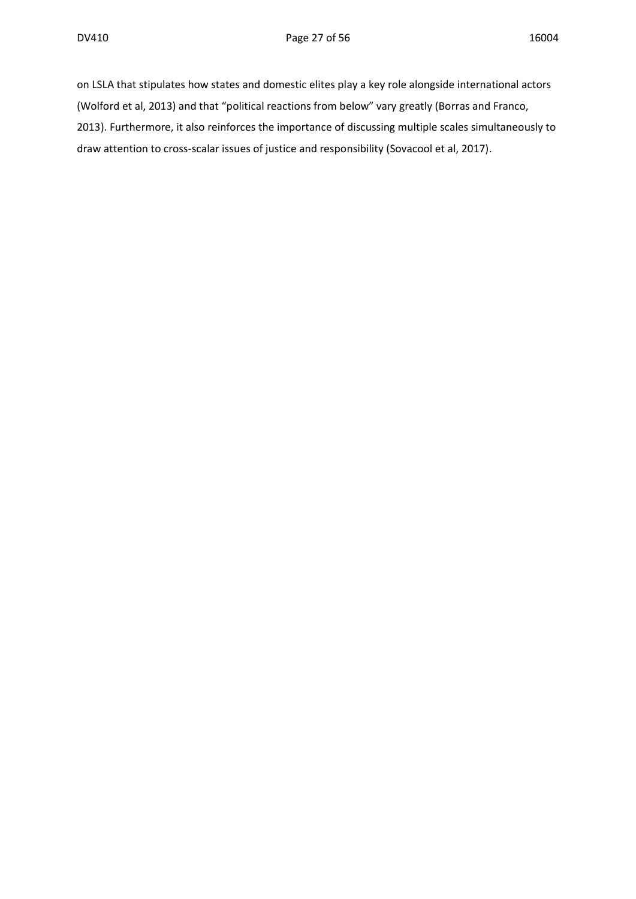on LSLA that stipulates how states and domestic elites play a key role alongside international actors (Wolford et al, 2013) and that "political reactions from below" vary greatly (Borras and Franco, 2013). Furthermore, it also reinforces the importance of discussing multiple scales simultaneously to draw attention to cross-scalar issues of justice and responsibility (Sovacool et al, 2017).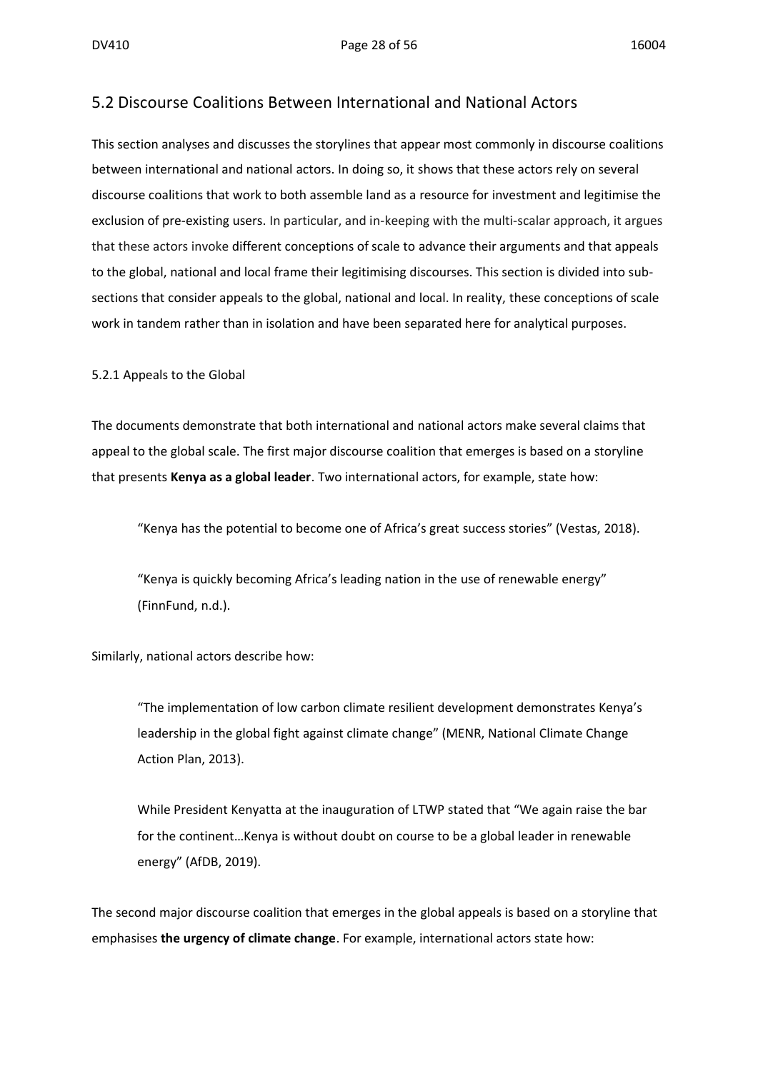## 5.2 Discourse Coalitions Between International and National Actors

This section analyses and discusses the storylines that appear most commonly in discourse coalitions between international and national actors. In doing so, it shows that these actors rely on several discourse coalitions that work to both assemble land as a resource for investment and legitimise the exclusion of pre-existing users. In particular, and in-keeping with the multi-scalar approach, it argues that these actors invoke different conceptions of scale to advance their arguments and that appeals to the global, national and local frame their legitimising discourses. This section is divided into sub-sections that consider appeals to the global, national and local. In reality, these conceptions of scale work in tandem rather than in isolation and have been separated here for analytical purposes.

### 5.2.1 Appeals to the Global

The documents demonstrate that both international and national actors make several claims that appeal to the global scale. The first major discourse coalition that emerges is based on a storyline that presents **Kenya as a global leader**. Two international actors, for example, state how:

> "Kenya has the potential to become one of Africa's great success stories" (Vestas, 2018).
>
> "Kenya is quickly becoming Africa's leading nation in the use of renewable energy" (FinnFund, n.d.).

Similarly, national actors describe how:

> "The implementation of low carbon climate resilient development demonstrates Kenya's leadership in the global fight against climate change" (MENR, National Climate Change Action Plan, 2013).
>
> While President Kenyatta at the inauguration of LTWP stated that "We again raise the bar for the continent…Kenya is without doubt on course to be a global leader in renewable energy" (AfDB, 2019).

The second major discourse coalition that emerges in the global appeals is based on a storyline that emphasises **the urgency of climate change**. For example, international actors state how: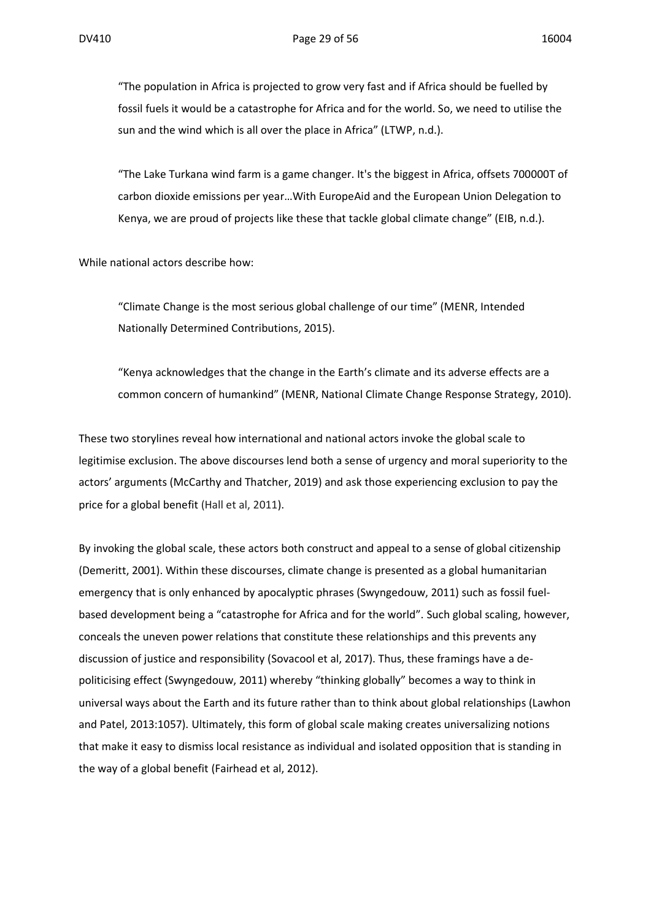> "The population in Africa is projected to grow very fast and if Africa should be fuelled by fossil fuels it would be a catastrophe for Africa and for the world. So, we need to utilise the sun and the wind which is all over the place in Africa" (LTWP, n.d.).

> "The Lake Turkana wind farm is a game changer. It's the biggest in Africa, offsets 700000T of carbon dioxide emissions per year…With EuropeAid and the European Union Delegation to Kenya, we are proud of projects like these that tackle global climate change" (EIB, n.d.).

While national actors describe how:

> "Climate Change is the most serious global challenge of our time" (MENR, Intended Nationally Determined Contributions, 2015).

> "Kenya acknowledges that the change in the Earth's climate and its adverse effects are a common concern of humankind" (MENR, National Climate Change Response Strategy, 2010).

These two storylines reveal how international and national actors invoke the global scale to legitimise exclusion. The above discourses lend both a sense of urgency and moral superiority to the actors' arguments (McCarthy and Thatcher, 2019) and ask those experiencing exclusion to pay the price for a global benefit (Hall et al, 2011).

By invoking the global scale, these actors both construct and appeal to a sense of global citizenship (Demeritt, 2001). Within these discourses, climate change is presented as a global humanitarian emergency that is only enhanced by apocalyptic phrases (Swyngedouw, 2011) such as fossil fuel-based development being a "catastrophe for Africa and for the world". Such global scaling, however, conceals the uneven power relations that constitute these relationships and this prevents any discussion of justice and responsibility (Sovacool et al, 2017). Thus, these framings have a de-politicising effect (Swyngedouw, 2011) whereby "thinking globally" becomes a way to think in universal ways about the Earth and its future rather than to think about global relationships (Lawhon and Patel, 2013:1057). Ultimately, this form of global scale making creates universalizing notions that make it easy to dismiss local resistance as individual and isolated opposition that is standing in the way of a global benefit (Fairhead et al, 2012).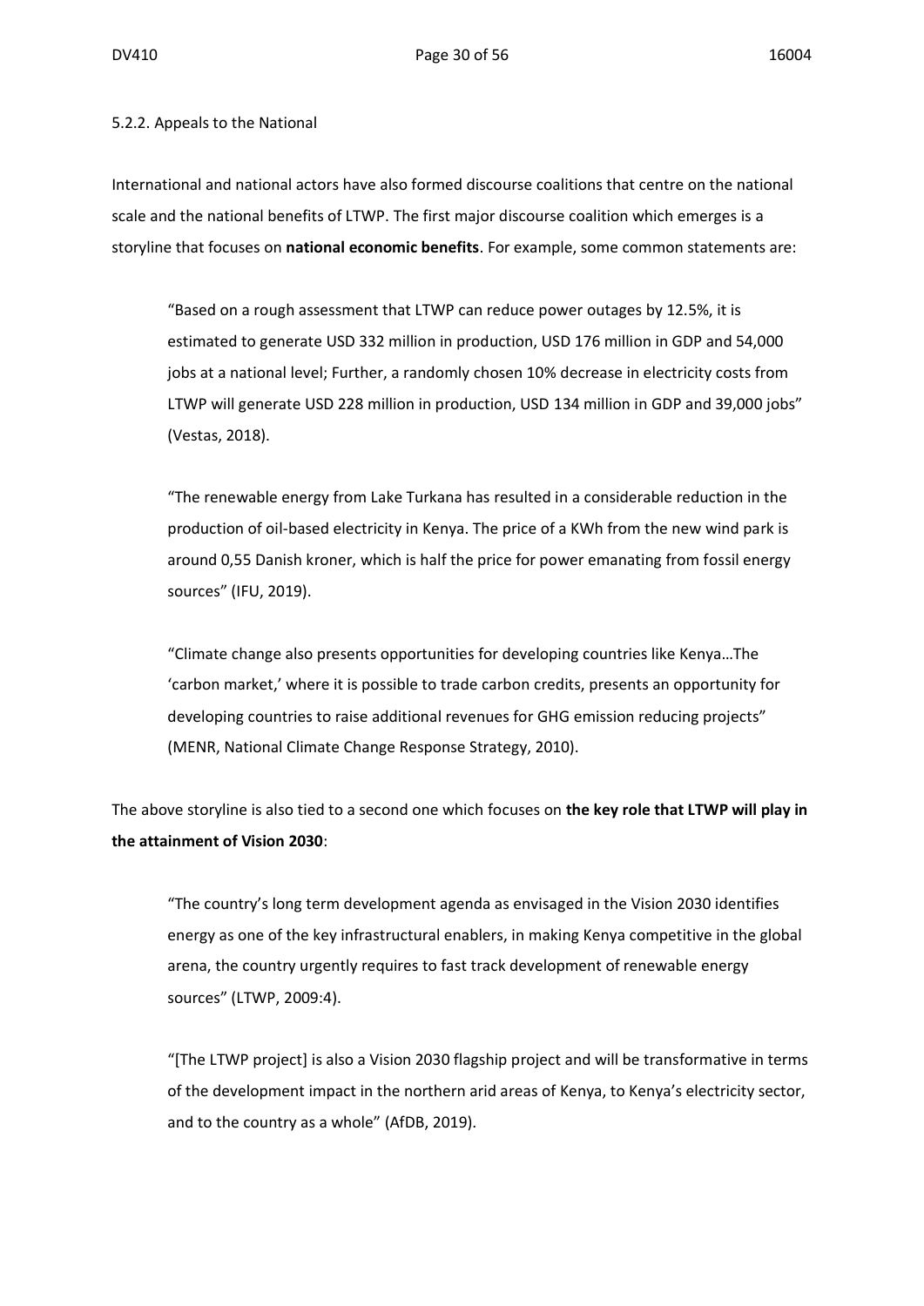5.2.2. Appeals to the National

International and national actors have also formed discourse coalitions that centre on the national scale and the national benefits of LTWP. The first major discourse coalition which emerges is a storyline that focuses on **national economic benefits**. For example, some common statements are:

> "Based on a rough assessment that LTWP can reduce power outages by 12.5%, it is estimated to generate USD 332 million in production, USD 176 million in GDP and 54,000 jobs at a national level; Further, a randomly chosen 10% decrease in electricity costs from LTWP will generate USD 228 million in production, USD 134 million in GDP and 39,000 jobs" (Vestas, 2018).

> "The renewable energy from Lake Turkana has resulted in a considerable reduction in the production of oil-based electricity in Kenya. The price of a KWh from the new wind park is around 0,55 Danish kroner, which is half the price for power emanating from fossil energy sources" (IFU, 2019).

> "Climate change also presents opportunities for developing countries like Kenya…The 'carbon market,' where it is possible to trade carbon credits, presents an opportunity for developing countries to raise additional revenues for GHG emission reducing projects" (MENR, National Climate Change Response Strategy, 2010).

The above storyline is also tied to a second one which focuses on **the key role that LTWP will play in the attainment of Vision 2030**:

> "The country's long term development agenda as envisaged in the Vision 2030 identifies energy as one of the key infrastructural enablers, in making Kenya competitive in the global arena, the country urgently requires to fast track development of renewable energy sources" (LTWP, 2009:4).

> "[The LTWP project] is also a Vision 2030 flagship project and will be transformative in terms of the development impact in the northern arid areas of Kenya, to Kenya's electricity sector, and to the country as a whole" (AfDB, 2019).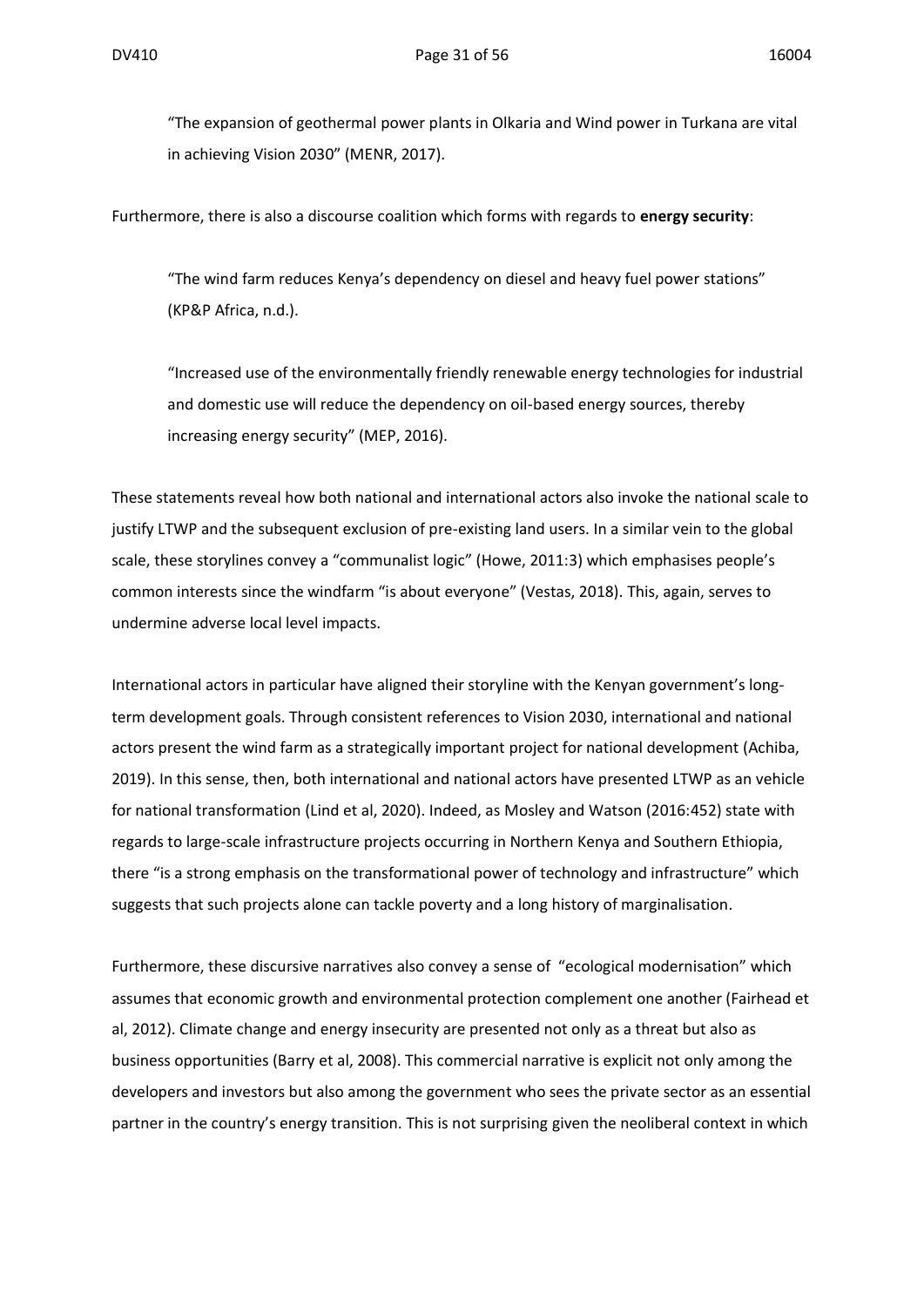> "The expansion of geothermal power plants in Olkaria and Wind power in Turkana are vital in achieving Vision 2030" (MENR, 2017).

Furthermore, there is also a discourse coalition which forms with regards to **energy security**:

> "The wind farm reduces Kenya's dependency on diesel and heavy fuel power stations" (KP&P Africa, n.d.).

> "Increased use of the environmentally friendly renewable energy technologies for industrial and domestic use will reduce the dependency on oil-based energy sources, thereby increasing energy security" (MEP, 2016).

These statements reveal how both national and international actors also invoke the national scale to justify LTWP and the subsequent exclusion of pre-existing land users. In a similar vein to the global scale, these storylines convey a "communalist logic" (Howe, 2011:3) which emphasises people's common interests since the windfarm "is about everyone" (Vestas, 2018). This, again, serves to undermine adverse local level impacts.

International actors in particular have aligned their storyline with the Kenyan government's long-term development goals. Through consistent references to Vision 2030, international and national actors present the wind farm as a strategically important project for national development (Achiba, 2019). In this sense, then, both international and national actors have presented LTWP as an vehicle for national transformation (Lind et al, 2020). Indeed, as Mosley and Watson (2016:452) state with regards to large-scale infrastructure projects occurring in Northern Kenya and Southern Ethiopia, there "is a strong emphasis on the transformational power of technology and infrastructure" which suggests that such projects alone can tackle poverty and a long history of marginalisation.

Furthermore, these discursive narratives also convey a sense of "ecological modernisation" which assumes that economic growth and environmental protection complement one another (Fairhead et al, 2012). Climate change and energy insecurity are presented not only as a threat but also as business opportunities (Barry et al, 2008). This commercial narrative is explicit not only among the developers and investors but also among the government who sees the private sector as an essential partner in the country's energy transition. This is not surprising given the neoliberal context in which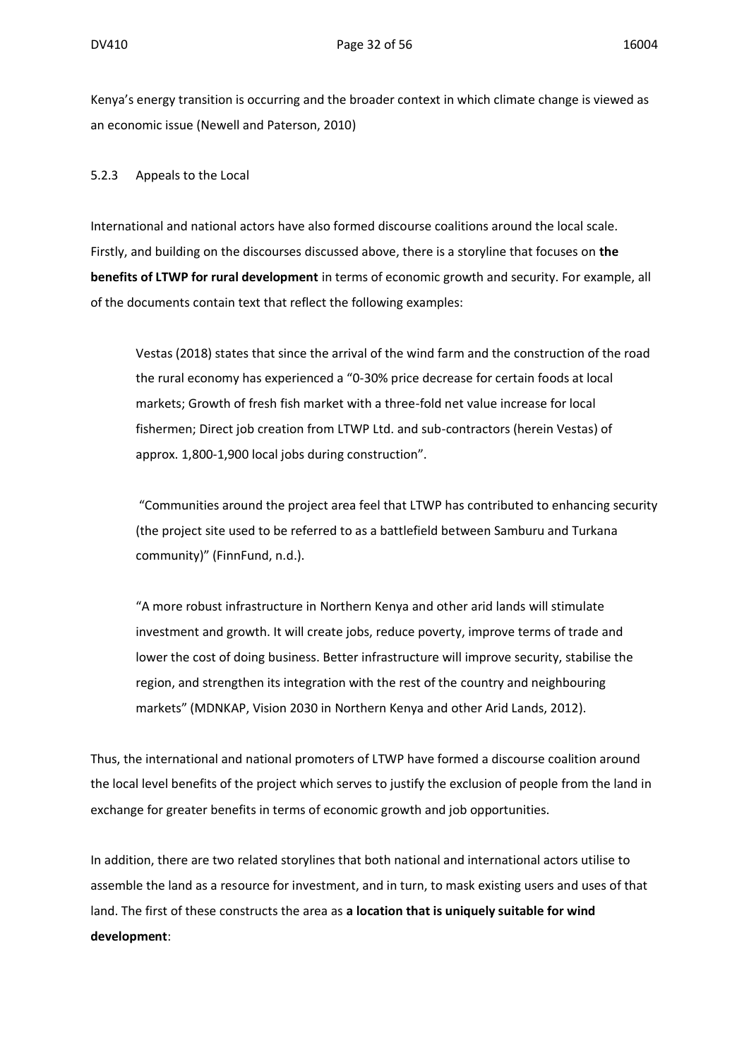Kenya's energy transition is occurring and the broader context in which climate change is viewed as an economic issue (Newell and Paterson, 2010)

### 5.2.3 Appeals to the Local

International and national actors have also formed discourse coalitions around the local scale. Firstly, and building on the discourses discussed above, there is a storyline that focuses on **the benefits of LTWP for rural development** in terms of economic growth and security. For example, all of the documents contain text that reflect the following examples:

> Vestas (2018) states that since the arrival of the wind farm and the construction of the road the rural economy has experienced a "0-30% price decrease for certain foods at local markets; Growth of fresh fish market with a three-fold net value increase for local fishermen; Direct job creation from LTWP Ltd. and sub-contractors (herein Vestas) of approx. 1,800-1,900 local jobs during construction".
>
> "Communities around the project area feel that LTWP has contributed to enhancing security (the project site used to be referred to as a battlefield between Samburu and Turkana community)" (FinnFund, n.d.).
>
> "A more robust infrastructure in Northern Kenya and other arid lands will stimulate investment and growth. It will create jobs, reduce poverty, improve terms of trade and lower the cost of doing business. Better infrastructure will improve security, stabilise the region, and strengthen its integration with the rest of the country and neighbouring markets" (MDNKAP, Vision 2030 in Northern Kenya and other Arid Lands, 2012).

Thus, the international and national promoters of LTWP have formed a discourse coalition around the local level benefits of the project which serves to justify the exclusion of people from the land in exchange for greater benefits in terms of economic growth and job opportunities.

In addition, there are two related storylines that both national and international actors utilise to assemble the land as a resource for investment, and in turn, to mask existing users and uses of that land. The first of these constructs the area as **a location that is uniquely suitable for wind development**: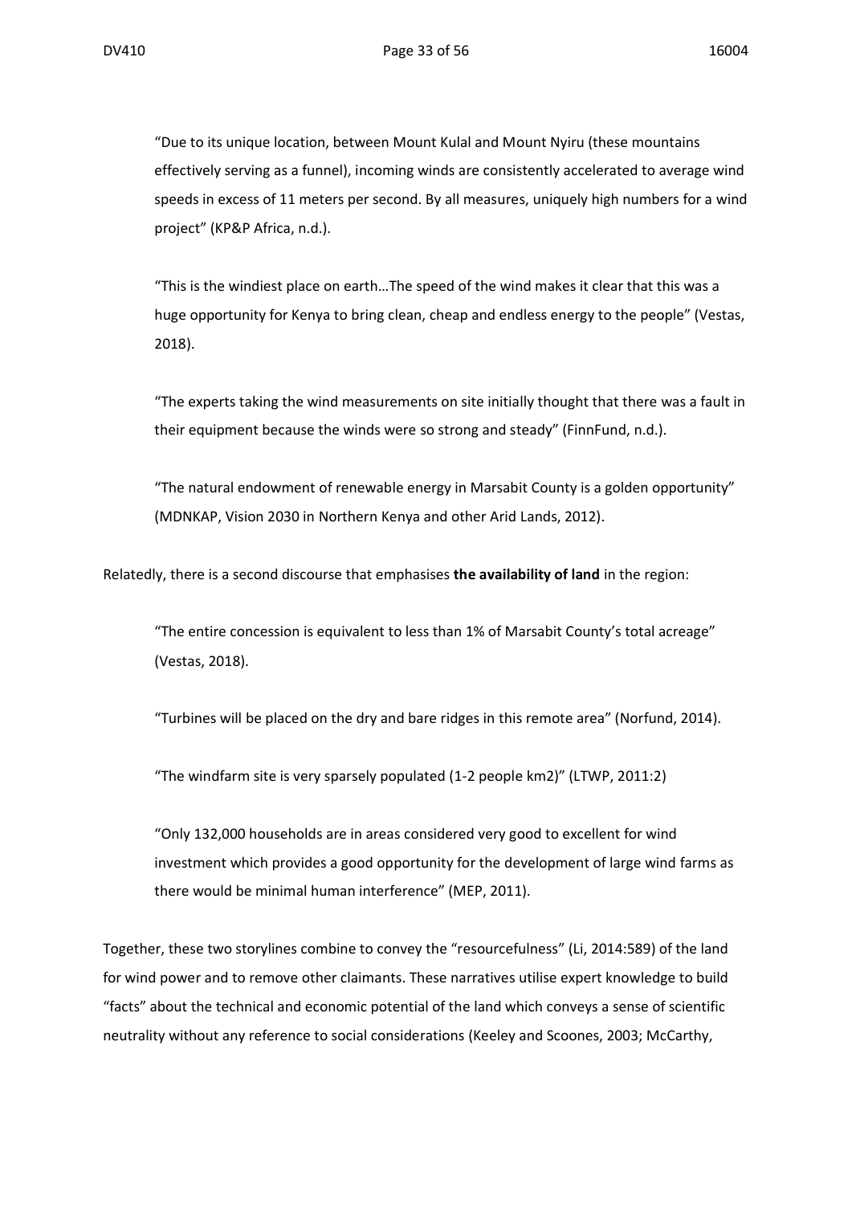> "Due to its unique location, between Mount Kulal and Mount Nyiru (these mountains effectively serving as a funnel), incoming winds are consistently accelerated to average wind speeds in excess of 11 meters per second. By all measures, uniquely high numbers for a wind project" (KP&P Africa, n.d.).

> "This is the windiest place on earth…The speed of the wind makes it clear that this was a huge opportunity for Kenya to bring clean, cheap and endless energy to the people" (Vestas, 2018).

> "The experts taking the wind measurements on site initially thought that there was a fault in their equipment because the winds were so strong and steady" (FinnFund, n.d.).

> "The natural endowment of renewable energy in Marsabit County is a golden opportunity" (MDNKAP, Vision 2030 in Northern Kenya and other Arid Lands, 2012).

Relatedly, there is a second discourse that emphasises **the availability of land** in the region:

> "The entire concession is equivalent to less than 1% of Marsabit County's total acreage" (Vestas, 2018).

> "Turbines will be placed on the dry and bare ridges in this remote area" (Norfund, 2014).

> "The windfarm site is very sparsely populated (1-2 people km2)" (LTWP, 2011:2)

> "Only 132,000 households are in areas considered very good to excellent for wind investment which provides a good opportunity for the development of large wind farms as there would be minimal human interference" (MEP, 2011).

Together, these two storylines combine to convey the "resourcefulness" (Li, 2014:589) of the land for wind power and to remove other claimants. These narratives utilise expert knowledge to build "facts" about the technical and economic potential of the land which conveys a sense of scientific neutrality without any reference to social considerations (Keeley and Scoones, 2003; McCarthy,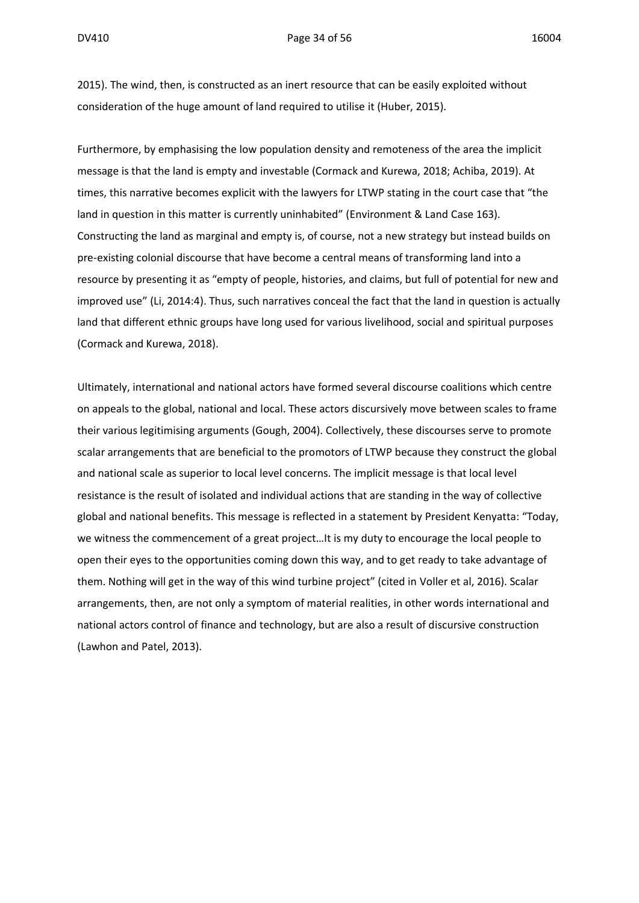2015). The wind, then, is constructed as an inert resource that can be easily exploited without consideration of the huge amount of land required to utilise it (Huber, 2015).

Furthermore, by emphasising the low population density and remoteness of the area the implicit message is that the land is empty and investable (Cormack and Kurewa, 2018; Achiba, 2019). At times, this narrative becomes explicit with the lawyers for LTWP stating in the court case that "the land in question in this matter is currently uninhabited" (Environment & Land Case 163). Constructing the land as marginal and empty is, of course, not a new strategy but instead builds on pre-existing colonial discourse that have become a central means of transforming land into a resource by presenting it as "empty of people, histories, and claims, but full of potential for new and improved use" (Li, 2014:4). Thus, such narratives conceal the fact that the land in question is actually land that different ethnic groups have long used for various livelihood, social and spiritual purposes (Cormack and Kurewa, 2018).

Ultimately, international and national actors have formed several discourse coalitions which centre on appeals to the global, national and local. These actors discursively move between scales to frame their various legitimising arguments (Gough, 2004). Collectively, these discourses serve to promote scalar arrangements that are beneficial to the promotors of LTWP because they construct the global and national scale as superior to local level concerns. The implicit message is that local level resistance is the result of isolated and individual actions that are standing in the way of collective global and national benefits. This message is reflected in a statement by President Kenyatta: "Today, we witness the commencement of a great project…It is my duty to encourage the local people to open their eyes to the opportunities coming down this way, and to get ready to take advantage of them. Nothing will get in the way of this wind turbine project" (cited in Voller et al, 2016). Scalar arrangements, then, are not only a symptom of material realities, in other words international and national actors control of finance and technology, but are also a result of discursive construction (Lawhon and Patel, 2013).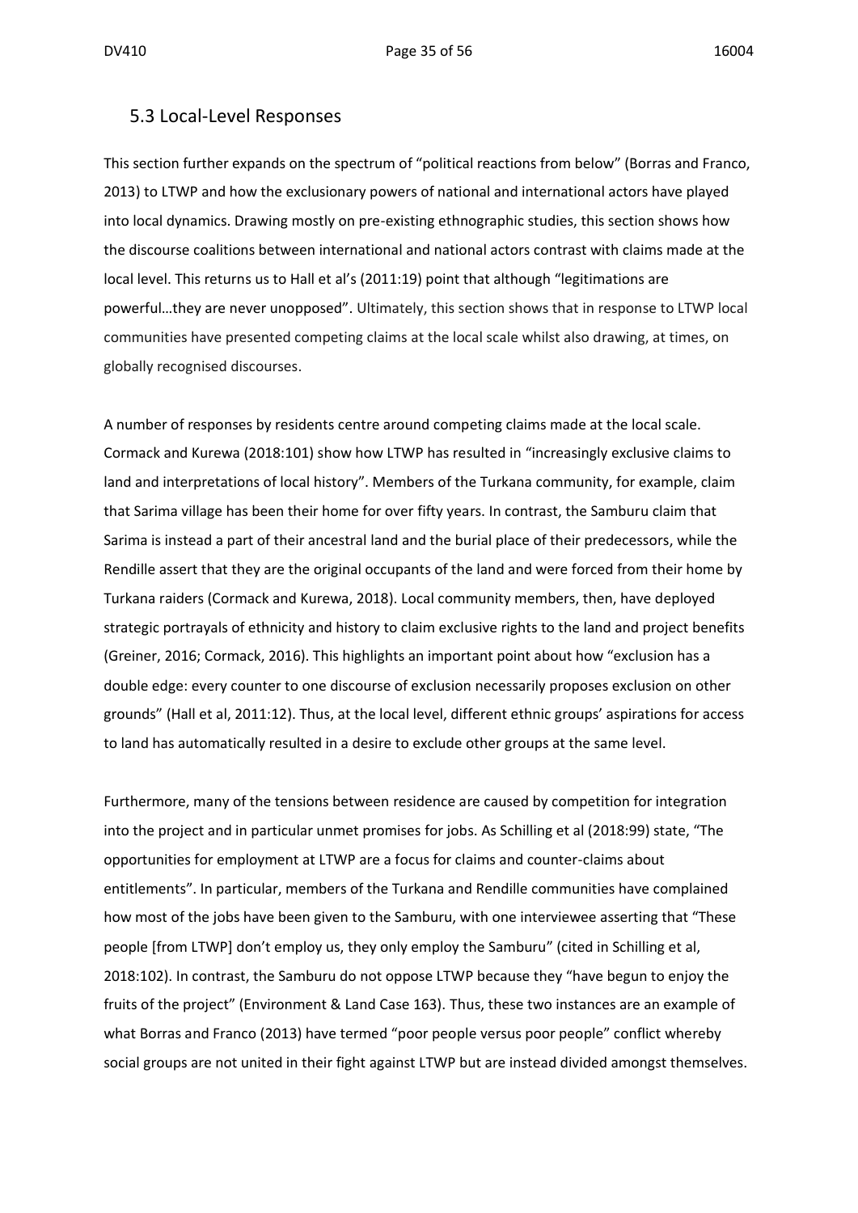## 5.3 Local-Level Responses

This section further expands on the spectrum of "political reactions from below" (Borras and Franco, 2013) to LTWP and how the exclusionary powers of national and international actors have played into local dynamics. Drawing mostly on pre-existing ethnographic studies, this section shows how the discourse coalitions between international and national actors contrast with claims made at the local level. This returns us to Hall et al's (2011:19) point that although "legitimations are powerful…they are never unopposed". Ultimately, this section shows that in response to LTWP local communities have presented competing claims at the local scale whilst also drawing, at times, on globally recognised discourses.

A number of responses by residents centre around competing claims made at the local scale. Cormack and Kurewa (2018:101) show how LTWP has resulted in "increasingly exclusive claims to land and interpretations of local history". Members of the Turkana community, for example, claim that Sarima village has been their home for over fifty years. In contrast, the Samburu claim that Sarima is instead a part of their ancestral land and the burial place of their predecessors, while the Rendille assert that they are the original occupants of the land and were forced from their home by Turkana raiders (Cormack and Kurewa, 2018). Local community members, then, have deployed strategic portrayals of ethnicity and history to claim exclusive rights to the land and project benefits (Greiner, 2016; Cormack, 2016). This highlights an important point about how "exclusion has a double edge: every counter to one discourse of exclusion necessarily proposes exclusion on other grounds" (Hall et al, 2011:12). Thus, at the local level, different ethnic groups' aspirations for access to land has automatically resulted in a desire to exclude other groups at the same level.

Furthermore, many of the tensions between residence are caused by competition for integration into the project and in particular unmet promises for jobs. As Schilling et al (2018:99) state, "The opportunities for employment at LTWP are a focus for claims and counter-claims about entitlements". In particular, members of the Turkana and Rendille communities have complained how most of the jobs have been given to the Samburu, with one interviewee asserting that "These people [from LTWP] don't employ us, they only employ the Samburu" (cited in Schilling et al, 2018:102). In contrast, the Samburu do not oppose LTWP because they "have begun to enjoy the fruits of the project" (Environment & Land Case 163). Thus, these two instances are an example of what Borras and Franco (2013) have termed "poor people versus poor people" conflict whereby social groups are not united in their fight against LTWP but are instead divided amongst themselves.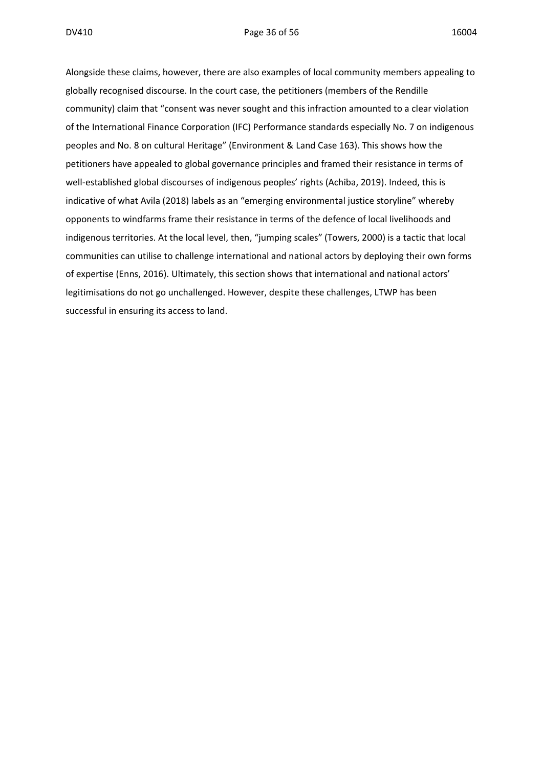Alongside these claims, however, there are also examples of local community members appealing to globally recognised discourse. In the court case, the petitioners (members of the Rendille community) claim that "consent was never sought and this infraction amounted to a clear violation of the International Finance Corporation (IFC) Performance standards especially No. 7 on indigenous peoples and No. 8 on cultural Heritage" (Environment & Land Case 163). This shows how the petitioners have appealed to global governance principles and framed their resistance in terms of well-established global discourses of indigenous peoples' rights (Achiba, 2019). Indeed, this is indicative of what Avila (2018) labels as an "emerging environmental justice storyline" whereby opponents to windfarms frame their resistance in terms of the defence of local livelihoods and indigenous territories. At the local level, then, "jumping scales" (Towers, 2000) is a tactic that local communities can utilise to challenge international and national actors by deploying their own forms of expertise (Enns, 2016). Ultimately, this section shows that international and national actors' legitimisations do not go unchallenged. However, despite these challenges, LTWP has been successful in ensuring its access to land.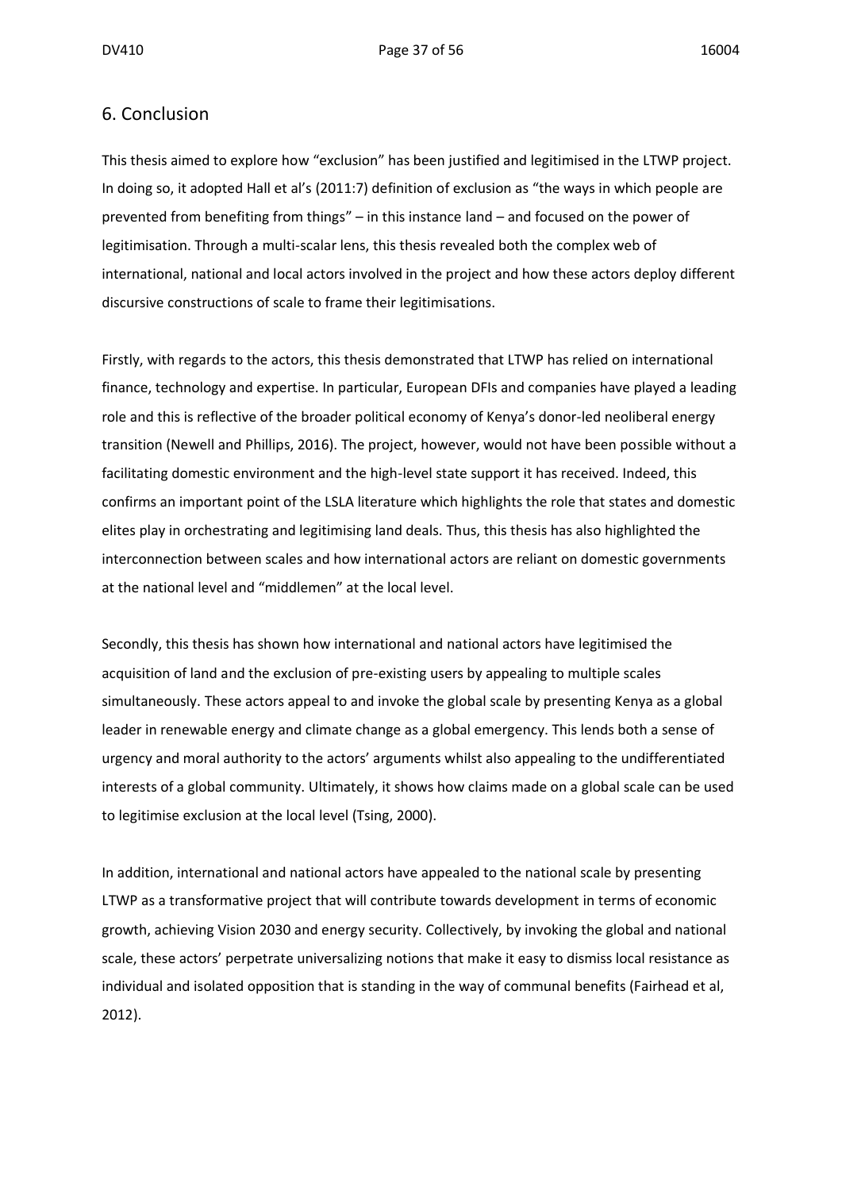## 6. Conclusion

This thesis aimed to explore how "exclusion" has been justified and legitimised in the LTWP project. In doing so, it adopted Hall et al's (2011:7) definition of exclusion as "the ways in which people are prevented from benefiting from things" – in this instance land – and focused on the power of legitimisation. Through a multi-scalar lens, this thesis revealed both the complex web of international, national and local actors involved in the project and how these actors deploy different discursive constructions of scale to frame their legitimisations.

Firstly, with regards to the actors, this thesis demonstrated that LTWP has relied on international finance, technology and expertise. In particular, European DFIs and companies have played a leading role and this is reflective of the broader political economy of Kenya's donor-led neoliberal energy transition (Newell and Phillips, 2016). The project, however, would not have been possible without a facilitating domestic environment and the high-level state support it has received. Indeed, this confirms an important point of the LSLA literature which highlights the role that states and domestic elites play in orchestrating and legitimising land deals. Thus, this thesis has also highlighted the interconnection between scales and how international actors are reliant on domestic governments at the national level and "middlemen" at the local level.

Secondly, this thesis has shown how international and national actors have legitimised the acquisition of land and the exclusion of pre-existing users by appealing to multiple scales simultaneously. These actors appeal to and invoke the global scale by presenting Kenya as a global leader in renewable energy and climate change as a global emergency. This lends both a sense of urgency and moral authority to the actors' arguments whilst also appealing to the undifferentiated interests of a global community. Ultimately, it shows how claims made on a global scale can be used to legitimise exclusion at the local level (Tsing, 2000).

In addition, international and national actors have appealed to the national scale by presenting LTWP as a transformative project that will contribute towards development in terms of economic growth, achieving Vision 2030 and energy security. Collectively, by invoking the global and national scale, these actors' perpetrate universalizing notions that make it easy to dismiss local resistance as individual and isolated opposition that is standing in the way of communal benefits (Fairhead et al, 2012).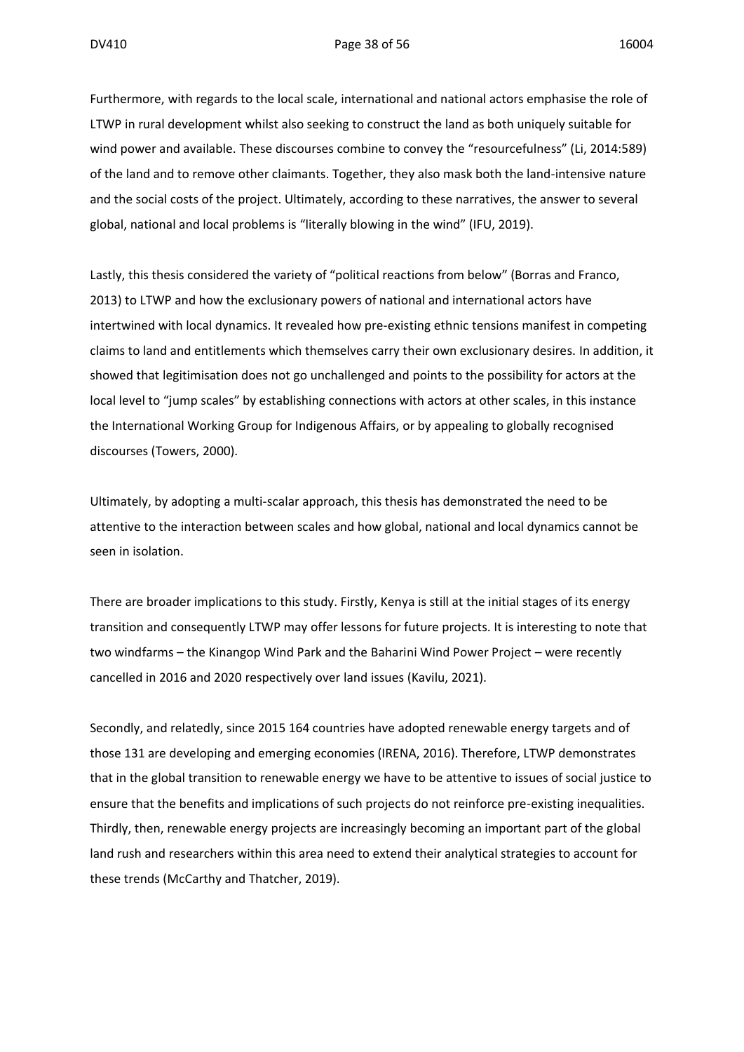Furthermore, with regards to the local scale, international and national actors emphasise the role of LTWP in rural development whilst also seeking to construct the land as both uniquely suitable for wind power and available. These discourses combine to convey the "resourcefulness" (Li, 2014:589) of the land and to remove other claimants. Together, they also mask both the land-intensive nature and the social costs of the project. Ultimately, according to these narratives, the answer to several global, national and local problems is "literally blowing in the wind" (IFU, 2019).

Lastly, this thesis considered the variety of "political reactions from below" (Borras and Franco, 2013) to LTWP and how the exclusionary powers of national and international actors have intertwined with local dynamics. It revealed how pre-existing ethnic tensions manifest in competing claims to land and entitlements which themselves carry their own exclusionary desires. In addition, it showed that legitimisation does not go unchallenged and points to the possibility for actors at the local level to "jump scales" by establishing connections with actors at other scales, in this instance the International Working Group for Indigenous Affairs, or by appealing to globally recognised discourses (Towers, 2000).

Ultimately, by adopting a multi-scalar approach, this thesis has demonstrated the need to be attentive to the interaction between scales and how global, national and local dynamics cannot be seen in isolation.

There are broader implications to this study. Firstly, Kenya is still at the initial stages of its energy transition and consequently LTWP may offer lessons for future projects. It is interesting to note that two windfarms – the Kinangop Wind Park and the Baharini Wind Power Project – were recently cancelled in 2016 and 2020 respectively over land issues (Kavilu, 2021).

Secondly, and relatedly, since 2015 164 countries have adopted renewable energy targets and of those 131 are developing and emerging economies (IRENA, 2016). Therefore, LTWP demonstrates that in the global transition to renewable energy we have to be attentive to issues of social justice to ensure that the benefits and implications of such projects do not reinforce pre-existing inequalities. Thirdly, then, renewable energy projects are increasingly becoming an important part of the global land rush and researchers within this area need to extend their analytical strategies to account for these trends (McCarthy and Thatcher, 2019).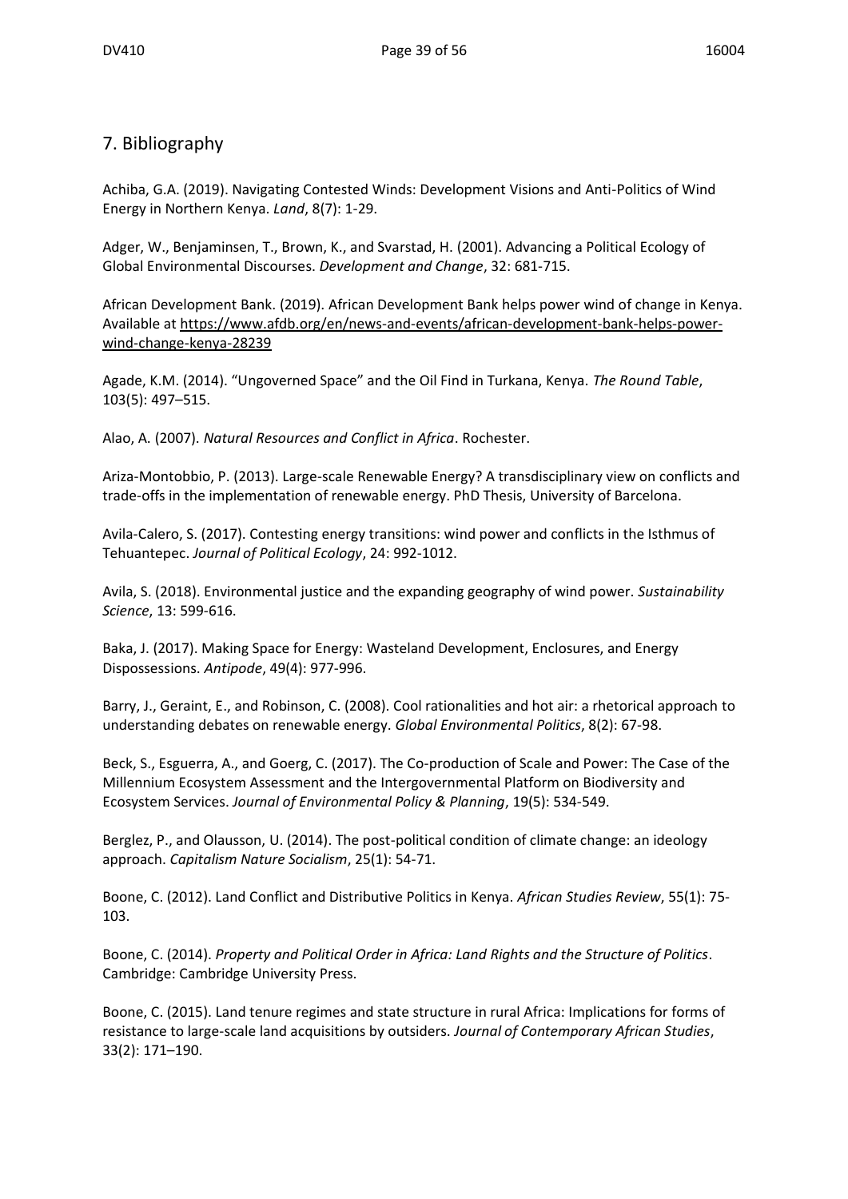## 7. Bibliography

Achiba, G.A. (2019). Navigating Contested Winds: Development Visions and Anti-Politics of Wind Energy in Northern Kenya. *Land*, 8(7): 1-29.

Adger, W., Benjaminsen, T., Brown, K., and Svarstad, H. (2001). Advancing a Political Ecology of Global Environmental Discourses. *Development and Change*, 32: 681-715.

African Development Bank. (2019). African Development Bank helps power wind of change in Kenya. Available at https://www.afdb.org/en/news-and-events/african-development-bank-helps-power-wind-change-kenya-28239

Agade, K.M. (2014). "Ungoverned Space" and the Oil Find in Turkana, Kenya. *The Round Table*, 103(5): 497–515.

Alao, A. (2007). *Natural Resources and Conflict in Africa*. Rochester.

Ariza-Montobbio, P. (2013). Large-scale Renewable Energy? A transdisciplinary view on conflicts and trade-offs in the implementation of renewable energy. PhD Thesis, University of Barcelona.

Avila-Calero, S. (2017). Contesting energy transitions: wind power and conflicts in the Isthmus of Tehuantepec. *Journal of Political Ecology*, 24: 992-1012.

Avila, S. (2018). Environmental justice and the expanding geography of wind power. *Sustainability Science*, 13: 599-616.

Baka, J. (2017). Making Space for Energy: Wasteland Development, Enclosures, and Energy Dispossessions. *Antipode*, 49(4): 977-996.

Barry, J., Geraint, E., and Robinson, C. (2008). Cool rationalities and hot air: a rhetorical approach to understanding debates on renewable energy. *Global Environmental Politics*, 8(2): 67-98.

Beck, S., Esguerra, A., and Goerg, C. (2017). The Co-production of Scale and Power: The Case of the Millennium Ecosystem Assessment and the Intergovernmental Platform on Biodiversity and Ecosystem Services. *Journal of Environmental Policy & Planning*, 19(5): 534-549.

Berglez, P., and Olausson, U. (2014). The post-political condition of climate change: an ideology approach. *Capitalism Nature Socialism*, 25(1): 54-71.

Boone, C. (2012). Land Conflict and Distributive Politics in Kenya. *African Studies Review*, 55(1): 75-103.

Boone, C. (2014). *Property and Political Order in Africa: Land Rights and the Structure of Politics*. Cambridge: Cambridge University Press.

Boone, C. (2015). Land tenure regimes and state structure in rural Africa: Implications for forms of resistance to large-scale land acquisitions by outsiders. *Journal of Contemporary African Studies*, 33(2): 171–190.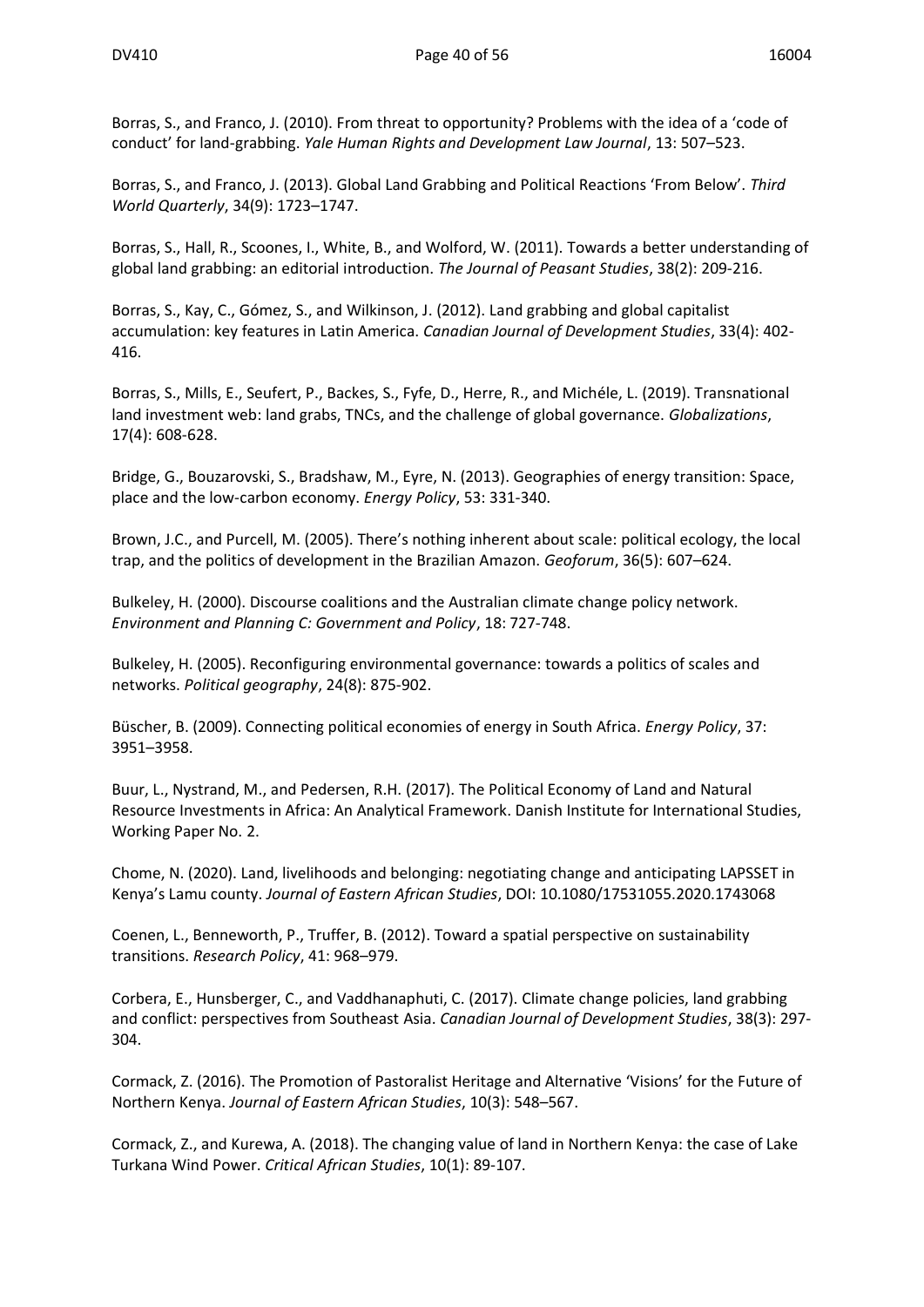Borras, S., and Franco, J. (2010). From threat to opportunity? Problems with the idea of a 'code of conduct' for land-grabbing. *Yale Human Rights and Development Law Journal*, 13: 507–523.

Borras, S., and Franco, J. (2013). Global Land Grabbing and Political Reactions 'From Below'. *Third World Quarterly*, 34(9): 1723–1747.

Borras, S., Hall, R., Scoones, I., White, B., and Wolford, W. (2011). Towards a better understanding of global land grabbing: an editorial introduction. *The Journal of Peasant Studies*, 38(2): 209-216.

Borras, S., Kay, C., Gómez, S., and Wilkinson, J. (2012). Land grabbing and global capitalist accumulation: key features in Latin America. *Canadian Journal of Development Studies*, 33(4): 402-416.

Borras, S., Mills, E., Seufert, P., Backes, S., Fyfe, D., Herre, R., and Michéle, L. (2019). Transnational land investment web: land grabs, TNCs, and the challenge of global governance. *Globalizations*, 17(4): 608-628.

Bridge, G., Bouzarovski, S., Bradshaw, M., Eyre, N. (2013). Geographies of energy transition: Space, place and the low-carbon economy. *Energy Policy*, 53: 331-340.

Brown, J.C., and Purcell, M. (2005). There's nothing inherent about scale: political ecology, the local trap, and the politics of development in the Brazilian Amazon. *Geoforum*, 36(5): 607–624.

Bulkeley, H. (2000). Discourse coalitions and the Australian climate change policy network. *Environment and Planning C: Government and Policy*, 18: 727-748.

Bulkeley, H. (2005). Reconfiguring environmental governance: towards a politics of scales and networks. *Political geography*, 24(8): 875-902.

Büscher, B. (2009). Connecting political economies of energy in South Africa. *Energy Policy*, 37: 3951–3958.

Buur, L., Nystrand, M., and Pedersen, R.H. (2017). The Political Economy of Land and Natural Resource Investments in Africa: An Analytical Framework. Danish Institute for International Studies, Working Paper No. 2.

Chome, N. (2020). Land, livelihoods and belonging: negotiating change and anticipating LAPSSET in Kenya's Lamu county. *Journal of Eastern African Studies*, DOI: 10.1080/17531055.2020.1743068

Coenen, L., Benneworth, P., Truffer, B. (2012). Toward a spatial perspective on sustainability transitions. *Research Policy*, 41: 968–979.

Corbera, E., Hunsberger, C., and Vaddhanaphuti, C. (2017). Climate change policies, land grabbing and conflict: perspectives from Southeast Asia. *Canadian Journal of Development Studies*, 38(3): 297-304.

Cormack, Z. (2016). The Promotion of Pastoralist Heritage and Alternative 'Visions' for the Future of Northern Kenya. *Journal of Eastern African Studies*, 10(3): 548–567.

Cormack, Z., and Kurewa, A. (2018). The changing value of land in Northern Kenya: the case of Lake Turkana Wind Power. *Critical African Studies*, 10(1): 89-107.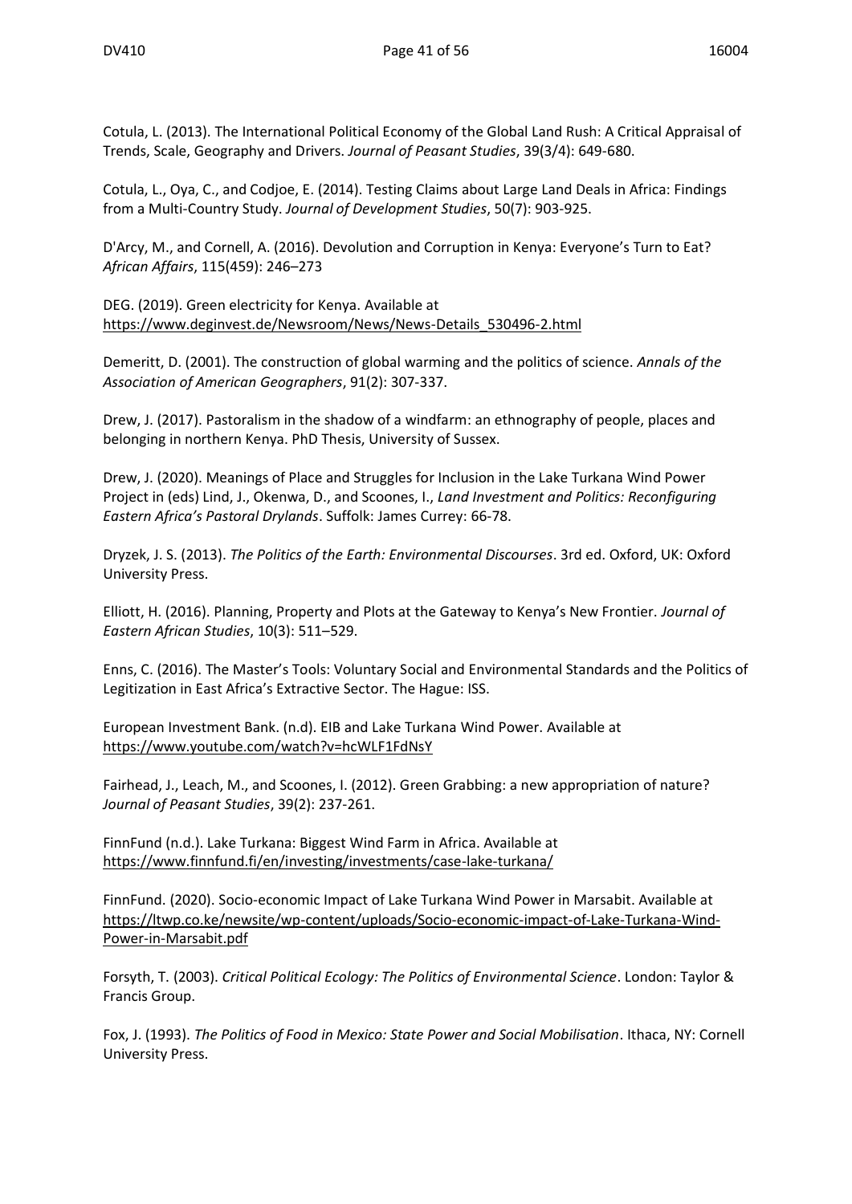Cotula, L. (2013). The International Political Economy of the Global Land Rush: A Critical Appraisal of Trends, Scale, Geography and Drivers. *Journal of Peasant Studies*, 39(3/4): 649-680.

Cotula, L., Oya, C., and Codjoe, E. (2014). Testing Claims about Large Land Deals in Africa: Findings from a Multi-Country Study. *Journal of Development Studies*, 50(7): 903-925.

D'Arcy, M., and Cornell, A. (2016). Devolution and Corruption in Kenya: Everyone's Turn to Eat? *African Affairs*, 115(459): 246–273

DEG. (2019). Green electricity for Kenya. Available at https://www.deginvest.de/Newsroom/News/News-Details_530496-2.html

Demeritt, D. (2001). The construction of global warming and the politics of science. *Annals of the Association of American Geographers*, 91(2): 307-337.

Drew, J. (2017). Pastoralism in the shadow of a windfarm: an ethnography of people, places and belonging in northern Kenya. PhD Thesis, University of Sussex.

Drew, J. (2020). Meanings of Place and Struggles for Inclusion in the Lake Turkana Wind Power Project in (eds) Lind, J., Okenwa, D., and Scoones, I., *Land Investment and Politics: Reconfiguring Eastern Africa's Pastoral Drylands*. Suffolk: James Currey: 66-78.

Dryzek, J. S. (2013). *The Politics of the Earth: Environmental Discourses*. 3rd ed. Oxford, UK: Oxford University Press.

Elliott, H. (2016). Planning, Property and Plots at the Gateway to Kenya's New Frontier. *Journal of Eastern African Studies*, 10(3): 511–529.

Enns, C. (2016). The Master's Tools: Voluntary Social and Environmental Standards and the Politics of Legitization in East Africa's Extractive Sector. The Hague: ISS.

European Investment Bank. (n.d). EIB and Lake Turkana Wind Power. Available at https://www.youtube.com/watch?v=hcWLF1FdNsY

Fairhead, J., Leach, M., and Scoones, I. (2012). Green Grabbing: a new appropriation of nature? *Journal of Peasant Studies*, 39(2): 237-261.

FinnFund (n.d.). Lake Turkana: Biggest Wind Farm in Africa. Available at https://www.finnfund.fi/en/investing/investments/case-lake-turkana/

FinnFund. (2020). Socio-economic Impact of Lake Turkana Wind Power in Marsabit. Available at https://ltwp.co.ke/newsite/wp-content/uploads/Socio-economic-impact-of-Lake-Turkana-Wind-Power-in-Marsabit.pdf

Forsyth, T. (2003). *Critical Political Ecology: The Politics of Environmental Science*. London: Taylor & Francis Group.

Fox, J. (1993). *The Politics of Food in Mexico: State Power and Social Mobilisation*. Ithaca, NY: Cornell University Press.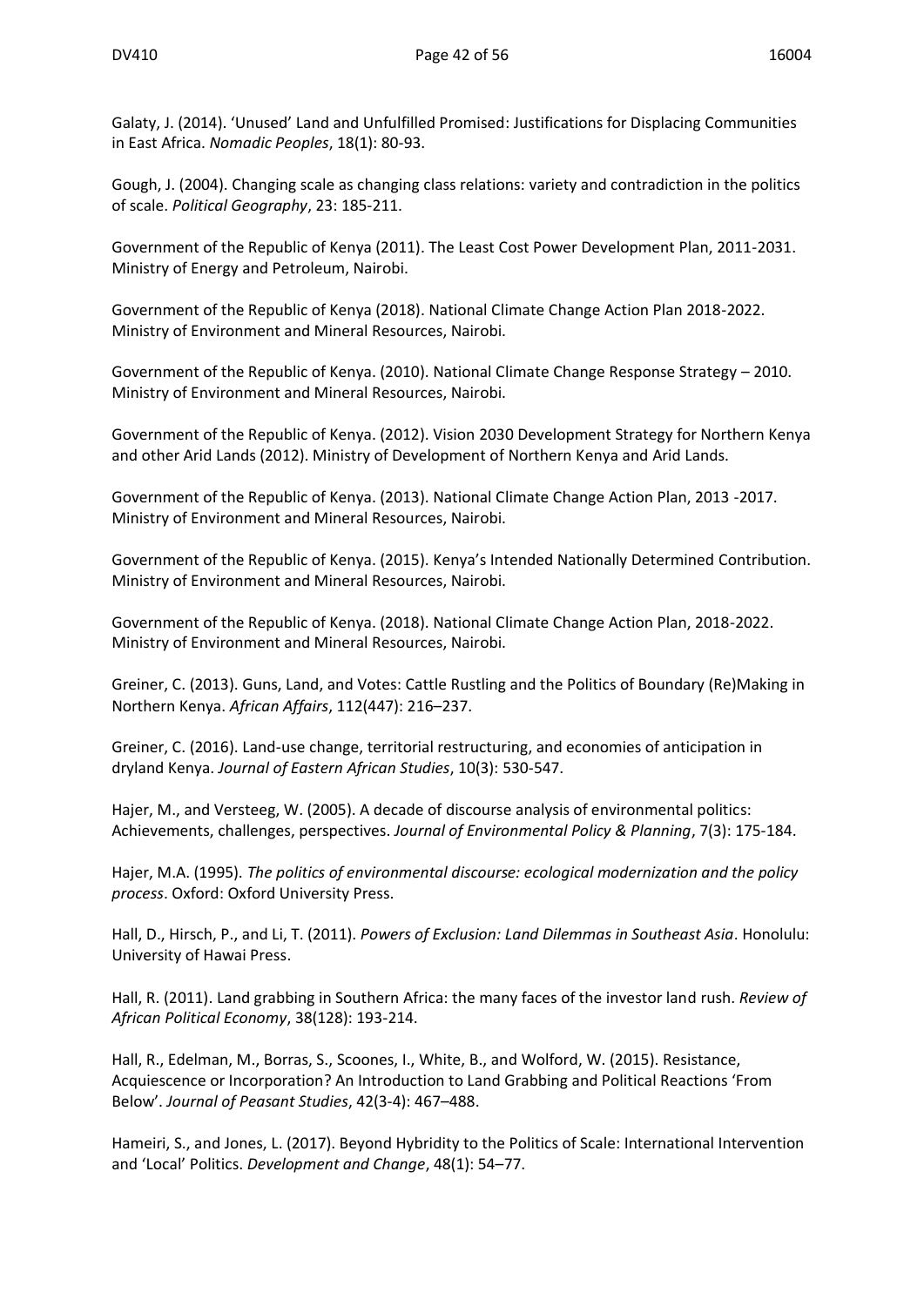Galaty, J. (2014). 'Unused' Land and Unfulfilled Promised: Justifications for Displacing Communities in East Africa. *Nomadic Peoples*, 18(1): 80-93.

Gough, J. (2004). Changing scale as changing class relations: variety and contradiction in the politics of scale. *Political Geography*, 23: 185-211.

Government of the Republic of Kenya (2011). The Least Cost Power Development Plan, 2011-2031. Ministry of Energy and Petroleum, Nairobi.

Government of the Republic of Kenya (2018). National Climate Change Action Plan 2018-2022. Ministry of Environment and Mineral Resources, Nairobi.

Government of the Republic of Kenya. (2010). National Climate Change Response Strategy – 2010. Ministry of Environment and Mineral Resources, Nairobi.

Government of the Republic of Kenya. (2012). Vision 2030 Development Strategy for Northern Kenya and other Arid Lands (2012). Ministry of Development of Northern Kenya and Arid Lands.

Government of the Republic of Kenya. (2013). National Climate Change Action Plan, 2013 -2017. Ministry of Environment and Mineral Resources, Nairobi.

Government of the Republic of Kenya. (2015). Kenya's Intended Nationally Determined Contribution. Ministry of Environment and Mineral Resources, Nairobi.

Government of the Republic of Kenya. (2018). National Climate Change Action Plan, 2018-2022. Ministry of Environment and Mineral Resources, Nairobi.

Greiner, C. (2013). Guns, Land, and Votes: Cattle Rustling and the Politics of Boundary (Re)Making in Northern Kenya. *African Affairs*, 112(447): 216–237.

Greiner, C. (2016). Land-use change, territorial restructuring, and economies of anticipation in dryland Kenya. *Journal of Eastern African Studies*, 10(3): 530-547.

Hajer, M., and Versteeg, W. (2005). A decade of discourse analysis of environmental politics: Achievements, challenges, perspectives. *Journal of Environmental Policy & Planning*, 7(3): 175-184.

Hajer, M.A. (1995). *The politics of environmental discourse: ecological modernization and the policy process*. Oxford: Oxford University Press.

Hall, D., Hirsch, P., and Li, T. (2011). *Powers of Exclusion: Land Dilemmas in Southeast Asia*. Honolulu: University of Hawai Press.

Hall, R. (2011). Land grabbing in Southern Africa: the many faces of the investor land rush. *Review of African Political Economy*, 38(128): 193-214.

Hall, R., Edelman, M., Borras, S., Scoones, I., White, B., and Wolford, W. (2015). Resistance, Acquiescence or Incorporation? An Introduction to Land Grabbing and Political Reactions 'From Below'. *Journal of Peasant Studies*, 42(3-4): 467–488.

Hameiri, S., and Jones, L. (2017). Beyond Hybridity to the Politics of Scale: International Intervention and 'Local' Politics. *Development and Change*, 48(1): 54–77.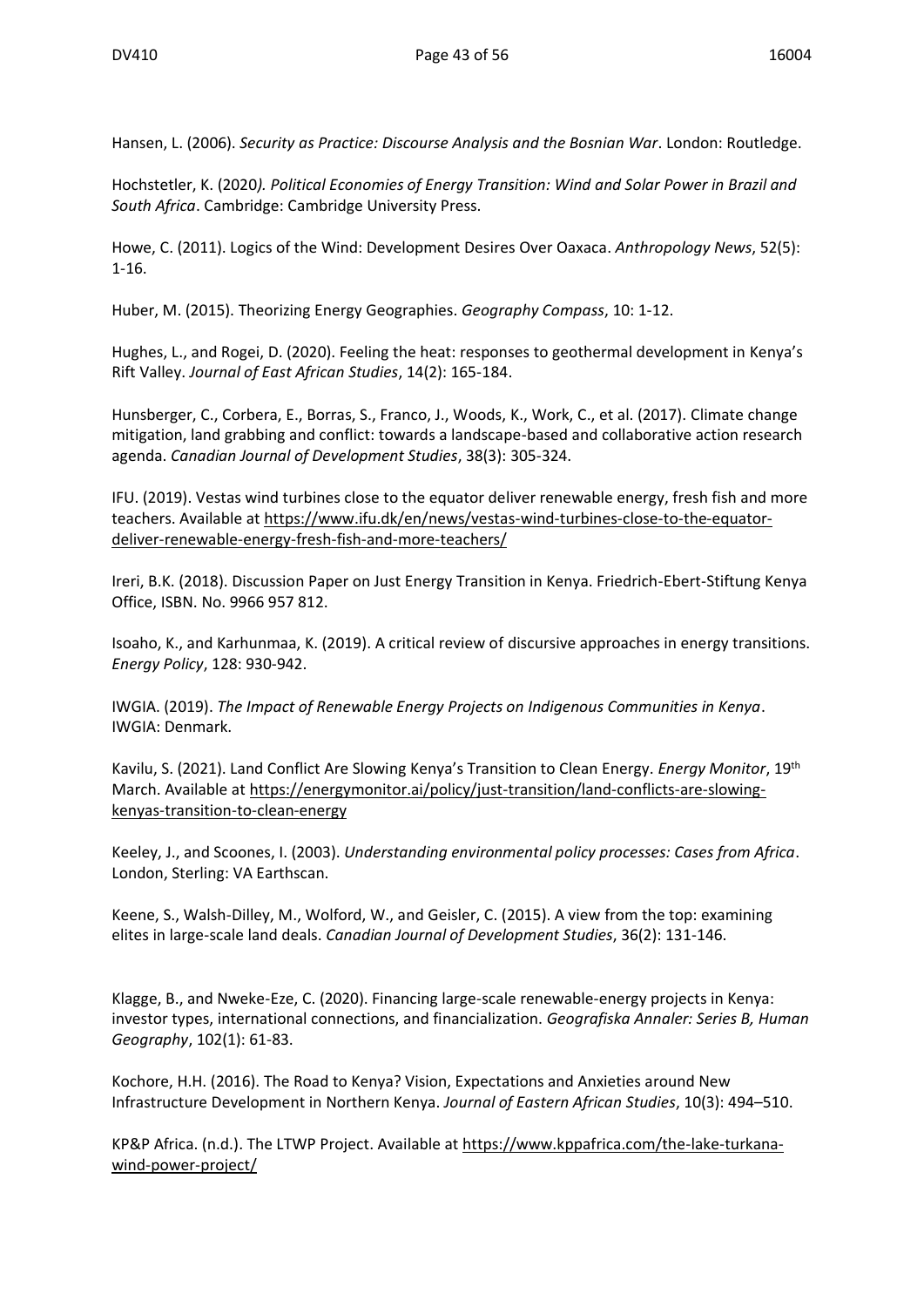Hansen, L. (2006). *Security as Practice: Discourse Analysis and the Bosnian War*. London: Routledge.

Hochstetler, K. (2020*). Political Economies of Energy Transition: Wind and Solar Power in Brazil and South Africa*. Cambridge: Cambridge University Press.

Howe, C. (2011). Logics of the Wind: Development Desires Over Oaxaca. *Anthropology News*, 52(5): 1-16.

Huber, M. (2015). Theorizing Energy Geographies. *Geography Compass*, 10: 1-12.

Hughes, L., and Rogei, D. (2020). Feeling the heat: responses to geothermal development in Kenya's Rift Valley. *Journal of East African Studies*, 14(2): 165-184.

Hunsberger, C., Corbera, E., Borras, S., Franco, J., Woods, K., Work, C., et al. (2017). Climate change mitigation, land grabbing and conflict: towards a landscape-based and collaborative action research agenda. *Canadian Journal of Development Studies*, 38(3): 305-324.

IFU. (2019). Vestas wind turbines close to the equator deliver renewable energy, fresh fish and more teachers. Available at https://www.ifu.dk/en/news/vestas-wind-turbines-close-to-the-equator-deliver-renewable-energy-fresh-fish-and-more-teachers/

Ireri, B.K. (2018). Discussion Paper on Just Energy Transition in Kenya. Friedrich-Ebert-Stiftung Kenya Office, ISBN. No. 9966 957 812.

Isoaho, K., and Karhunmaa, K. (2019). A critical review of discursive approaches in energy transitions. *Energy Policy*, 128: 930-942.

IWGIA. (2019). *The Impact of Renewable Energy Projects on Indigenous Communities in Kenya*. IWGIA: Denmark.

Kavilu, S. (2021). Land Conflict Are Slowing Kenya's Transition to Clean Energy. *Energy Monitor*, 19th March. Available at https://energymonitor.ai/policy/just-transition/land-conflicts-are-slowing-kenyas-transition-to-clean-energy

Keeley, J., and Scoones, I. (2003). *Understanding environmental policy processes: Cases from Africa*. London, Sterling: VA Earthscan.

Keene, S., Walsh-Dilley, M., Wolford, W., and Geisler, C. (2015). A view from the top: examining elites in large-scale land deals. *Canadian Journal of Development Studies*, 36(2): 131-146.

Klagge, B., and Nweke-Eze, C. (2020). Financing large-scale renewable-energy projects in Kenya: investor types, international connections, and financialization. *Geografiska Annaler: Series B, Human Geography*, 102(1): 61-83.

Kochore, H.H. (2016). The Road to Kenya? Vision, Expectations and Anxieties around New Infrastructure Development in Northern Kenya. *Journal of Eastern African Studies*, 10(3): 494–510.

KP&P Africa. (n.d.). The LTWP Project. Available at https://www.kppafrica.com/the-lake-turkana-wind-power-project/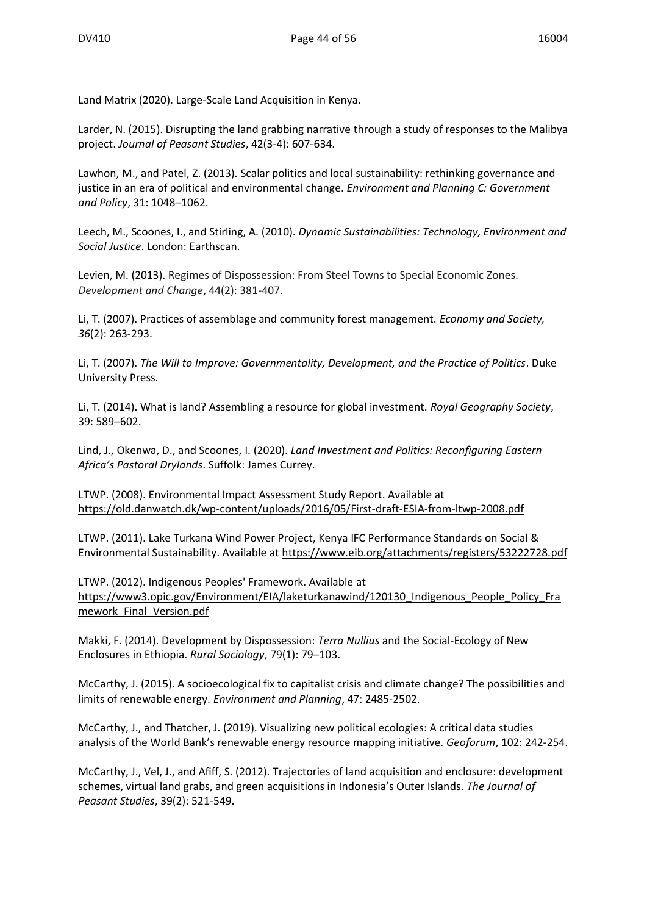Land Matrix (2020). Large-Scale Land Acquisition in Kenya.

Larder, N. (2015). Disrupting the land grabbing narrative through a study of responses to the Malibya project. *Journal of Peasant Studies*, 42(3-4): 607-634.

Lawhon, M., and Patel, Z. (2013). Scalar politics and local sustainability: rethinking governance and justice in an era of political and environmental change. *Environment and Planning C: Government and Policy*, 31: 1048–1062.

Leech, M., Scoones, I., and Stirling, A. (2010). *Dynamic Sustainabilities: Technology, Environment and Social Justice*. London: Earthscan.

Levien, M. (2013). Regimes of Dispossession: From Steel Towns to Special Economic Zones. *Development and Change*, 44(2): 381-407.

Li, T. (2007). Practices of assemblage and community forest management. *Economy and Society, 36*(2): 263-293.

Li, T. (2007). *The Will to Improve: Governmentality, Development, and the Practice of Politics*. Duke University Press.

Li, T. (2014). What is land? Assembling a resource for global investment. *Royal Geography Society*, 39: 589–602.

Lind, J., Okenwa, D., and Scoones, I. (2020). *Land Investment and Politics: Reconfiguring Eastern Africa's Pastoral Drylands*. Suffolk: James Currey.

LTWP. (2008). Environmental Impact Assessment Study Report. Available at https://old.danwatch.dk/wp-content/uploads/2016/05/First-draft-ESIA-from-ltwp-2008.pdf

LTWP. (2011). Lake Turkana Wind Power Project, Kenya IFC Performance Standards on Social & Environmental Sustainability. Available at https://www.eib.org/attachments/registers/53222728.pdf

LTWP. (2012). Indigenous Peoples' Framework. Available at https://www3.opic.gov/Environment/EIA/laketurkanawind/120130_Indigenous_People_Policy_Framework_Final_Version.pdf

Makki, F. (2014). Development by Dispossession: *Terra Nullius* and the Social-Ecology of New Enclosures in Ethiopia. *Rural Sociology*, 79(1): 79–103.

McCarthy, J. (2015). A socioecological fix to capitalist crisis and climate change? The possibilities and limits of renewable energy. *Environment and Planning*, 47: 2485-2502.

McCarthy, J., and Thatcher, J. (2019). Visualizing new political ecologies: A critical data studies analysis of the World Bank's renewable energy resource mapping initiative. *Geoforum*, 102: 242-254.

McCarthy, J., Vel, J., and Afiff, S. (2012). Trajectories of land acquisition and enclosure: development schemes, virtual land grabs, and green acquisitions in Indonesia's Outer Islands. *The Journal of Peasant Studies*, 39(2): 521-549.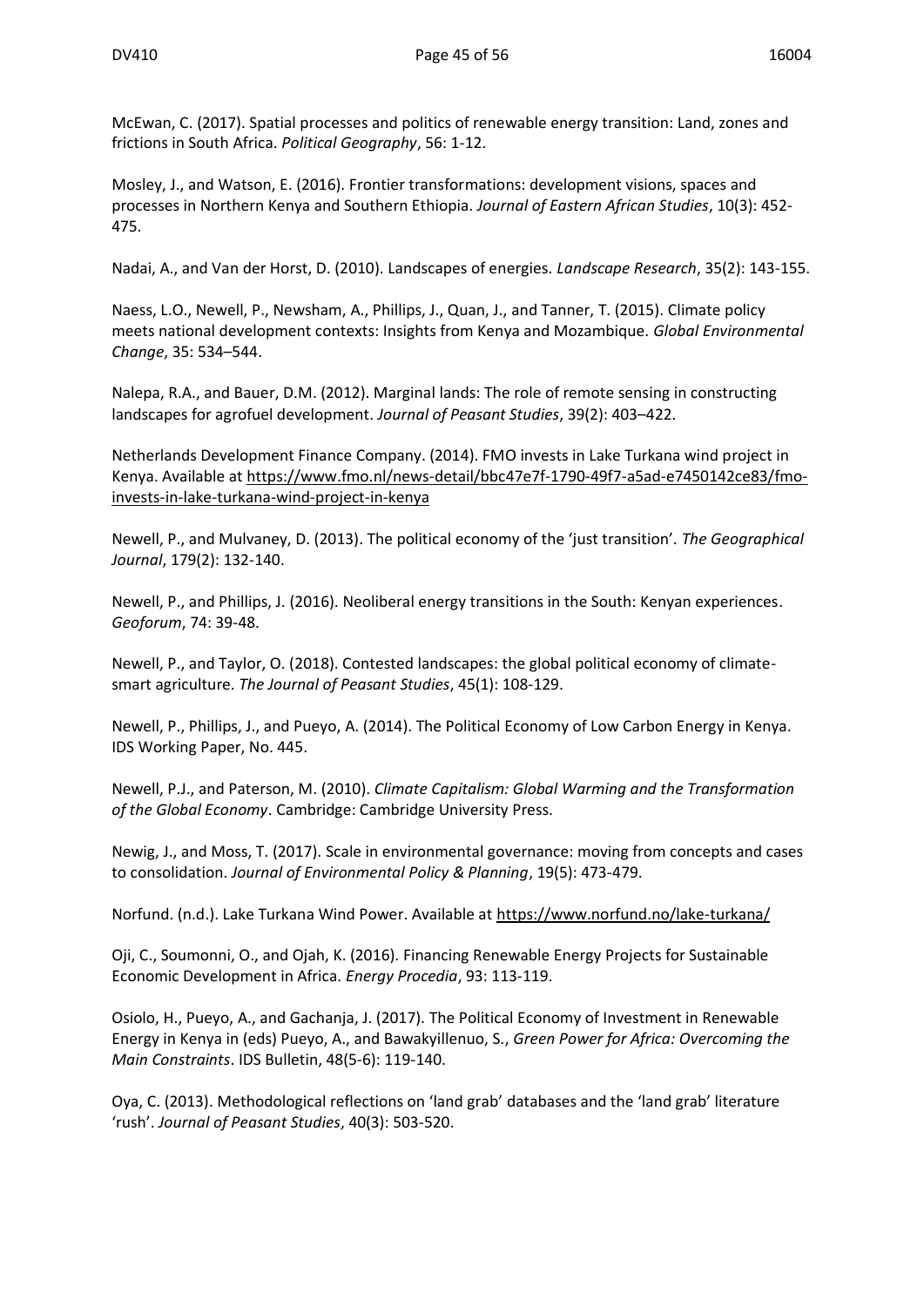McEwan, C. (2017). Spatial processes and politics of renewable energy transition: Land, zones and frictions in South Africa. *Political Geography*, 56: 1-12.

Mosley, J., and Watson, E. (2016). Frontier transformations: development visions, spaces and processes in Northern Kenya and Southern Ethiopia. *Journal of Eastern African Studies*, 10(3): 452-475.

Nadai, A., and Van der Horst, D. (2010). Landscapes of energies. *Landscape Research*, 35(2): 143-155.

Naess, L.O., Newell, P., Newsham, A., Phillips, J., Quan, J., and Tanner, T. (2015). Climate policy meets national development contexts: Insights from Kenya and Mozambique. *Global Environmental Change*, 35: 534–544.

Nalepa, R.A., and Bauer, D.M. (2012). Marginal lands: The role of remote sensing in constructing landscapes for agrofuel development. *Journal of Peasant Studies*, 39(2): 403–422.

Netherlands Development Finance Company. (2014). FMO invests in Lake Turkana wind project in Kenya. Available at https://www.fmo.nl/news-detail/bbc47e7f-1790-49f7-a5ad-e7450142ce83/fmo-invests-in-lake-turkana-wind-project-in-kenya

Newell, P., and Mulvaney, D. (2013). The political economy of the 'just transition'. *The Geographical Journal*, 179(2): 132-140.

Newell, P., and Phillips, J. (2016). Neoliberal energy transitions in the South: Kenyan experiences. *Geoforum*, 74: 39-48.

Newell, P., and Taylor, O. (2018). Contested landscapes: the global political economy of climate-smart agriculture. *The Journal of Peasant Studies*, 45(1): 108-129.

Newell, P., Phillips, J., and Pueyo, A. (2014). The Political Economy of Low Carbon Energy in Kenya. IDS Working Paper, No. 445.

Newell, P.J., and Paterson, M. (2010). *Climate Capitalism: Global Warming and the Transformation of the Global Economy*. Cambridge: Cambridge University Press.

Newig, J., and Moss, T. (2017). Scale in environmental governance: moving from concepts and cases to consolidation. *Journal of Environmental Policy & Planning*, 19(5): 473-479.

Norfund. (n.d.). Lake Turkana Wind Power. Available at https://www.norfund.no/lake-turkana/

Oji, C., Soumonni, O., and Ojah, K. (2016). Financing Renewable Energy Projects for Sustainable Economic Development in Africa. *Energy Procedia*, 93: 113-119.

Osiolo, H., Pueyo, A., and Gachanja, J. (2017). The Political Economy of Investment in Renewable Energy in Kenya in (eds) Pueyo, A., and Bawakyillenuo, S., *Green Power for Africa: Overcoming the Main Constraints*. IDS Bulletin, 48(5-6): 119-140.

Oya, C. (2013). Methodological reflections on 'land grab' databases and the 'land grab' literature 'rush'. *Journal of Peasant Studies*, 40(3): 503-520.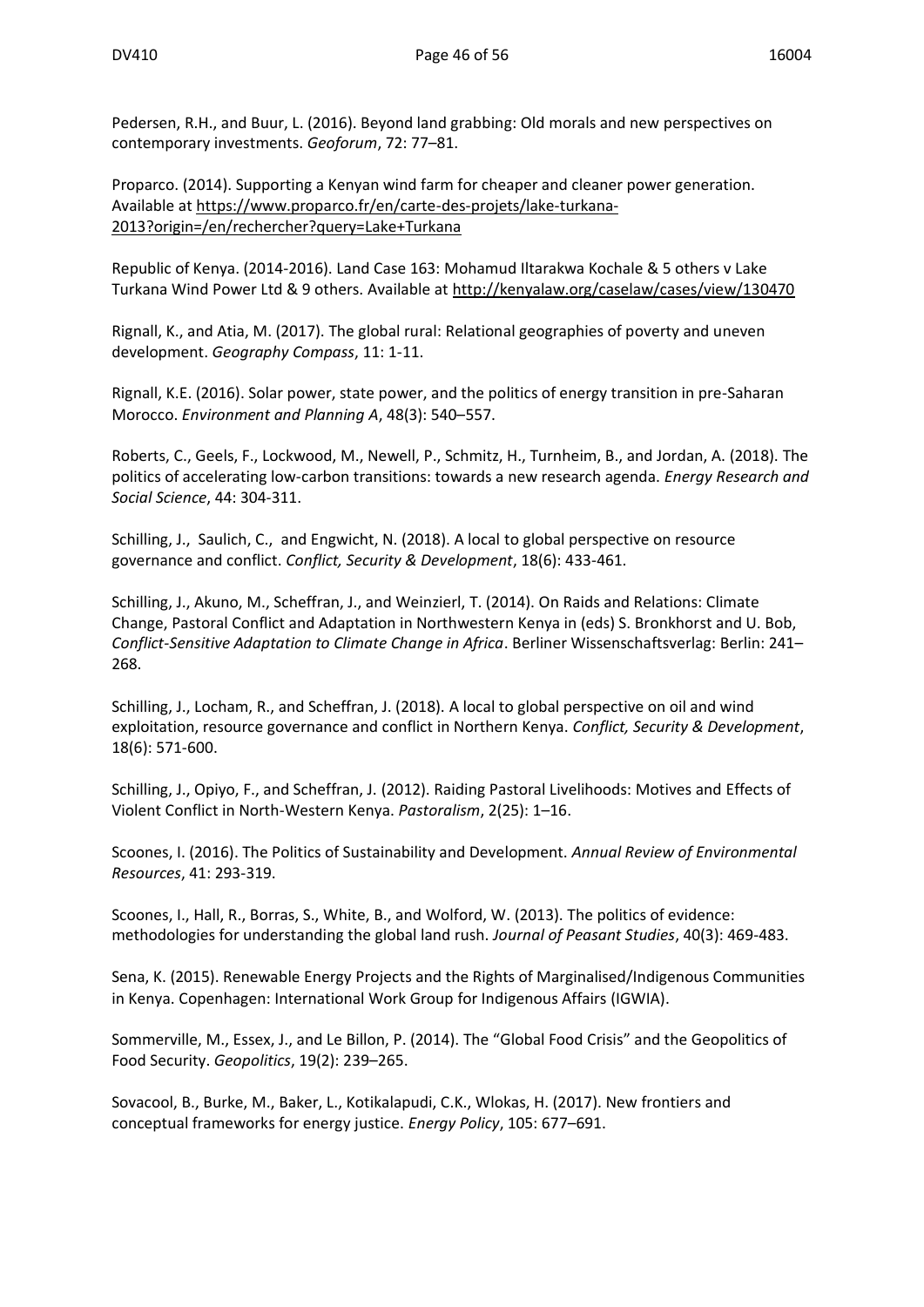Pedersen, R.H., and Buur, L. (2016). Beyond land grabbing: Old morals and new perspectives on contemporary investments. *Geoforum*, 72: 77–81.

Proparco. (2014). Supporting a Kenyan wind farm for cheaper and cleaner power generation. Available at https://www.proparco.fr/en/carte-des-projets/lake-turkana-2013?origin=/en/rechercher?query=Lake+Turkana

Republic of Kenya. (2014-2016). Land Case 163: Mohamud Iltarakwa Kochale & 5 others v Lake Turkana Wind Power Ltd & 9 others. Available at http://kenyalaw.org/caselaw/cases/view/130470

Rignall, K., and Atia, M. (2017). The global rural: Relational geographies of poverty and uneven development. *Geography Compass*, 11: 1-11.

Rignall, K.E. (2016). Solar power, state power, and the politics of energy transition in pre-Saharan Morocco. *Environment and Planning A*, 48(3): 540–557.

Roberts, C., Geels, F., Lockwood, M., Newell, P., Schmitz, H., Turnheim, B., and Jordan, A. (2018). The politics of accelerating low-carbon transitions: towards a new research agenda. *Energy Research and Social Science*, 44: 304-311.

Schilling, J., Saulich, C., and Engwicht, N. (2018). A local to global perspective on resource governance and conflict. *Conflict, Security & Development*, 18(6): 433-461.

Schilling, J., Akuno, M., Scheffran, J., and Weinzierl, T. (2014). On Raids and Relations: Climate Change, Pastoral Conflict and Adaptation in Northwestern Kenya in (eds) S. Bronkhorst and U. Bob, *Conflict-Sensitive Adaptation to Climate Change in Africa*. Berliner Wissenschaftsverlag: Berlin: 241–268.

Schilling, J., Locham, R., and Scheffran, J. (2018). A local to global perspective on oil and wind exploitation, resource governance and conflict in Northern Kenya. *Conflict, Security & Development*, 18(6): 571-600.

Schilling, J., Opiyo, F., and Scheffran, J. (2012). Raiding Pastoral Livelihoods: Motives and Effects of Violent Conflict in North-Western Kenya. *Pastoralism*, 2(25): 1–16.

Scoones, I. (2016). The Politics of Sustainability and Development. *Annual Review of Environmental Resources*, 41: 293-319.

Scoones, I., Hall, R., Borras, S., White, B., and Wolford, W. (2013). The politics of evidence: methodologies for understanding the global land rush. *Journal of Peasant Studies*, 40(3): 469-483.

Sena, K. (2015). Renewable Energy Projects and the Rights of Marginalised/Indigenous Communities in Kenya. Copenhagen: International Work Group for Indigenous Affairs (IGWIA).

Sommerville, M., Essex, J., and Le Billon, P. (2014). The "Global Food Crisis" and the Geopolitics of Food Security. *Geopolitics*, 19(2): 239–265.

Sovacool, B., Burke, M., Baker, L., Kotikalapudi, C.K., Wlokas, H. (2017). New frontiers and conceptual frameworks for energy justice. *Energy Policy*, 105: 677–691.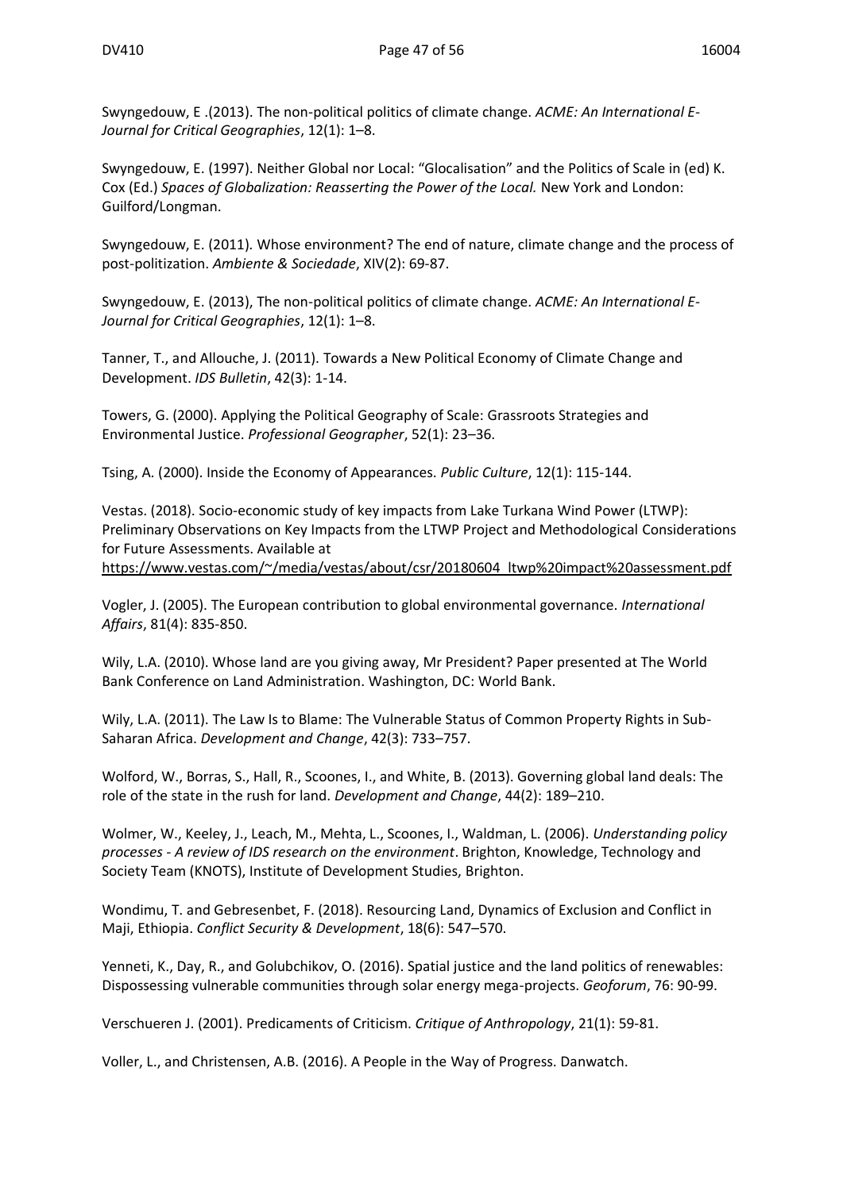Swyngedouw, E .(2013). The non-political politics of climate change. *ACME: An International E-Journal for Critical Geographies*, 12(1): 1–8.

Swyngedouw, E. (1997). Neither Global nor Local: "Glocalisation" and the Politics of Scale in (ed) K. Cox (Ed.) *Spaces of Globalization: Reasserting the Power of the Local.* New York and London: Guilford/Longman.

Swyngedouw, E. (2011). Whose environment? The end of nature, climate change and the process of post-politization. *Ambiente & Sociedade*, XIV(2): 69-87.

Swyngedouw, E. (2013), The non-political politics of climate change. *ACME: An International E-Journal for Critical Geographies*, 12(1): 1–8.

Tanner, T., and Allouche, J. (2011). Towards a New Political Economy of Climate Change and Development. *IDS Bulletin*, 42(3): 1-14.

Towers, G. (2000). Applying the Political Geography of Scale: Grassroots Strategies and Environmental Justice. *Professional Geographer*, 52(1): 23–36.

Tsing, A. (2000). Inside the Economy of Appearances. *Public Culture*, 12(1): 115-144.

Vestas. (2018). Socio-economic study of key impacts from Lake Turkana Wind Power (LTWP): Preliminary Observations on Key Impacts from the LTWP Project and Methodological Considerations for Future Assessments. Available at https://www.vestas.com/~/media/vestas/about/csr/20180604_ltwp%20impact%20assessment.pdf

Vogler, J. (2005). The European contribution to global environmental governance. *International Affairs*, 81(4): 835-850.

Wily, L.A. (2010). Whose land are you giving away, Mr President? Paper presented at The World Bank Conference on Land Administration. Washington, DC: World Bank.

Wily, L.A. (2011). The Law Is to Blame: The Vulnerable Status of Common Property Rights in Sub-Saharan Africa. *Development and Change*, 42(3): 733–757.

Wolford, W., Borras, S., Hall, R., Scoones, I., and White, B. (2013). Governing global land deals: The role of the state in the rush for land. *Development and Change*, 44(2): 189–210.

Wolmer, W., Keeley, J., Leach, M., Mehta, L., Scoones, I., Waldman, L. (2006). *Understanding policy processes - A review of IDS research on the environment*. Brighton, Knowledge, Technology and Society Team (KNOTS), Institute of Development Studies, Brighton.

Wondimu, T. and Gebresenbet, F. (2018). Resourcing Land, Dynamics of Exclusion and Conflict in Maji, Ethiopia. *Conflict Security & Development*, 18(6): 547–570.

Yenneti, K., Day, R., and Golubchikov, O. (2016). Spatial justice and the land politics of renewables: Dispossessing vulnerable communities through solar energy mega-projects. *Geoforum*, 76: 90-99.

Verschueren J. (2001). Predicaments of Criticism. *Critique of Anthropology*, 21(1): 59-81.

Voller, L., and Christensen, A.B. (2016). A People in the Way of Progress. Danwatch.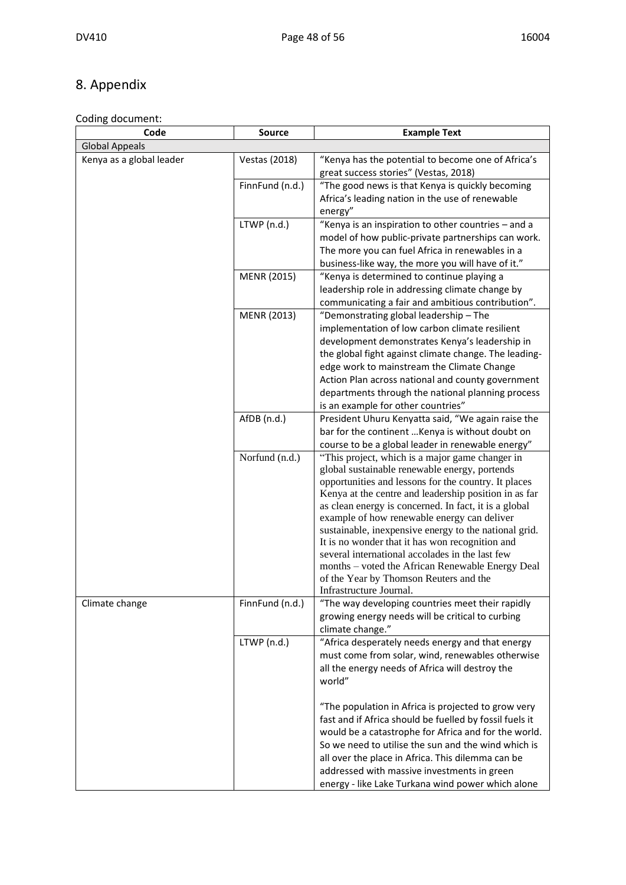# 8. Appendix

Coding document:

| Code | Source | Example Text |
|---|---|---|
| Global Appeals | | |
| Kenya as a global leader | Vestas (2018) | "Kenya has the potential to become one of Africa's great success stories" (Vestas, 2018) |
| | FinnFund (n.d.) | "The good news is that Kenya is quickly becoming Africa's leading nation in the use of renewable energy" |
| | LTWP (n.d.) | "Kenya is an inspiration to other countries – and a model of how public-private partnerships can work. The more you can fuel Africa in renewables in a business-like way, the more you will have of it." |
| | MENR (2015) | "Kenya is determined to continue playing a leadership role in addressing climate change by communicating a fair and ambitious contribution". |
| | MENR (2013) | "Demonstrating global leadership – The implementation of low carbon climate resilient development demonstrates Kenya's leadership in the global fight against climate change. The leading-edge work to mainstream the Climate Change Action Plan across national and county government departments through the national planning process is an example for other countries" |
| | AfDB (n.d.) | President Uhuru Kenyatta said, "We again raise the bar for the continent …Kenya is without doubt on course to be a global leader in renewable energy" |
| | Norfund (n.d.) | "This project, which is a major game changer in global sustainable renewable energy, portends opportunities and lessons for the country. It places Kenya at the centre and leadership position in as far as clean energy is concerned. In fact, it is a global example of how renewable energy can deliver sustainable, inexpensive energy to the national grid. It is no wonder that it has won recognition and several international accolades in the last few months – voted the African Renewable Energy Deal of the Year by Thomson Reuters and the Infrastructure Journal. |
| Climate change | FinnFund (n.d.) | "The way developing countries meet their rapidly growing energy needs will be critical to curbing climate change." |
| | LTWP (n.d.) | "Africa desperately needs energy and that energy must come from solar, wind, renewables otherwise all the energy needs of Africa will destroy the world"<br><br>"The population in Africa is projected to grow very fast and if Africa should be fuelled by fossil fuels it would be a catastrophe for Africa and for the world. So we need to utilise the sun and the wind which is all over the place in Africa. This dilemma can be addressed with massive investments in green energy - like Lake Turkana wind power which alone |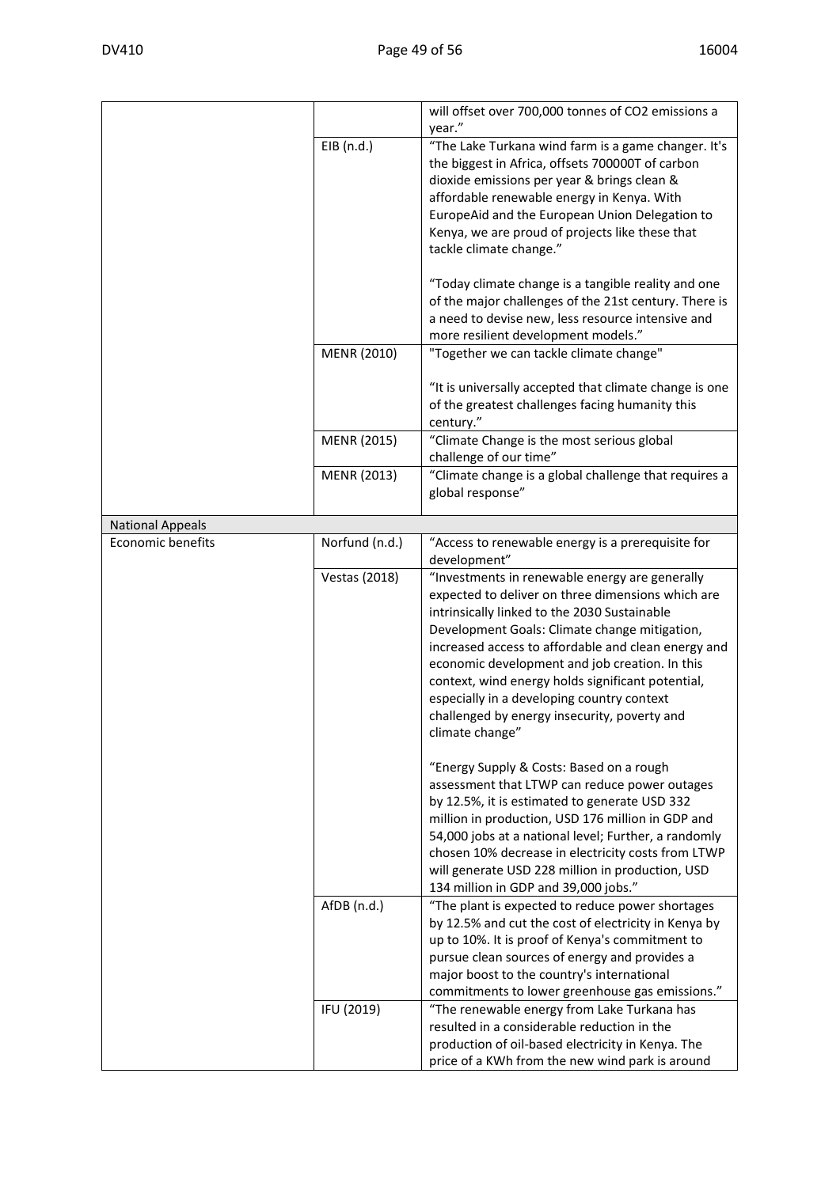| | | |
|---|---|---|
| | | will offset over 700,000 tonnes of CO2 emissions a year." |
| | EIB (n.d.) | "The Lake Turkana wind farm is a game changer. It's the biggest in Africa, offsets 700000T of carbon dioxide emissions per year & brings clean & affordable renewable energy in Kenya. With EuropeAid and the European Union Delegation to Kenya, we are proud of projects like these that tackle climate change."<br><br>"Today climate change is a tangible reality and one of the major challenges of the 21st century. There is a need to devise new, less resource intensive and more resilient development models." |
| | MENR (2010) | "Together we can tackle climate change"<br><br>"It is universally accepted that climate change is one of the greatest challenges facing humanity this century." |
| | MENR (2015) | "Climate Change is the most serious global challenge of our time" |
| | MENR (2013) | "Climate change is a global challenge that requires a global response" |
| National Appeals | | |
| Economic benefits | Norfund (n.d.) | "Access to renewable energy is a prerequisite for development" |
| | Vestas (2018) | "Investments in renewable energy are generally expected to deliver on three dimensions which are intrinsically linked to the 2030 Sustainable Development Goals: Climate change mitigation, increased access to affordable and clean energy and economic development and job creation. In this context, wind energy holds significant potential, especially in a developing country context challenged by energy insecurity, poverty and climate change"<br><br>"Energy Supply & Costs: Based on a rough assessment that LTWP can reduce power outages by 12.5%, it is estimated to generate USD 332 million in production, USD 176 million in GDP and 54,000 jobs at a national level; Further, a randomly chosen 10% decrease in electricity costs from LTWP will generate USD 228 million in production, USD 134 million in GDP and 39,000 jobs." |
| | AfDB (n.d.) | "The plant is expected to reduce power shortages by 12.5% and cut the cost of electricity in Kenya by up to 10%. It is proof of Kenya's commitment to pursue clean sources of energy and provides a major boost to the country's international commitments to lower greenhouse gas emissions." |
| | IFU (2019) | "The renewable energy from Lake Turkana has resulted in a considerable reduction in the production of oil-based electricity in Kenya. The price of a KWh from the new wind park is around |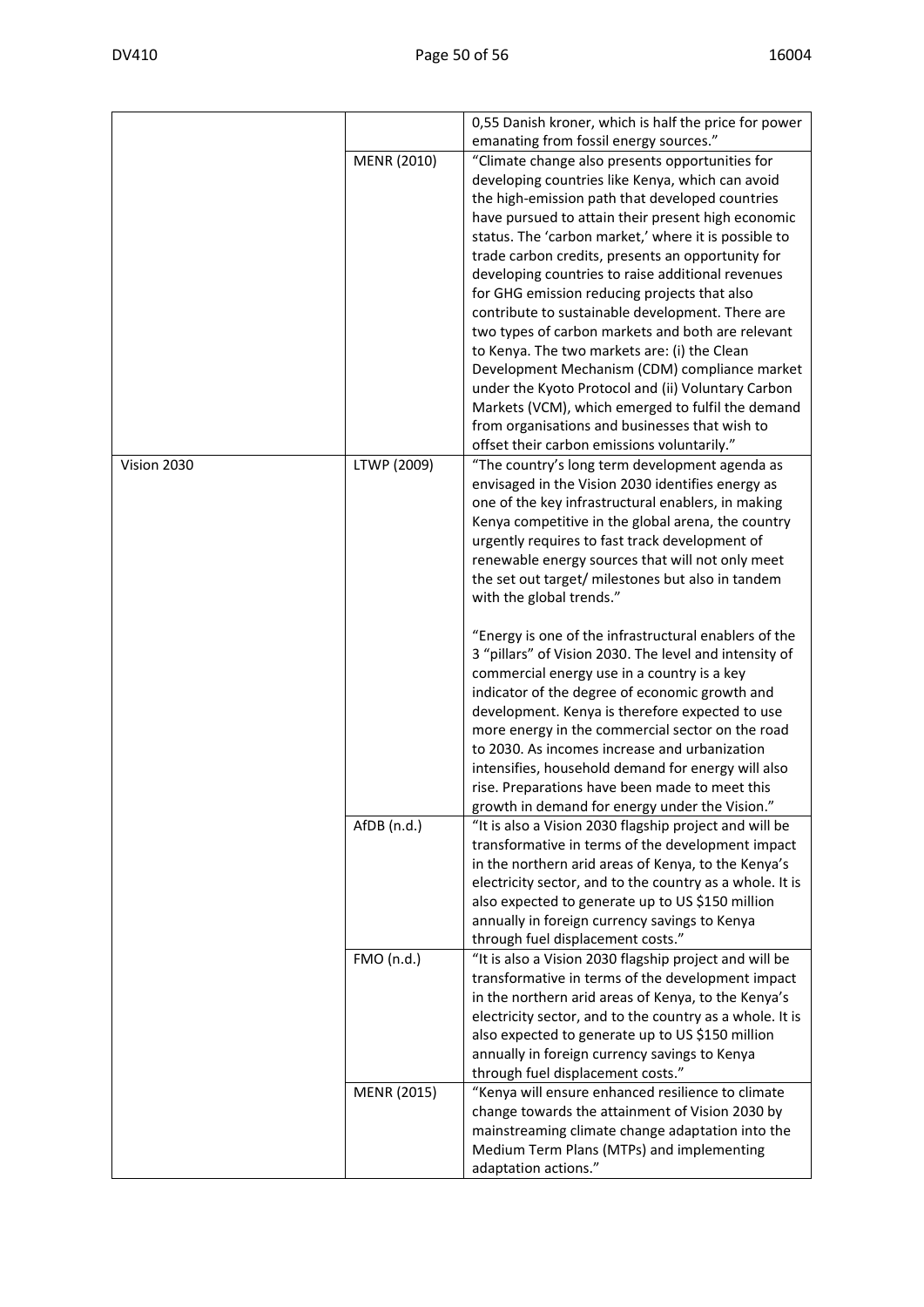| | | |
|---|---|---|
| | | 0,55 Danish kroner, which is half the price for power emanating from fossil energy sources." |
| | MENR (2010) | "Climate change also presents opportunities for developing countries like Kenya, which can avoid the high-emission path that developed countries have pursued to attain their present high economic status. The 'carbon market,' where it is possible to trade carbon credits, presents an opportunity for developing countries to raise additional revenues for GHG emission reducing projects that also contribute to sustainable development. There are two types of carbon markets and both are relevant to Kenya. The two markets are: (i) the Clean Development Mechanism (CDM) compliance market under the Kyoto Protocol and (ii) Voluntary Carbon Markets (VCM), which emerged to fulfil the demand from organisations and businesses that wish to offset their carbon emissions voluntarily." |
| Vision 2030 | LTWP (2009) | "The country's long term development agenda as envisaged in the Vision 2030 identifies energy as one of the key infrastructural enablers, in making Kenya competitive in the global arena, the country urgently requires to fast track development of renewable energy sources that will not only meet the set out target/ milestones but also in tandem with the global trends."<br><br>"Energy is one of the infrastructural enablers of the 3 "pillars" of Vision 2030. The level and intensity of commercial energy use in a country is a key indicator of the degree of economic growth and development. Kenya is therefore expected to use more energy in the commercial sector on the road to 2030. As incomes increase and urbanization intensifies, household demand for energy will also rise. Preparations have been made to meet this growth in demand for energy under the Vision." |
| | AfDB (n.d.) | "It is also a Vision 2030 flagship project and will be transformative in terms of the development impact in the northern arid areas of Kenya, to the Kenya's electricity sector, and to the country as a whole. It is also expected to generate up to US $150 million annually in foreign currency savings to Kenya through fuel displacement costs." |
| | FMO (n.d.) | "It is also a Vision 2030 flagship project and will be transformative in terms of the development impact in the northern arid areas of Kenya, to the Kenya's electricity sector, and to the country as a whole. It is also expected to generate up to US $150 million annually in foreign currency savings to Kenya through fuel displacement costs." |
| | MENR (2015) | "Kenya will ensure enhanced resilience to climate change towards the attainment of Vision 2030 by mainstreaming climate change adaptation into the Medium Term Plans (MTPs) and implementing adaptation actions." |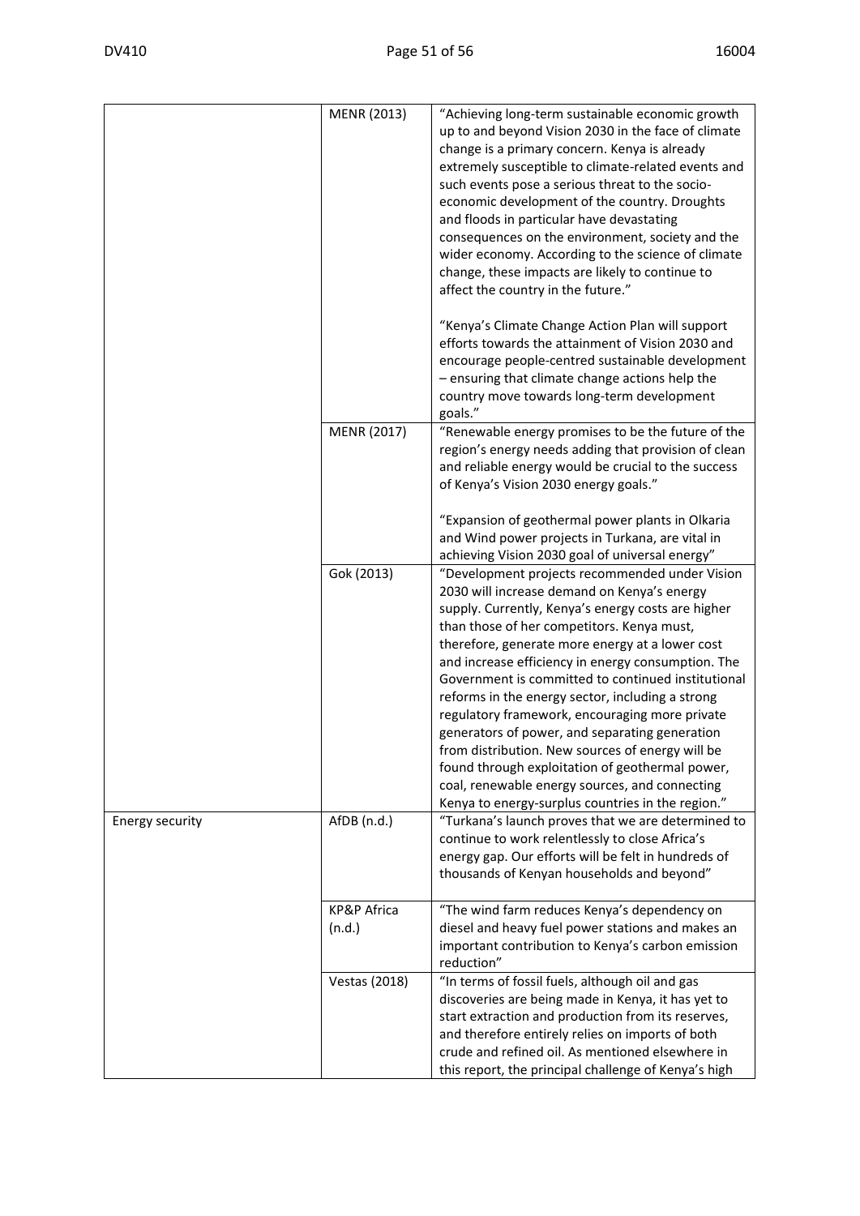| | | |
|---|---|---|
| | MENR (2013) | "Achieving long-term sustainable economic growth up to and beyond Vision 2030 in the face of climate change is a primary concern. Kenya is already extremely susceptible to climate-related events and such events pose a serious threat to the socio-economic development of the country. Droughts and floods in particular have devastating consequences on the environment, society and the wider economy. According to the science of climate change, these impacts are likely to continue to affect the country in the future."<br><br>"Kenya's Climate Change Action Plan will support efforts towards the attainment of Vision 2030 and encourage people-centred sustainable development – ensuring that climate change actions help the country move towards long-term development goals." |
| | MENR (2017) | "Renewable energy promises to be the future of the region's energy needs adding that provision of clean and reliable energy would be crucial to the success of Kenya's Vision 2030 energy goals."<br><br>"Expansion of geothermal power plants in Olkaria and Wind power projects in Turkana, are vital in achieving Vision 2030 goal of universal energy" |
| | Gok (2013) | "Development projects recommended under Vision 2030 will increase demand on Kenya's energy supply. Currently, Kenya's energy costs are higher than those of her competitors. Kenya must, therefore, generate more energy at a lower cost and increase efficiency in energy consumption. The Government is committed to continued institutional reforms in the energy sector, including a strong regulatory framework, encouraging more private generators of power, and separating generation from distribution. New sources of energy will be found through exploitation of geothermal power, coal, renewable energy sources, and connecting Kenya to energy-surplus countries in the region." |
| Energy security | AfDB (n.d.) | "Turkana's launch proves that we are determined to continue to work relentlessly to close Africa's energy gap. Our efforts will be felt in hundreds of thousands of Kenyan households and beyond" |
| | KP&P Africa (n.d.) | "The wind farm reduces Kenya's dependency on diesel and heavy fuel power stations and makes an important contribution to Kenya's carbon emission reduction" |
| | Vestas (2018) | "In terms of fossil fuels, although oil and gas discoveries are being made in Kenya, it has yet to start extraction and production from its reserves, and therefore entirely relies on imports of both crude and refined oil. As mentioned elsewhere in this report, the principal challenge of Kenya's high |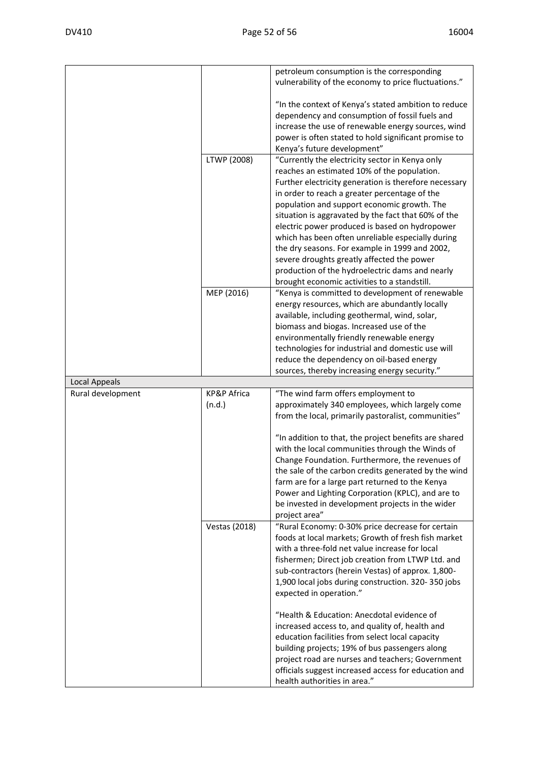| | | |
|---|---|---|
| | | petroleum consumption is the corresponding vulnerability of the economy to price fluctuations." <br><br> "In the context of Kenya's stated ambition to reduce dependency and consumption of fossil fuels and increase the use of renewable energy sources, wind power is often stated to hold significant promise to Kenya's future development" |
| | LTWP (2008) | "Currently the electricity sector in Kenya only reaches an estimated 10% of the population. Further electricity generation is therefore necessary in order to reach a greater percentage of the population and support economic growth. The situation is aggravated by the fact that 60% of the electric power produced is based on hydropower which has been often unreliable especially during the dry seasons. For example in 1999 and 2002, severe droughts greatly affected the power production of the hydroelectric dams and nearly brought economic activities to a standstill. |
| | MEP (2016) | "Kenya is committed to development of renewable energy resources, which are abundantly locally available, including geothermal, wind, solar, biomass and biogas. Increased use of the environmentally friendly renewable energy technologies for industrial and domestic use will reduce the dependency on oil-based energy sources, thereby increasing energy security." |
| Local Appeals | | |
| Rural development | KP&P Africa (n.d.) | "The wind farm offers employment to approximately 340 employees, which largely come from the local, primarily pastoralist, communities" <br><br> "In addition to that, the project benefits are shared with the local communities through the Winds of Change Foundation. Furthermore, the revenues of the sale of the carbon credits generated by the wind farm are for a large part returned to the Kenya Power and Lighting Corporation (KPLC), and are to be invested in development projects in the wider project area" |
| | Vestas (2018) | "Rural Economy: 0-30% price decrease for certain foods at local markets; Growth of fresh fish market with a three-fold net value increase for local fishermen; Direct job creation from LTWP Ltd. and sub-contractors (herein Vestas) of approx. 1,800-1,900 local jobs during construction. 320- 350 jobs expected in operation." <br><br> "Health & Education: Anecdotal evidence of increased access to, and quality of, health and education facilities from select local capacity building projects; 19% of bus passengers along project road are nurses and teachers; Government officials suggest increased access for education and health authorities in area." |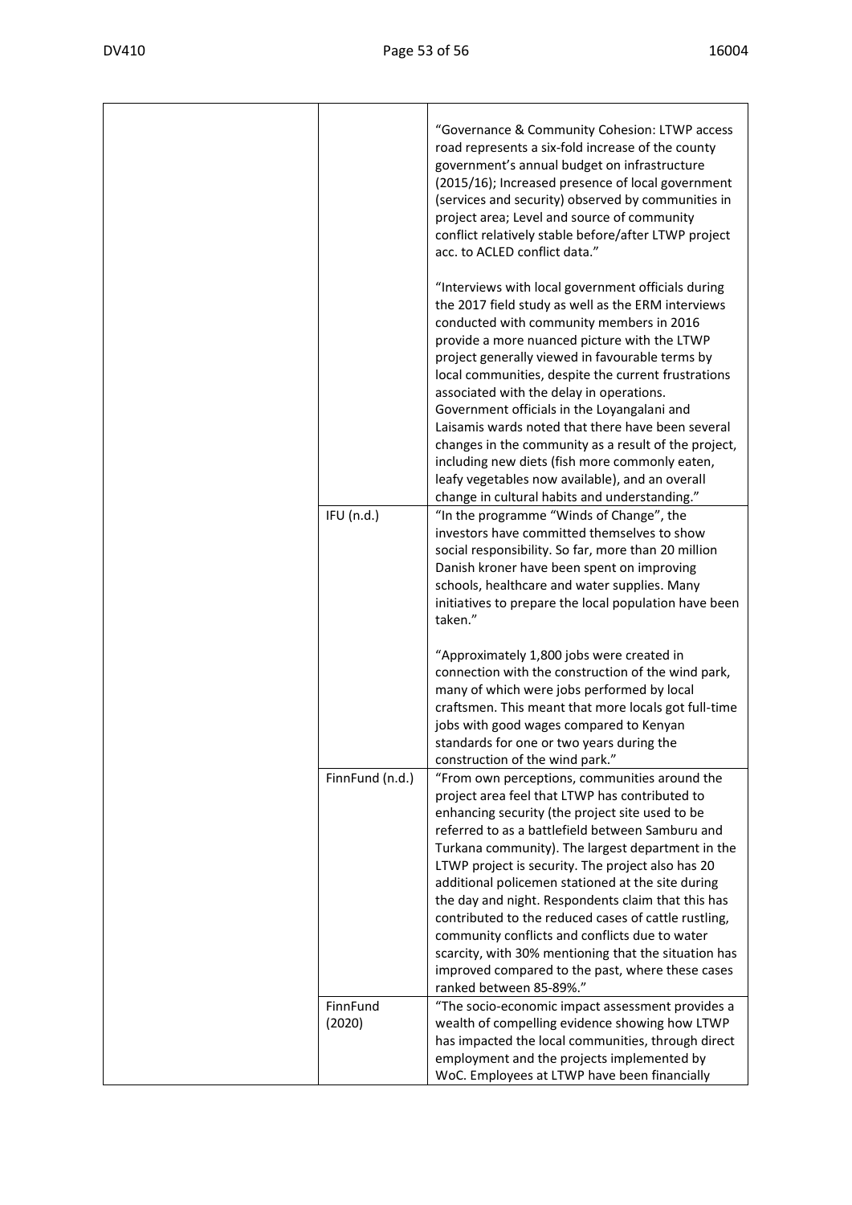| | | |
|---|---|---|
| | | "Governance & Community Cohesion: LTWP access road represents a six-fold increase of the county government's annual budget on infrastructure (2015/16); Increased presence of local government (services and security) observed by communities in project area; Level and source of community conflict relatively stable before/after LTWP project acc. to ACLED conflict data."<br><br>"Interviews with local government officials during the 2017 field study as well as the ERM interviews conducted with community members in 2016 provide a more nuanced picture with the LTWP project generally viewed in favourable terms by local communities, despite the current frustrations associated with the delay in operations. Government officials in the Loyangalani and Laisamis wards noted that there have been several changes in the community as a result of the project, including new diets (fish more commonly eaten, leafy vegetables now available), and an overall change in cultural habits and understanding." |
| | IFU (n.d.) | "In the programme "Winds of Change", the investors have committed themselves to show social responsibility. So far, more than 20 million Danish kroner have been spent on improving schools, healthcare and water supplies. Many initiatives to prepare the local population have been taken."<br><br>"Approximately 1,800 jobs were created in connection with the construction of the wind park, many of which were jobs performed by local craftsmen. This meant that more locals got full-time jobs with good wages compared to Kenyan standards for one or two years during the construction of the wind park." |
| | FinnFund (n.d.) | "From own perceptions, communities around the project area feel that LTWP has contributed to enhancing security (the project site used to be referred to as a battlefield between Samburu and Turkana community). The largest department in the LTWP project is security. The project also has 20 additional policemen stationed at the site during the day and night. Respondents claim that this has contributed to the reduced cases of cattle rustling, community conflicts and conflicts due to water scarcity, with 30% mentioning that the situation has improved compared to the past, where these cases ranked between 85-89%." |
| | FinnFund (2020) | "The socio-economic impact assessment provides a wealth of compelling evidence showing how LTWP has impacted the local communities, through direct employment and the projects implemented by WoC. Employees at LTWP have been financially |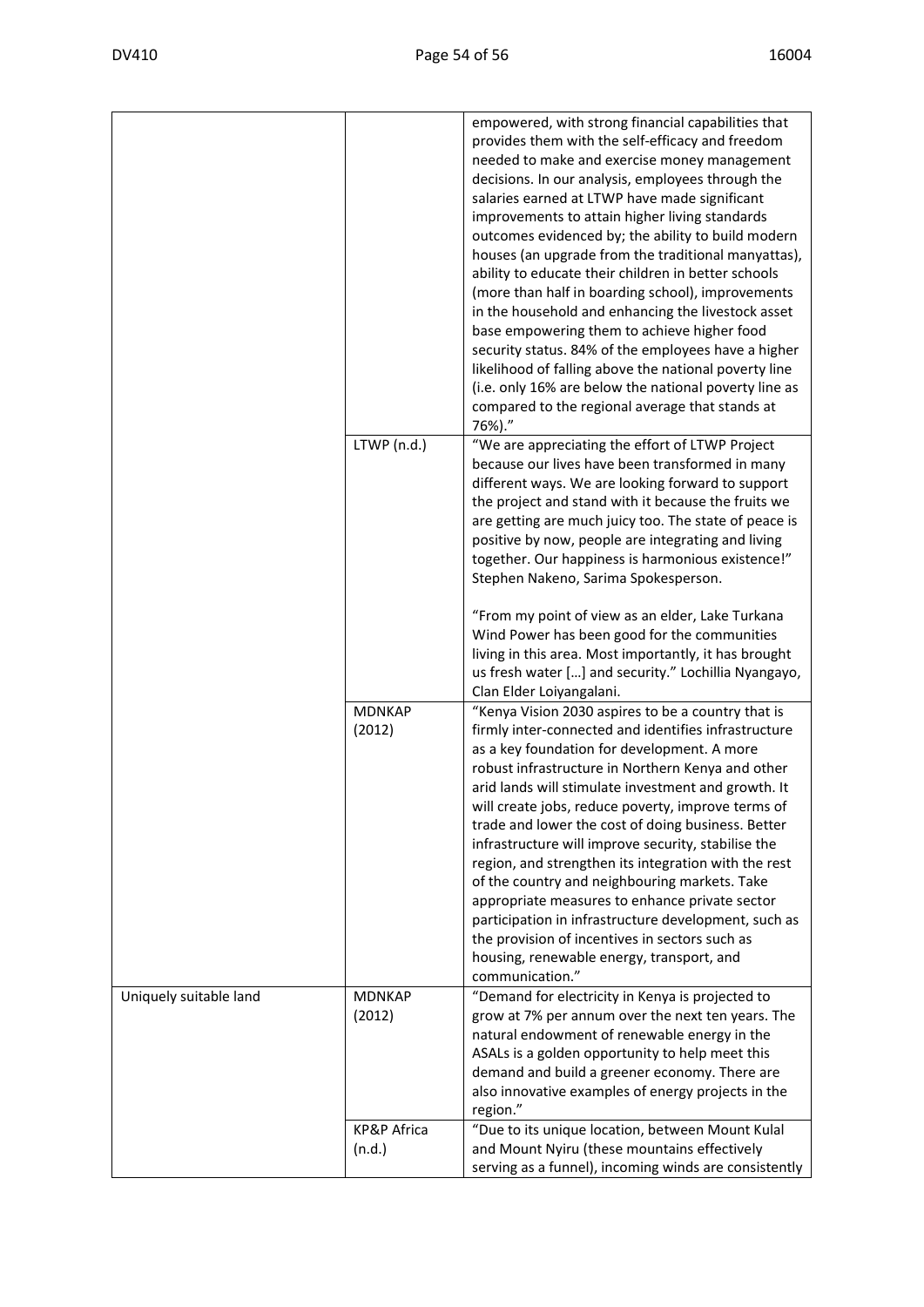| | | |
|---|---|---|
| | | empowered, with strong financial capabilities that provides them with the self-efficacy and freedom needed to make and exercise money management decisions. In our analysis, employees through the salaries earned at LTWP have made significant improvements to attain higher living standards outcomes evidenced by; the ability to build modern houses (an upgrade from the traditional manyattas), ability to educate their children in better schools (more than half in boarding school), improvements in the household and enhancing the livestock asset base empowering them to achieve higher food security status. 84% of the employees have a higher likelihood of falling above the national poverty line (i.e. only 16% are below the national poverty line as compared to the regional average that stands at 76%)." |
| | LTWP (n.d.) | "We are appreciating the effort of LTWP Project because our lives have been transformed in many different ways. We are looking forward to support the project and stand with it because the fruits we are getting are much juicy too. The state of peace is positive by now, people are integrating and living together. Our happiness is harmonious existence!" Stephen Nakeno, Sarima Spokesperson.<br><br>"From my point of view as an elder, Lake Turkana Wind Power has been good for the communities living in this area. Most importantly, it has brought us fresh water […] and security." Lochillia Nyangayo, Clan Elder Loiyangalani. |
| | MDNKAP (2012) | "Kenya Vision 2030 aspires to be a country that is firmly inter-connected and identifies infrastructure as a key foundation for development. A more robust infrastructure in Northern Kenya and other arid lands will stimulate investment and growth. It will create jobs, reduce poverty, improve terms of trade and lower the cost of doing business. Better infrastructure will improve security, stabilise the region, and strengthen its integration with the rest of the country and neighbouring markets. Take appropriate measures to enhance private sector participation in infrastructure development, such as the provision of incentives in sectors such as housing, renewable energy, transport, and communication." |
| Uniquely suitable land | MDNKAP (2012) | "Demand for electricity in Kenya is projected to grow at 7% per annum over the next ten years. The natural endowment of renewable energy in the ASALs is a golden opportunity to help meet this demand and build a greener economy. There are also innovative examples of energy projects in the region." |
| | KP&P Africa (n.d.) | "Due to its unique location, between Mount Kulal and Mount Nyiru (these mountains effectively serving as a funnel), incoming winds are consistently |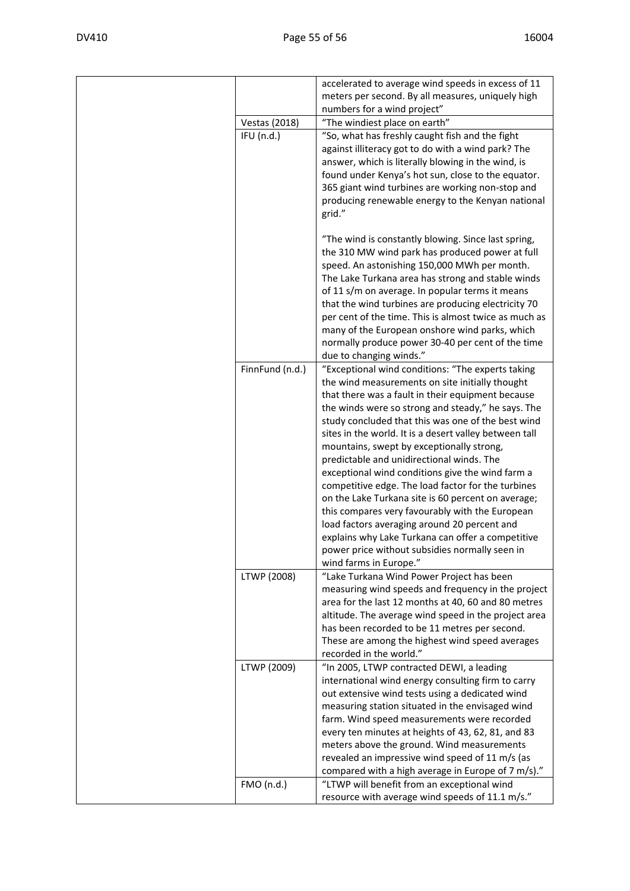| | | |
|---|---|---|
| | | accelerated to average wind speeds in excess of 11 meters per second. By all measures, uniquely high numbers for a wind project” |
| | Vestas (2018) | “The windiest place on earth” |
| | IFU (n.d.) | “So, what has freshly caught fish and the fight against illiteracy got to do with a wind park? The answer, which is literally blowing in the wind, is found under Kenya’s hot sun, close to the equator. 365 giant wind turbines are working non-stop and producing renewable energy to the Kenyan national grid.”<br><br>“The wind is constantly blowing. Since last spring, the 310 MW wind park has produced power at full speed. An astonishing 150,000 MWh per month. The Lake Turkana area has strong and stable winds of 11 s/m on average. In popular terms it means that the wind turbines are producing electricity 70 per cent of the time. This is almost twice as much as many of the European onshore wind parks, which normally produce power 30-40 per cent of the time due to changing winds.” |
| | FinnFund (n.d.) | “Exceptional wind conditions: “The experts taking the wind measurements on site initially thought that there was a fault in their equipment because the winds were so strong and steady,” he says. The study concluded that this was one of the best wind sites in the world. It is a desert valley between tall mountains, swept by exceptionally strong, predictable and unidirectional winds. The exceptional wind conditions give the wind farm a competitive edge. The load factor for the turbines on the Lake Turkana site is 60 percent on average; this compares very favourably with the European load factors averaging around 20 percent and explains why Lake Turkana can offer a competitive power price without subsidies normally seen in wind farms in Europe.” |
| | LTWP (2008) | “Lake Turkana Wind Power Project has been measuring wind speeds and frequency in the project area for the last 12 months at 40, 60 and 80 metres altitude. The average wind speed in the project area has been recorded to be 11 metres per second. These are among the highest wind speed averages recorded in the world.” |
| | LTWP (2009) | “In 2005, LTWP contracted DEWI, a leading international wind energy consulting firm to carry out extensive wind tests using a dedicated wind measuring station situated in the envisaged wind farm. Wind speed measurements were recorded every ten minutes at heights of 43, 62, 81, and 83 meters above the ground. Wind measurements revealed an impressive wind speed of 11 m/s (as compared with a high average in Europe of 7 m/s).” |
| | FMO (n.d.) | “LTWP will benefit from an exceptional wind resource with average wind speeds of 11.1 m/s.” |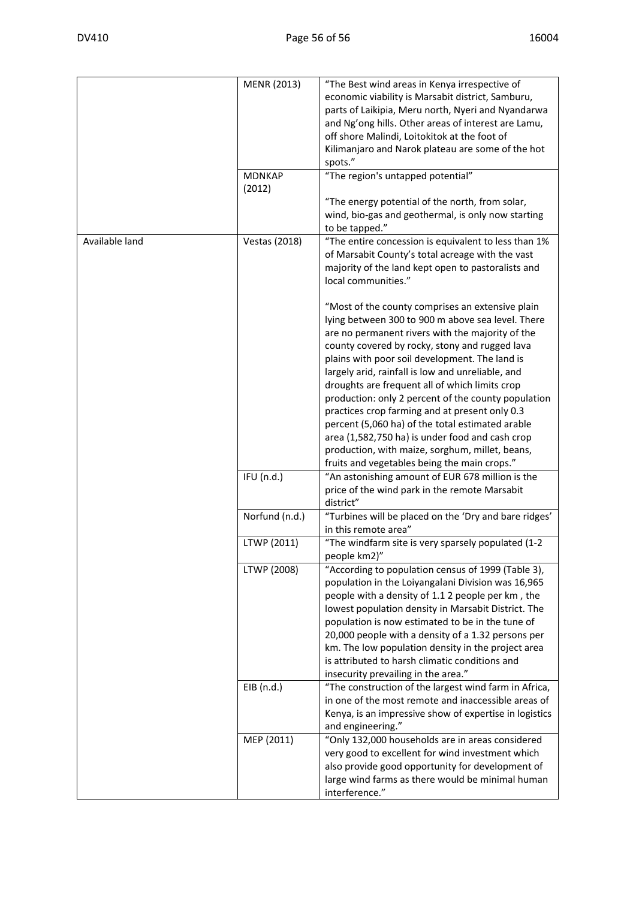| | | |
|---|---|---|
| | MENR (2013) | "The Best wind areas in Kenya irrespective of economic viability is Marsabit district, Samburu, parts of Laikipia, Meru north, Nyeri and Nyandarwa and Ng'ong hills. Other areas of interest are Lamu, off shore Malindi, Loitokitok at the foot of Kilimanjaro and Narok plateau are some of the hot spots." |
| | MDNKAP (2012) | "The region's untapped potential"<br><br>"The energy potential of the north, from solar, wind, bio-gas and geothermal, is only now starting to be tapped." |
| Available land | Vestas (2018) | "The entire concession is equivalent to less than 1% of Marsabit County's total acreage with the vast majority of the land kept open to pastoralists and local communities."<br><br>"Most of the county comprises an extensive plain lying between 300 to 900 m above sea level. There are no permanent rivers with the majority of the county covered by rocky, stony and rugged lava plains with poor soil development. The land is largely arid, rainfall is low and unreliable, and droughts are frequent all of which limits crop production: only 2 percent of the county population practices crop farming and at present only 0.3 percent (5,060 ha) of the total estimated arable area (1,582,750 ha) is under food and cash crop production, with maize, sorghum, millet, beans, fruits and vegetables being the main crops." |
| | IFU (n.d.) | "An astonishing amount of EUR 678 million is the price of the wind park in the remote Marsabit district" |
| | Norfund (n.d.) | "Turbines will be placed on the 'Dry and bare ridges' in this remote area" |
| | LTWP (2011) | "The windfarm site is very sparsely populated (1-2 people km2)" |
| | LTWP (2008) | "According to population census of 1999 (Table 3), population in the Loiyangalani Division was 16,965 people with a density of 1.1 2 people per km , the lowest population density in Marsabit District. The population is now estimated to be in the tune of 20,000 people with a density of a 1.32 persons per km. The low population density in the project area is attributed to harsh climatic conditions and insecurity prevailing in the area." |
| | EIB (n.d.) | "The construction of the largest wind farm in Africa, in one of the most remote and inaccessible areas of Kenya, is an impressive show of expertise in logistics and engineering." |
| | MEP (2011) | "Only 132,000 households are in areas considered very good to excellent for wind investment which also provide good opportunity for development of large wind farms as there would be minimal human interference." |